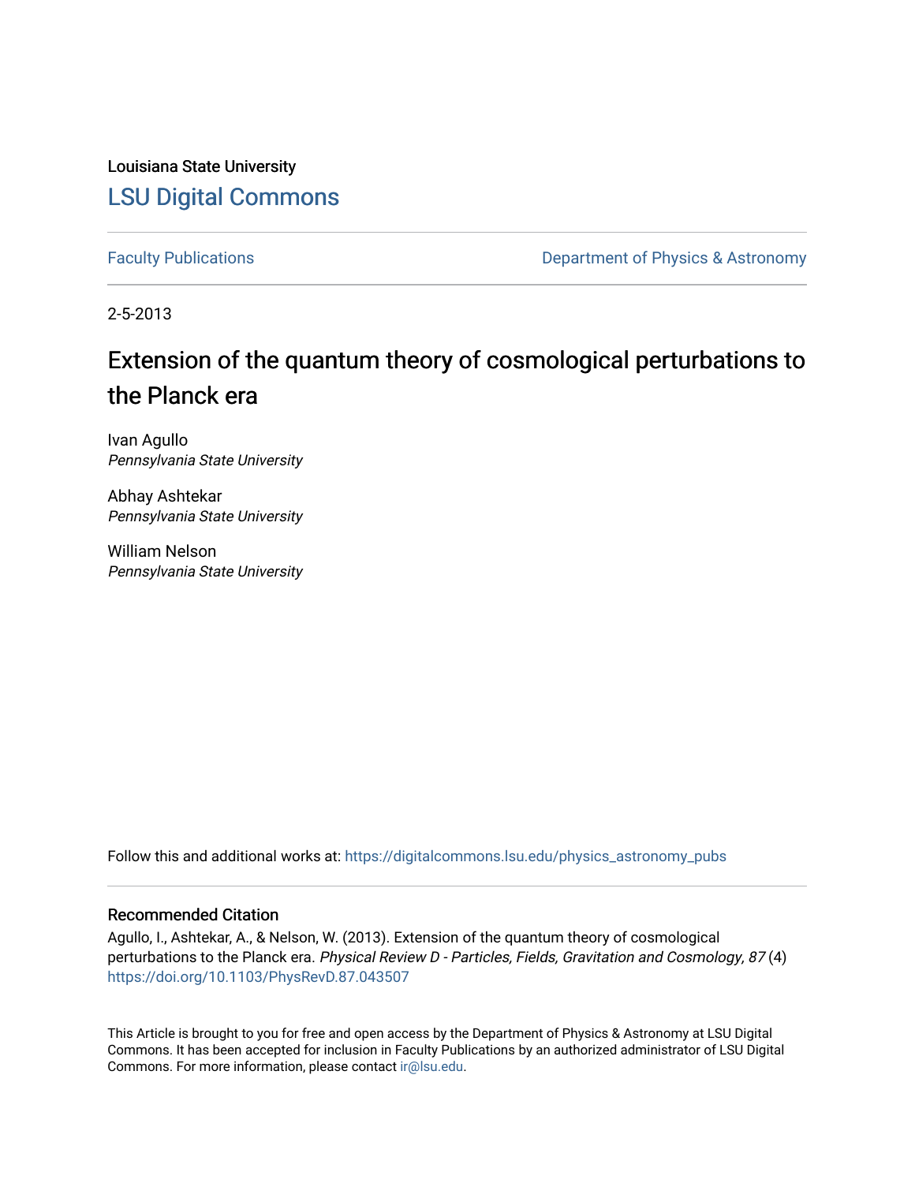Louisiana State University

# LSU Digital Commons

Faculty Publications

Department of Physics & Astronomy

2-5-2013

# Extension of the quantum theory of cosmological perturbations to the Planck era

Ivan Agullo
*Pennsylvania State University*

Abhay Ashtekar
*Pennsylvania State University*

William Nelson
*Pennsylvania State University*

Follow this and additional works at: https://digitalcommons.lsu.edu/physics_astronomy_pubs

## Recommended Citation

Agullo, I., Ashtekar, A., & Nelson, W. (2013). Extension of the quantum theory of cosmological perturbations to the Planck era. *Physical Review D - Particles, Fields, Gravitation and Cosmology, 87* (4) https://doi.org/10.1103/PhysRevD.87.043507

This Article is brought to you for free and open access by the Department of Physics & Astronomy at LSU Digital Commons. It has been accepted for inclusion in Faculty Publications by an authorized administrator of LSU Digital Commons. For more information, please contact ir@lsu.edu.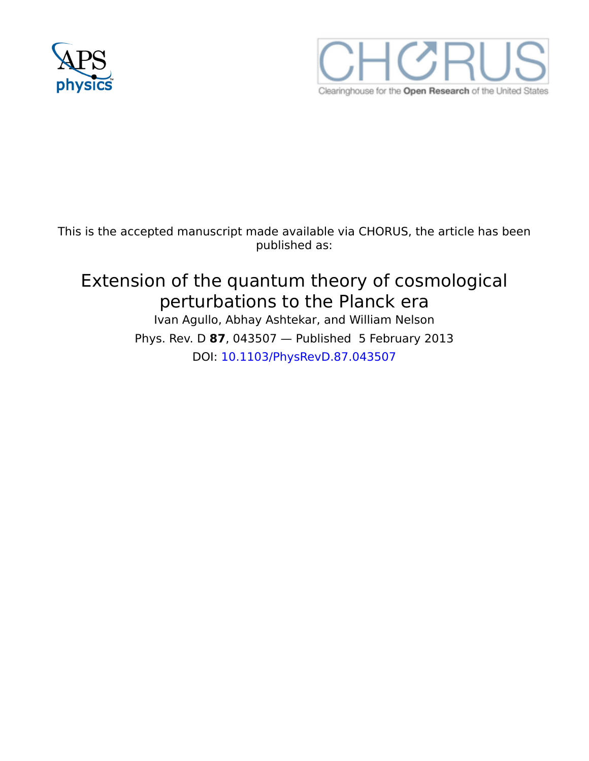This is the accepted manuscript made available via CHORUS, the article has been published as:

# Extension of the quantum theory of cosmological perturbations to the Planck era

Ivan Agullo, Abhay Ashtekar, and William Nelson

Phys. Rev. D **87**, 043507 — Published 5 February 2013

DOI: 10.1103/PhysRevD.87.043507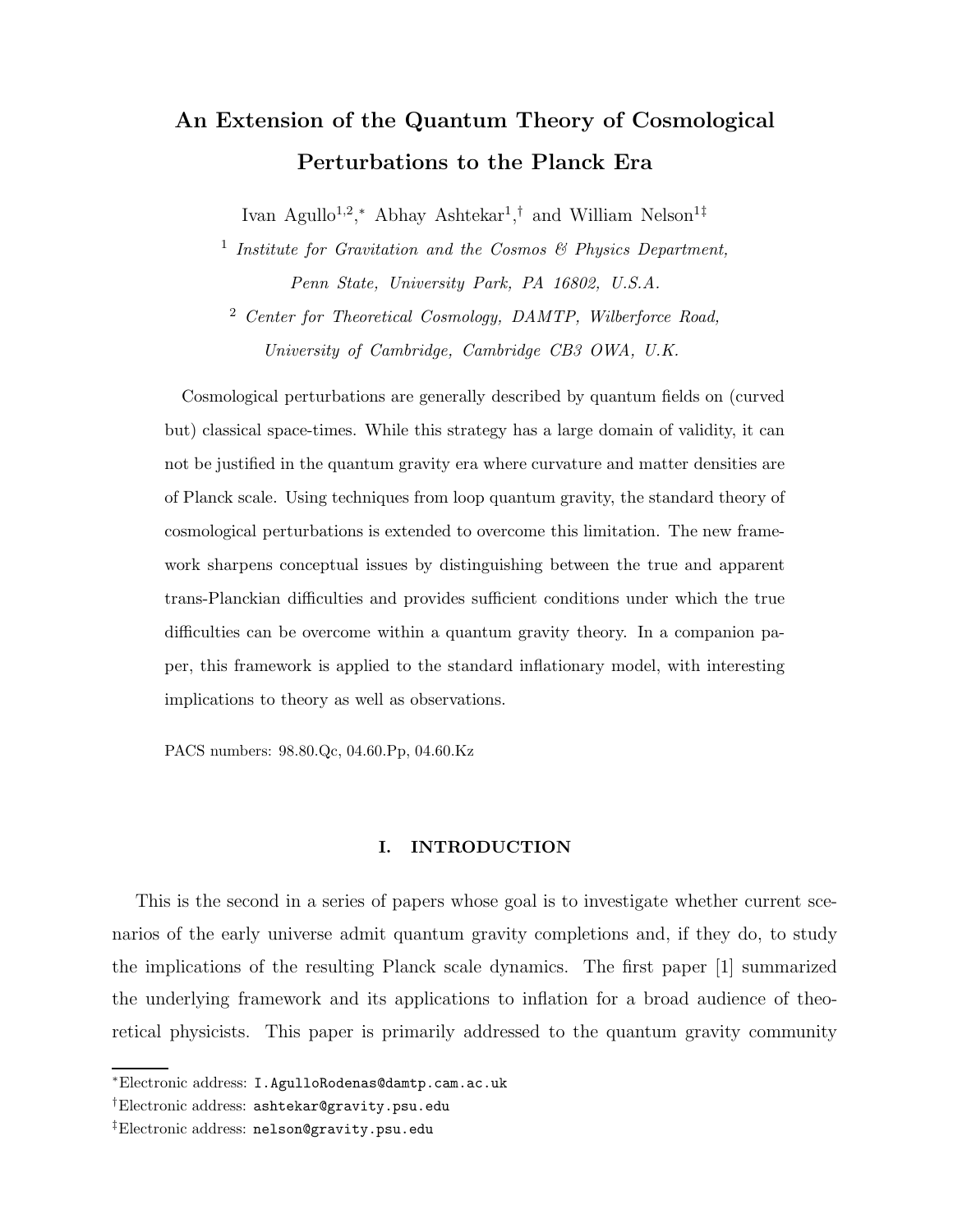# An Extension of the Quantum Theory of Cosmological Perturbations to the Planck Era

Ivan Agullo[1,2,*] Abhay Ashtekar[1,†] and William Nelson[1‡]

[1] *Institute for Gravitation and the Cosmos & Physics Department, Penn State, University Park, PA 16802, U.S.A.*

[2] *Center for Theoretical Cosmology, DAMTP, Wilberforce Road, University of Cambridge, Cambridge CB3 OWA, U.K.*

Cosmological perturbations are generally described by quantum fields on (curved but) classical space-times. While this strategy has a large domain of validity, it can not be justified in the quantum gravity era where curvature and matter densities are of Planck scale. Using techniques from loop quantum gravity, the standard theory of cosmological perturbations is extended to overcome this limitation. The new framework sharpens conceptual issues by distinguishing between the true and apparent trans-Planckian difficulties and provides sufficient conditions under which the true difficulties can be overcome within a quantum gravity theory. In a companion paper, this framework is applied to the standard inflationary model, with interesting implications to theory as well as observations.

PACS numbers: 98.80.Qc, 04.60.Pp, 04.60.Kz

## I. INTRODUCTION

This is the second in a series of papers whose goal is to investigate whether current scenarios of the early universe admit quantum gravity completions and, if they do, to study the implications of the resulting Planck scale dynamics. The first paper [1] summarized the underlying framework and its applications to inflation for a broad audience of theoretical physicists. This paper is primarily addressed to the quantum gravity community

*Electronic address: `I.AgulloRodenas@damtp.cam.ac.uk`

†Electronic address: `ashtekar@gravity.psu.edu`

‡Electronic address: `nelson@gravity.psu.edu`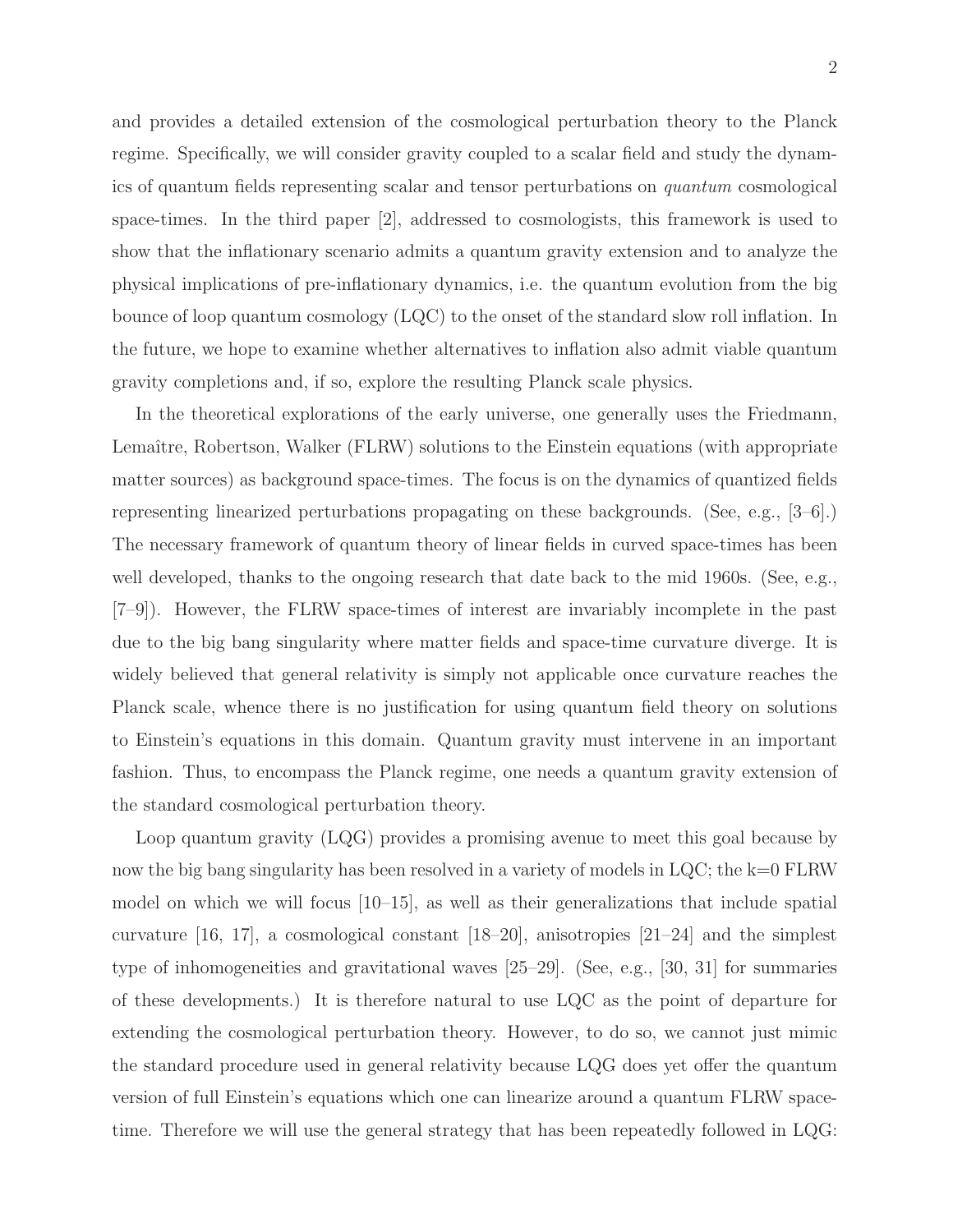and provides a detailed extension of the cosmological perturbation theory to the Planck regime. Specifically, we will consider gravity coupled to a scalar field and study the dynamics of quantum fields representing scalar and tensor perturbations on *quantum* cosmological space-times. In the third paper [2], addressed to cosmologists, this framework is used to show that the inflationary scenario admits a quantum gravity extension and to analyze the physical implications of pre-inflationary dynamics, i.e. the quantum evolution from the big bounce of loop quantum cosmology (LQC) to the onset of the standard slow roll inflation. In the future, we hope to examine whether alternatives to inflation also admit viable quantum gravity completions and, if so, explore the resulting Planck scale physics.

In the theoretical explorations of the early universe, one generally uses the Friedmann, Lemaître, Robertson, Walker (FLRW) solutions to the Einstein equations (with appropriate matter sources) as background space-times. The focus is on the dynamics of quantized fields representing linearized perturbations propagating on these backgrounds. (See, e.g., [3–6].) The necessary framework of quantum theory of linear fields in curved space-times has been well developed, thanks to the ongoing research that date back to the mid 1960s. (See, e.g., [7–9]). However, the FLRW space-times of interest are invariably incomplete in the past due to the big bang singularity where matter fields and space-time curvature diverge. It is widely believed that general relativity is simply not applicable once curvature reaches the Planck scale, whence there is no justification for using quantum field theory on solutions to Einstein's equations in this domain. Quantum gravity must intervene in an important fashion. Thus, to encompass the Planck regime, one needs a quantum gravity extension of the standard cosmological perturbation theory.

Loop quantum gravity (LQG) provides a promising avenue to meet this goal because by now the big bang singularity has been resolved in a variety of models in LQC; the k=0 FLRW model on which we will focus [10–15], as well as their generalizations that include spatial curvature [16, 17], a cosmological constant [18–20], anisotropies [21–24] and the simplest type of inhomogeneities and gravitational waves [25–29]. (See, e.g., [30, 31] for summaries of these developments.) It is therefore natural to use LQC as the point of departure for extending the cosmological perturbation theory. However, to do so, we cannot just mimic the standard procedure used in general relativity because LQG does yet offer the quantum version of full Einstein's equations which one can linearize around a quantum FLRW space-time. Therefore we will use the general strategy that has been repeatedly followed in LQG: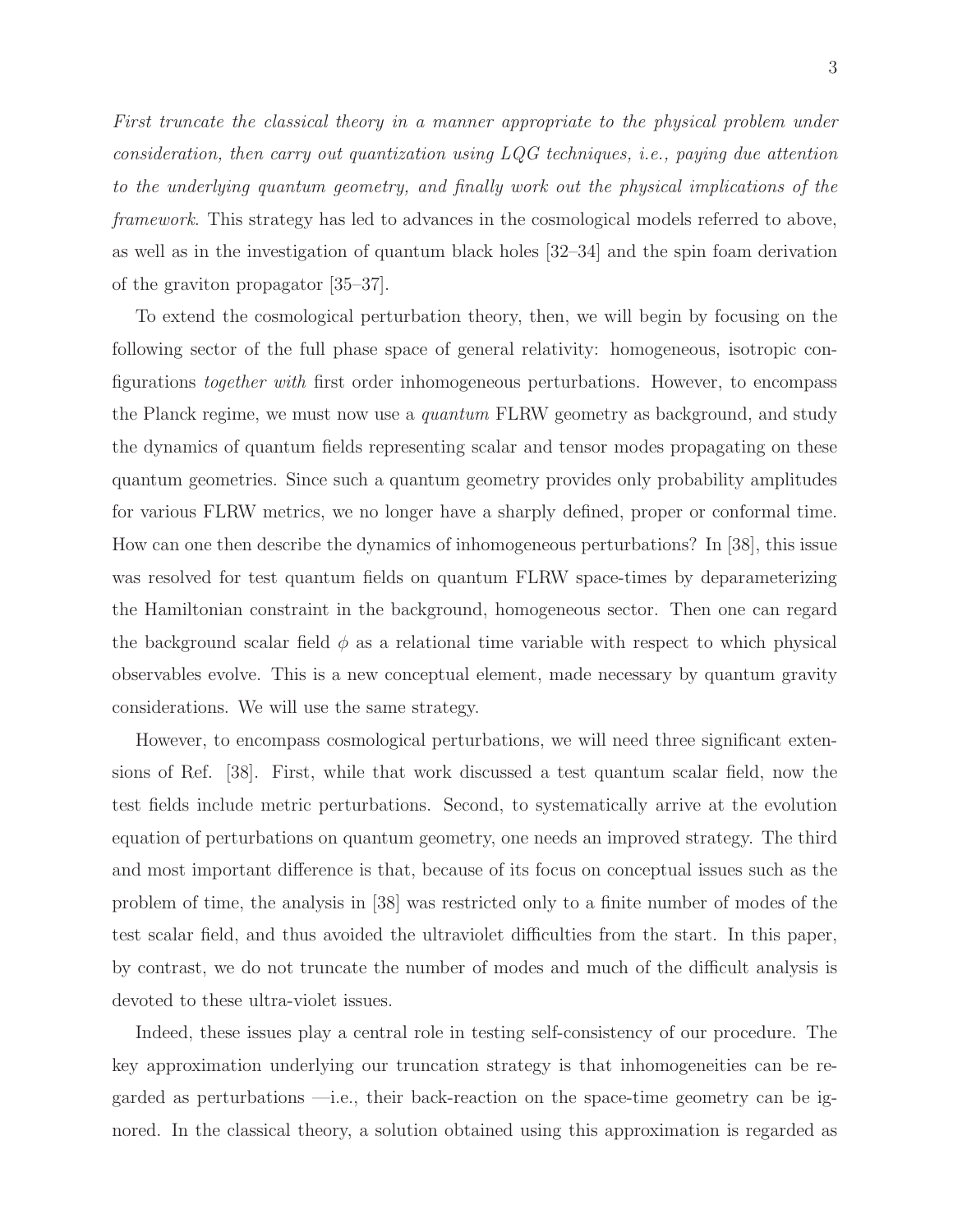*First truncate the classical theory in a manner appropriate to the physical problem under consideration, then carry out quantization using LQG techniques, i.e., paying due attention to the underlying quantum geometry, and finally work out the physical implications of the framework*. This strategy has led to advances in the cosmological models referred to above, as well as in the investigation of quantum black holes [32–34] and the spin foam derivation of the graviton propagator [35–37].

To extend the cosmological perturbation theory, then, we will begin by focusing on the following sector of the full phase space of general relativity: homogeneous, isotropic configurations *together with* first order inhomogeneous perturbations. However, to encompass the Planck regime, we must now use a *quantum* FLRW geometry as background, and study the dynamics of quantum fields representing scalar and tensor modes propagating on these quantum geometries. Since such a quantum geometry provides only probability amplitudes for various FLRW metrics, we no longer have a sharply defined, proper or conformal time. How can one then describe the dynamics of inhomogeneous perturbations? In [38], this issue was resolved for test quantum fields on quantum FLRW space-times by deparameterizing the Hamiltonian constraint in the background, homogeneous sector. Then one can regard the background scalar field $\phi$ as a relational time variable with respect to which physical observables evolve. This is a new conceptual element, made necessary by quantum gravity considerations. We will use the same strategy.

However, to encompass cosmological perturbations, we will need three significant extensions of Ref. [38]. First, while that work discussed a test quantum scalar field, now the test fields include metric perturbations. Second, to systematically arrive at the evolution equation of perturbations on quantum geometry, one needs an improved strategy. The third and most important difference is that, because of its focus on conceptual issues such as the problem of time, the analysis in [38] was restricted only to a finite number of modes of the test scalar field, and thus avoided the ultraviolet difficulties from the start. In this paper, by contrast, we do not truncate the number of modes and much of the difficult analysis is devoted to these ultra-violet issues.

Indeed, these issues play a central role in testing self-consistency of our procedure. The key approximation underlying our truncation strategy is that inhomogeneities can be regarded as perturbations —i.e., their back-reaction on the space-time geometry can be ignored. In the classical theory, a solution obtained using this approximation is regarded as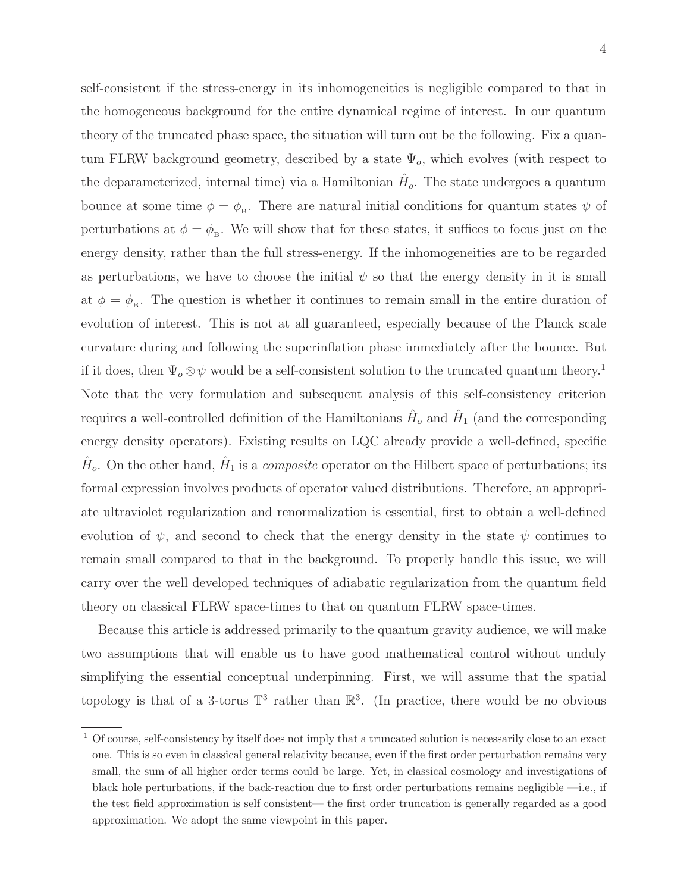self-consistent if the stress-energy in its inhomogeneities is negligible compared to that in the homogeneous background for the entire dynamical regime of interest. In our quantum theory of the truncated phase space, the situation will turn out be the following. Fix a quantum FLRW background geometry, described by a state $\Psi_o$, which evolves (with respect to the deparameterized, internal time) via a Hamiltonian $\hat{H}_o$. The state undergoes a quantum bounce at some time $\phi = \phi_{\rm B}$. There are natural initial conditions for quantum states $\psi$ of perturbations at $\phi = \phi_{\rm B}$. We will show that for these states, it suffices to focus just on the energy density, rather than the full stress-energy. If the inhomogeneities are to be regarded as perturbations, we have to choose the initial $\psi$ so that the energy density in it is small at $\phi = \phi_{\rm B}$. The question is whether it continues to remain small in the entire duration of evolution of interest. This is not at all guaranteed, especially because of the Planck scale curvature during and following the superinflation phase immediately after the bounce. But if it does, then $\Psi_o \otimes \psi$ would be a self-consistent solution to the truncated quantum theory.[1] Note that the very formulation and subsequent analysis of this self-consistency criterion requires a well-controlled definition of the Hamiltonians $\hat{H}_o$ and $\hat{H}_1$ (and the corresponding energy density operators). Existing results on LQC already provide a well-defined, specific $\hat{H}_o$. On the other hand, $\hat{H}_1$ is a *composite* operator on the Hilbert space of perturbations; its formal expression involves products of operator valued distributions. Therefore, an appropriate ultraviolet regularization and renormalization is essential, first to obtain a well-defined evolution of $\psi$, and second to check that the energy density in the state $\psi$ continues to remain small compared to that in the background. To properly handle this issue, we will carry over the well developed techniques of adiabatic regularization from the quantum field theory on classical FLRW space-times to that on quantum FLRW space-times.

Because this article is addressed primarily to the quantum gravity audience, we will make two assumptions that will enable us to have good mathematical control without unduly simplifying the essential conceptual underpinning. First, we will assume that the spatial topology is that of a 3-torus $\mathbb{T}^3$ rather than $\mathbb{R}^3$. (In practice, there would be no obvious

---

[1] Of course, self-consistency by itself does not imply that a truncated solution is necessarily close to an exact one. This is so even in classical general relativity because, even if the first order perturbation remains very small, the sum of all higher order terms could be large. Yet, in classical cosmology and investigations of black hole perturbations, if the back-reaction due to first order perturbations remains negligible —i.e., if the test field approximation is self consistent— the first order truncation is generally regarded as a good approximation. We adopt the same viewpoint in this paper.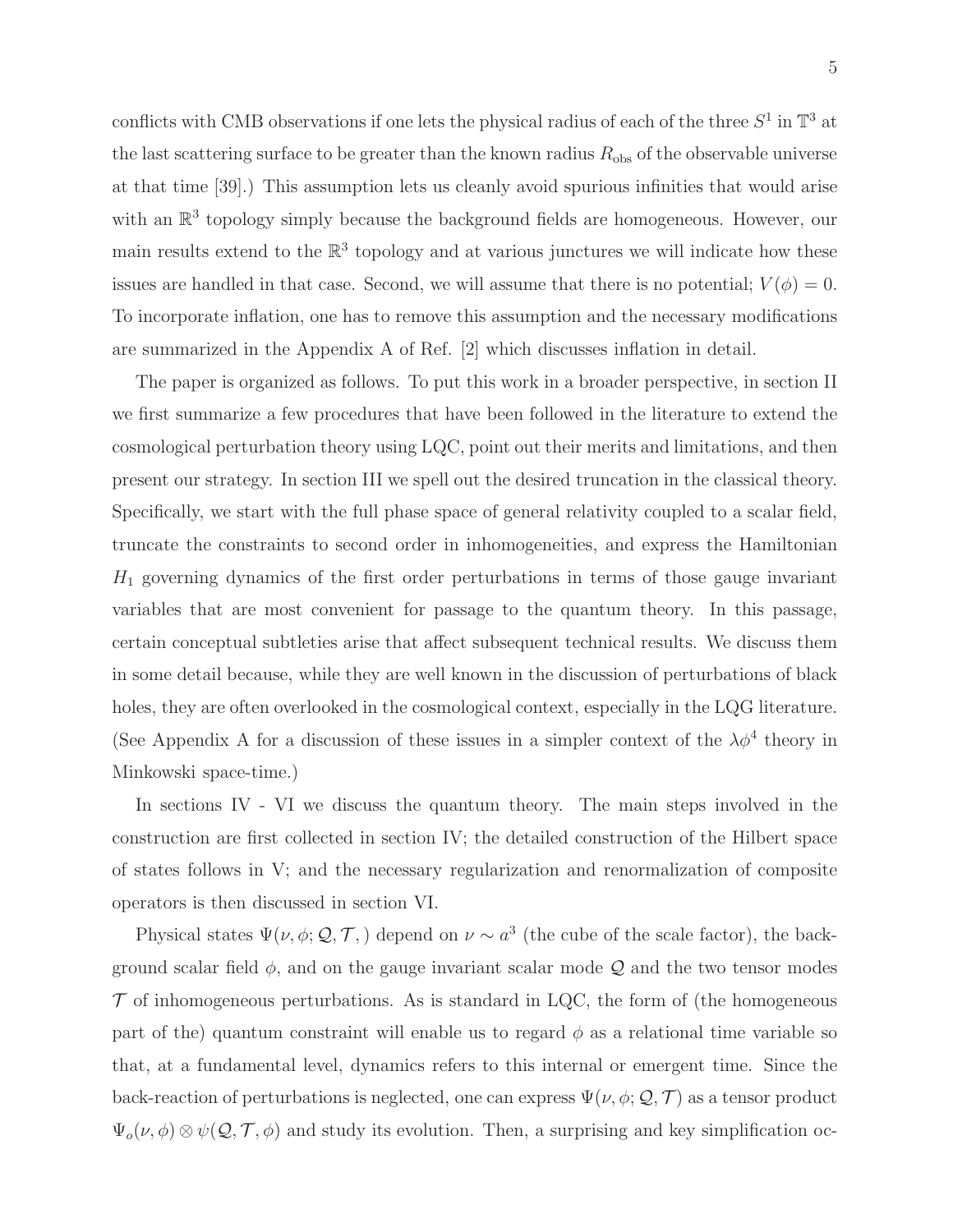conflicts with CMB observations if one lets the physical radius of each of the three $S^1$ in $\mathbb{T}^3$ at the last scattering surface to be greater than the known radius $R_{\rm obs}$ of the observable universe at that time [39].) This assumption lets us cleanly avoid spurious infinities that would arise with an $\mathbb{R}^3$ topology simply because the background fields are homogeneous. However, our main results extend to the $\mathbb{R}^3$ topology and at various junctures we will indicate how these issues are handled in that case. Second, we will assume that there is no potential; $V(\phi) = 0$. To incorporate inflation, one has to remove this assumption and the necessary modifications are summarized in the Appendix A of Ref. [2] which discusses inflation in detail.

The paper is organized as follows. To put this work in a broader perspective, in section II we first summarize a few procedures that have been followed in the literature to extend the cosmological perturbation theory using LQC, point out their merits and limitations, and then present our strategy. In section III we spell out the desired truncation in the classical theory. Specifically, we start with the full phase space of general relativity coupled to a scalar field, truncate the constraints to second order in inhomogeneities, and express the Hamiltonian $H_1$ governing dynamics of the first order perturbations in terms of those gauge invariant variables that are most convenient for passage to the quantum theory. In this passage, certain conceptual subtleties arise that affect subsequent technical results. We discuss them in some detail because, while they are well known in the discussion of perturbations of black holes, they are often overlooked in the cosmological context, especially in the LQG literature. (See Appendix A for a discussion of these issues in a simpler context of the $\lambda\phi^4$ theory in Minkowski space-time.)

In sections IV - VI we discuss the quantum theory. The main steps involved in the construction are first collected in section IV; the detailed construction of the Hilbert space of states follows in V; and the necessary regularization and renormalization of composite operators is then discussed in section VI.

Physical states $\Psi(\nu, \phi; \mathcal{Q}, \mathcal{T},)$ depend on $\nu \sim a^3$ (the cube of the scale factor), the background scalar field $\phi$, and on the gauge invariant scalar mode $\mathcal{Q}$ and the two tensor modes $\mathcal{T}$ of inhomogeneous perturbations. As is standard in LQC, the form of (the homogeneous part of the) quantum constraint will enable us to regard $\phi$ as a relational time variable so that, at a fundamental level, dynamics refers to this internal or emergent time. Since the back-reaction of perturbations is neglected, one can express $\Psi(\nu, \phi; \mathcal{Q}, \mathcal{T})$ as a tensor product $\Psi_o(\nu, \phi) \otimes \psi(\mathcal{Q}, \mathcal{T}, \phi)$ and study its evolution. Then, a surprising and key simplification oc-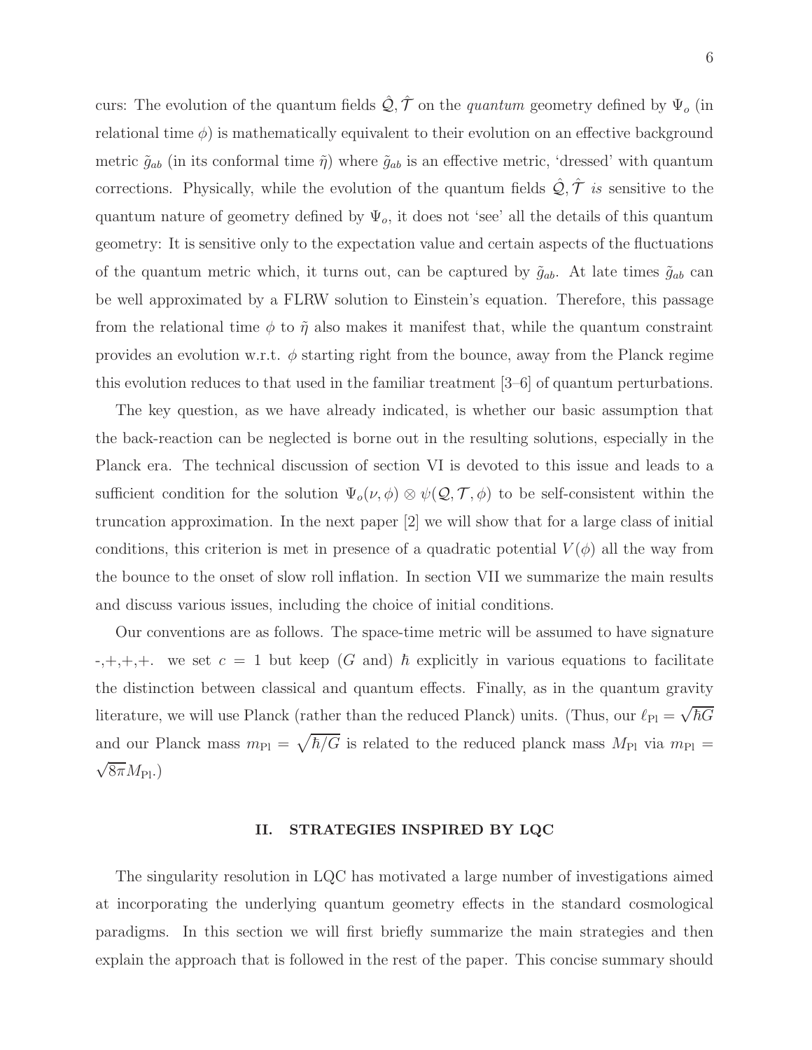curs: The evolution of the quantum fields $\hat{\mathcal{Q}}, \hat{\mathcal{T}}$ on the *quantum* geometry defined by $\Psi_o$ (in relational time $\phi$) is mathematically equivalent to their evolution on an effective background metric $\tilde{g}_{ab}$ (in its conformal time $\tilde{\eta}$) where $\tilde{g}_{ab}$ is an effective metric, 'dressed' with quantum corrections. Physically, while the evolution of the quantum fields $\hat{\mathcal{Q}}, \hat{\mathcal{T}}$ *is* sensitive to the quantum nature of geometry defined by $\Psi_o$, it does not 'see' all the details of this quantum geometry: It is sensitive only to the expectation value and certain aspects of the fluctuations of the quantum metric which, it turns out, can be captured by $\tilde{g}_{ab}$. At late times $\tilde{g}_{ab}$ can be well approximated by a FLRW solution to Einstein's equation. Therefore, this passage from the relational time $\phi$ to $\tilde{\eta}$ also makes it manifest that, while the quantum constraint provides an evolution w.r.t. $\phi$ starting right from the bounce, away from the Planck regime this evolution reduces to that used in the familiar treatment [3–6] of quantum perturbations.

The key question, as we have already indicated, is whether our basic assumption that the back-reaction can be neglected is borne out in the resulting solutions, especially in the Planck era. The technical discussion of section VI is devoted to this issue and leads to a sufficient condition for the solution $\Psi_o(\nu, \phi) \otimes \psi(\mathcal{Q}, \mathcal{T}, \phi)$ to be self-consistent within the truncation approximation. In the next paper [2] we will show that for a large class of initial conditions, this criterion is met in presence of a quadratic potential $V(\phi)$ all the way from the bounce to the onset of slow roll inflation. In section VII we summarize the main results and discuss various issues, including the choice of initial conditions.

Our conventions are as follows. The space-time metric will be assumed to have signature -,+,+,+. we set $c = 1$ but keep ($G$ and) $\hbar$ explicitly in various equations to facilitate the distinction between classical and quantum effects. Finally, as in the quantum gravity literature, we will use Planck (rather than the reduced Planck) units. (Thus, our $\ell_{\rm Pl} = \sqrt{\hbar G}$ and our Planck mass $m_{\rm Pl} = \sqrt{\hbar/G}$ is related to the reduced planck mass $M_{\rm Pl}$ via $m_{\rm Pl} = \sqrt{8\pi} M_{\rm Pl}$.)

## II. STRATEGIES INSPIRED BY LQC

The singularity resolution in LQC has motivated a large number of investigations aimed at incorporating the underlying quantum geometry effects in the standard cosmological paradigms. In this section we will first briefly summarize the main strategies and then explain the approach that is followed in the rest of the paper. This concise summary should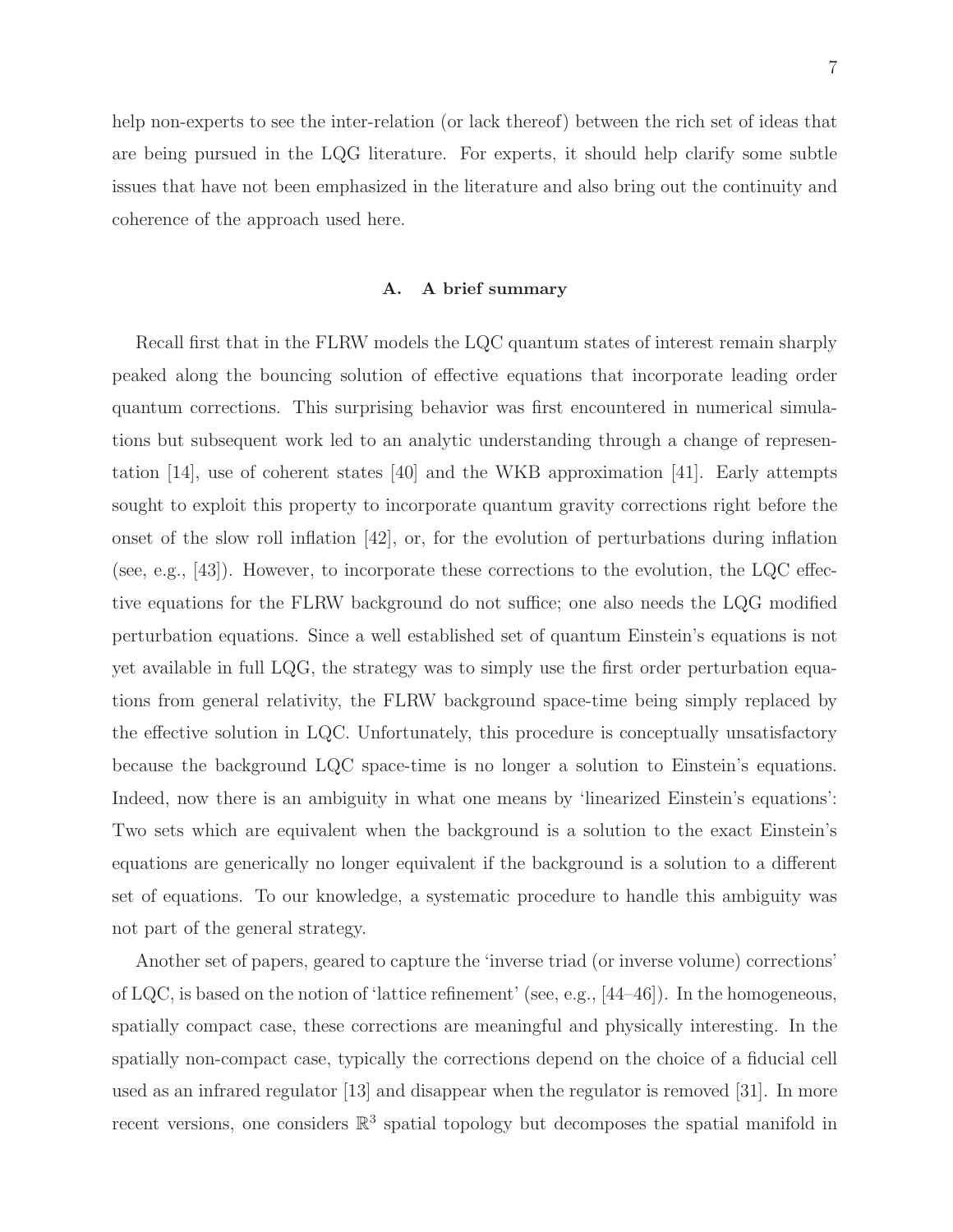help non-experts to see the inter-relation (or lack thereof) between the rich set of ideas that are being pursued in the LQG literature. For experts, it should help clarify some subtle issues that have not been emphasized in the literature and also bring out the continuity and coherence of the approach used here.

### A. A brief summary

Recall first that in the FLRW models the LQC quantum states of interest remain sharply peaked along the bouncing solution of effective equations that incorporate leading order quantum corrections. This surprising behavior was first encountered in numerical simulations but subsequent work led to an analytic understanding through a change of representation [14], use of coherent states [40] and the WKB approximation [41]. Early attempts sought to exploit this property to incorporate quantum gravity corrections right before the onset of the slow roll inflation [42], or, for the evolution of perturbations during inflation (see, e.g., [43]). However, to incorporate these corrections to the evolution, the LQC effective equations for the FLRW background do not suffice; one also needs the LQG modified perturbation equations. Since a well established set of quantum Einstein's equations is not yet available in full LQG, the strategy was to simply use the first order perturbation equations from general relativity, the FLRW background space-time being simply replaced by the effective solution in LQC. Unfortunately, this procedure is conceptually unsatisfactory because the background LQC space-time is no longer a solution to Einstein's equations. Indeed, now there is an ambiguity in what one means by 'linearized Einstein's equations': Two sets which are equivalent when the background is a solution to the exact Einstein's equations are generically no longer equivalent if the background is a solution to a different set of equations. To our knowledge, a systematic procedure to handle this ambiguity was not part of the general strategy.

Another set of papers, geared to capture the 'inverse triad (or inverse volume) corrections' of LQC, is based on the notion of 'lattice refinement' (see, e.g., [44–46]). In the homogeneous, spatially compact case, these corrections are meaningful and physically interesting. In the spatially non-compact case, typically the corrections depend on the choice of a fiducial cell used as an infrared regulator [13] and disappear when the regulator is removed [31]. In more recent versions, one considers $\mathbb{R}^3$ spatial topology but decomposes the spatial manifold in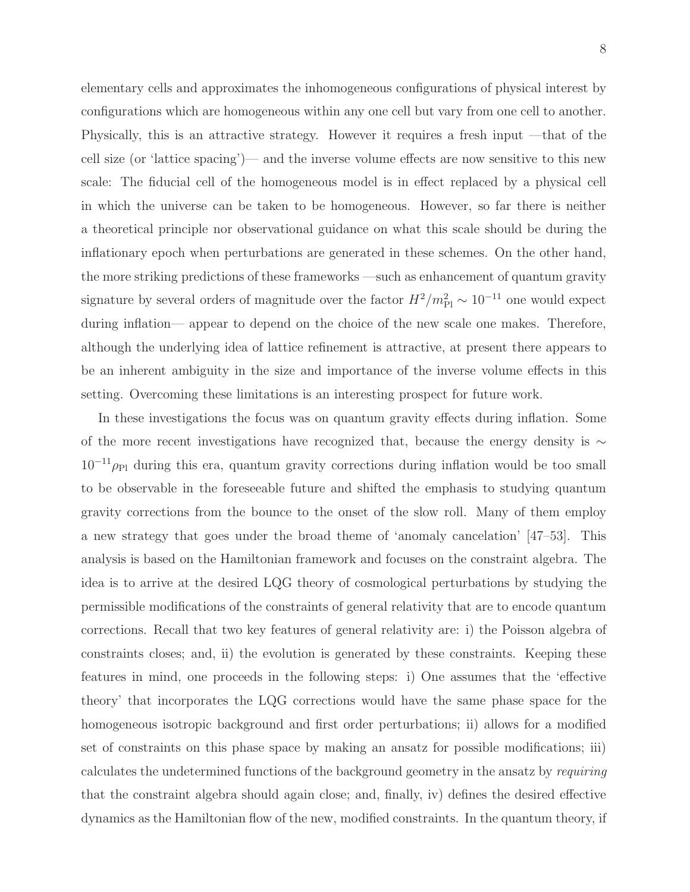elementary cells and approximates the inhomogeneous configurations of physical interest by configurations which are homogeneous within any one cell but vary from one cell to another. Physically, this is an attractive strategy. However it requires a fresh input —that of the cell size (or 'lattice spacing')— and the inverse volume effects are now sensitive to this new scale: The fiducial cell of the homogeneous model is in effect replaced by a physical cell in which the universe can be taken to be homogeneous. However, so far there is neither a theoretical principle nor observational guidance on what this scale should be during the inflationary epoch when perturbations are generated in these schemes. On the other hand, the more striking predictions of these frameworks —such as enhancement of quantum gravity signature by several orders of magnitude over the factor $H^2/m_{\rm Pl}^2 \sim 10^{-11}$ one would expect during inflation— appear to depend on the choice of the new scale one makes. Therefore, although the underlying idea of lattice refinement is attractive, at present there appears to be an inherent ambiguity in the size and importance of the inverse volume effects in this setting. Overcoming these limitations is an interesting prospect for future work.

In these investigations the focus was on quantum gravity effects during inflation. Some of the more recent investigations have recognized that, because the energy density is $\sim 10^{-11}\rho_{\rm Pl}$ during this era, quantum gravity corrections during inflation would be too small to be observable in the foreseeable future and shifted the emphasis to studying quantum gravity corrections from the bounce to the onset of the slow roll. Many of them employ a new strategy that goes under the broad theme of 'anomaly cancelation' [47–53]. This analysis is based on the Hamiltonian framework and focuses on the constraint algebra. The idea is to arrive at the desired LQG theory of cosmological perturbations by studying the permissible modifications of the constraints of general relativity that are to encode quantum corrections. Recall that two key features of general relativity are: i) the Poisson algebra of constraints closes; and, ii) the evolution is generated by these constraints. Keeping these features in mind, one proceeds in the following steps: i) One assumes that the 'effective theory' that incorporates the LQG corrections would have the same phase space for the homogeneous isotropic background and first order perturbations; ii) allows for a modified set of constraints on this phase space by making an ansatz for possible modifications; iii) calculates the undetermined functions of the background geometry in the ansatz by *requiring* that the constraint algebra should again close; and, finally, iv) defines the desired effective dynamics as the Hamiltonian flow of the new, modified constraints. In the quantum theory, if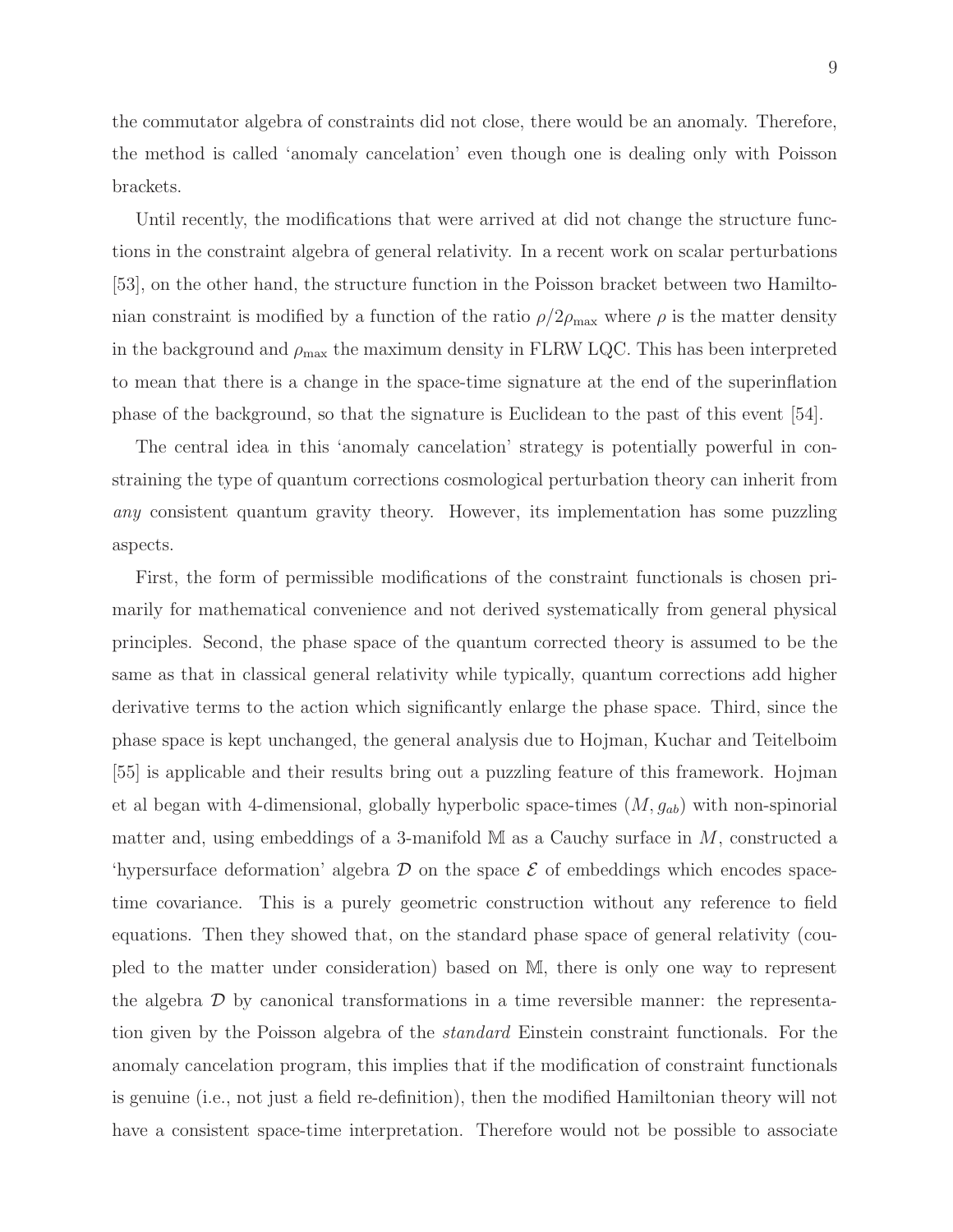the commutator algebra of constraints did not close, there would be an anomaly. Therefore, the method is called 'anomaly cancelation' even though one is dealing only with Poisson brackets.

Until recently, the modifications that were arrived at did not change the structure functions in the constraint algebra of general relativity. In a recent work on scalar perturbations [53], on the other hand, the structure function in the Poisson bracket between two Hamiltonian constraint is modified by a function of the ratio $\rho/2\rho_{\rm max}$ where $\rho$ is the matter density in the background and $\rho_{\rm max}$ the maximum density in FLRW LQC. This has been interpreted to mean that there is a change in the space-time signature at the end of the superinflation phase of the background, so that the signature is Euclidean to the past of this event [54].

The central idea in this 'anomaly cancelation' strategy is potentially powerful in constraining the type of quantum corrections cosmological perturbation theory can inherit from *any* consistent quantum gravity theory. However, its implementation has some puzzling aspects.

First, the form of permissible modifications of the constraint functionals is chosen primarily for mathematical convenience and not derived systematically from general physical principles. Second, the phase space of the quantum corrected theory is assumed to be the same as that in classical general relativity while typically, quantum corrections add higher derivative terms to the action which significantly enlarge the phase space. Third, since the phase space is kept unchanged, the general analysis due to Hojman, Kuchar and Teitelboim [55] is applicable and their results bring out a puzzling feature of this framework. Hojman et al began with 4-dimensional, globally hyperbolic space-times $(M, g_{ab})$ with non-spinorial matter and, using embeddings of a 3-manifold $\mathbb{M}$ as a Cauchy surface in $M$, constructed a 'hypersurface deformation' algebra $\mathcal{D}$ on the space $\mathcal{E}$ of embeddings which encodes space-time covariance. This is a purely geometric construction without any reference to field equations. Then they showed that, on the standard phase space of general relativity (coupled to the matter under consideration) based on $\mathbb{M}$, there is only one way to represent the algebra $\mathcal{D}$ by canonical transformations in a time reversible manner: the representation given by the Poisson algebra of the *standard* Einstein constraint functionals. For the anomaly cancelation program, this implies that if the modification of constraint functionals is genuine (i.e., not just a field re-definition), then the modified Hamiltonian theory will not have a consistent space-time interpretation. Therefore would not be possible to associate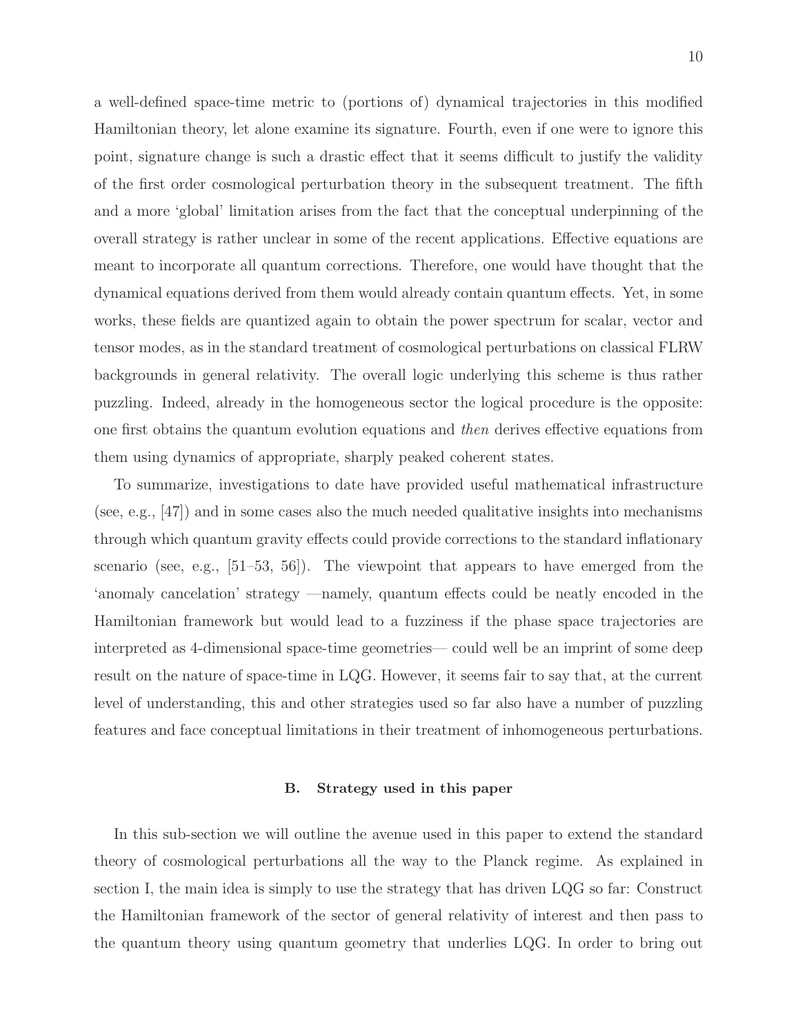a well-defined space-time metric to (portions of) dynamical trajectories in this modified Hamiltonian theory, let alone examine its signature. Fourth, even if one were to ignore this point, signature change is such a drastic effect that it seems difficult to justify the validity of the first order cosmological perturbation theory in the subsequent treatment. The fifth and a more 'global' limitation arises from the fact that the conceptual underpinning of the overall strategy is rather unclear in some of the recent applications. Effective equations are meant to incorporate all quantum corrections. Therefore, one would have thought that the dynamical equations derived from them would already contain quantum effects. Yet, in some works, these fields are quantized again to obtain the power spectrum for scalar, vector and tensor modes, as in the standard treatment of cosmological perturbations on classical FLRW backgrounds in general relativity. The overall logic underlying this scheme is thus rather puzzling. Indeed, already in the homogeneous sector the logical procedure is the opposite: one first obtains the quantum evolution equations and *then* derives effective equations from them using dynamics of appropriate, sharply peaked coherent states.

To summarize, investigations to date have provided useful mathematical infrastructure (see, e.g., [47]) and in some cases also the much needed qualitative insights into mechanisms through which quantum gravity effects could provide corrections to the standard inflationary scenario (see, e.g., [51–53, 56]). The viewpoint that appears to have emerged from the 'anomaly cancelation' strategy —namely, quantum effects could be neatly encoded in the Hamiltonian framework but would lead to a fuzziness if the phase space trajectories are interpreted as 4-dimensional space-time geometries— could well be an imprint of some deep result on the nature of space-time in LQG. However, it seems fair to say that, at the current level of understanding, this and other strategies used so far also have a number of puzzling features and face conceptual limitations in their treatment of inhomogeneous perturbations.

### B. Strategy used in this paper

In this sub-section we will outline the avenue used in this paper to extend the standard theory of cosmological perturbations all the way to the Planck regime. As explained in section I, the main idea is simply to use the strategy that has driven LQG so far: Construct the Hamiltonian framework of the sector of general relativity of interest and then pass to the quantum theory using quantum geometry that underlies LQG. In order to bring out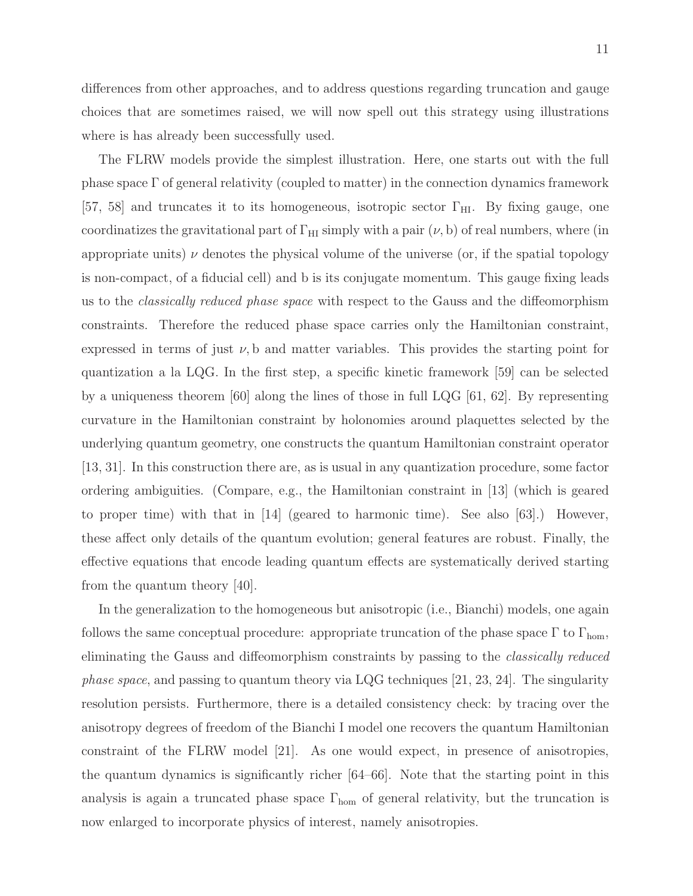differences from other approaches, and to address questions regarding truncation and gauge choices that are sometimes raised, we will now spell out this strategy using illustrations where is has already been successfully used.

The FLRW models provide the simplest illustration. Here, one starts out with the full phase space $\Gamma$ of general relativity (coupled to matter) in the connection dynamics framework [57, 58] and truncates it to its homogeneous, isotropic sector $\Gamma_{\rm HI}$. By fixing gauge, one coordinatizes the gravitational part of $\Gamma_{\rm HI}$ simply with a pair $(\nu, {\rm b})$ of real numbers, where (in appropriate units) $\nu$ denotes the physical volume of the universe (or, if the spatial topology is non-compact, of a fiducial cell) and b is its conjugate momentum. This gauge fixing leads us to the *classically reduced phase space* with respect to the Gauss and the diffeomorphism constraints. Therefore the reduced phase space carries only the Hamiltonian constraint, expressed in terms of just $\nu, {\rm b}$ and matter variables. This provides the starting point for quantization a la LQG. In the first step, a specific kinetic framework [59] can be selected by a uniqueness theorem [60] along the lines of those in full LQG [61, 62]. By representing curvature in the Hamiltonian constraint by holonomies around plaquettes selected by the underlying quantum geometry, one constructs the quantum Hamiltonian constraint operator [13, 31]. In this construction there are, as is usual in any quantization procedure, some factor ordering ambiguities. (Compare, e.g., the Hamiltonian constraint in [13] (which is geared to proper time) with that in [14] (geared to harmonic time). See also [63].) However, these affect only details of the quantum evolution; general features are robust. Finally, the effective equations that encode leading quantum effects are systematically derived starting from the quantum theory [40].

In the generalization to the homogeneous but anisotropic (i.e., Bianchi) models, one again follows the same conceptual procedure: appropriate truncation of the phase space $\Gamma$ to $\Gamma_{\rm hom}$, eliminating the Gauss and diffeomorphism constraints by passing to the *classically reduced phase space*, and passing to quantum theory via LQG techniques [21, 23, 24]. The singularity resolution persists. Furthermore, there is a detailed consistency check: by tracing over the anisotropy degrees of freedom of the Bianchi I model one recovers the quantum Hamiltonian constraint of the FLRW model [21]. As one would expect, in presence of anisotropies, the quantum dynamics is significantly richer [64–66]. Note that the starting point in this analysis is again a truncated phase space $\Gamma_{\rm hom}$ of general relativity, but the truncation is now enlarged to incorporate physics of interest, namely anisotropies.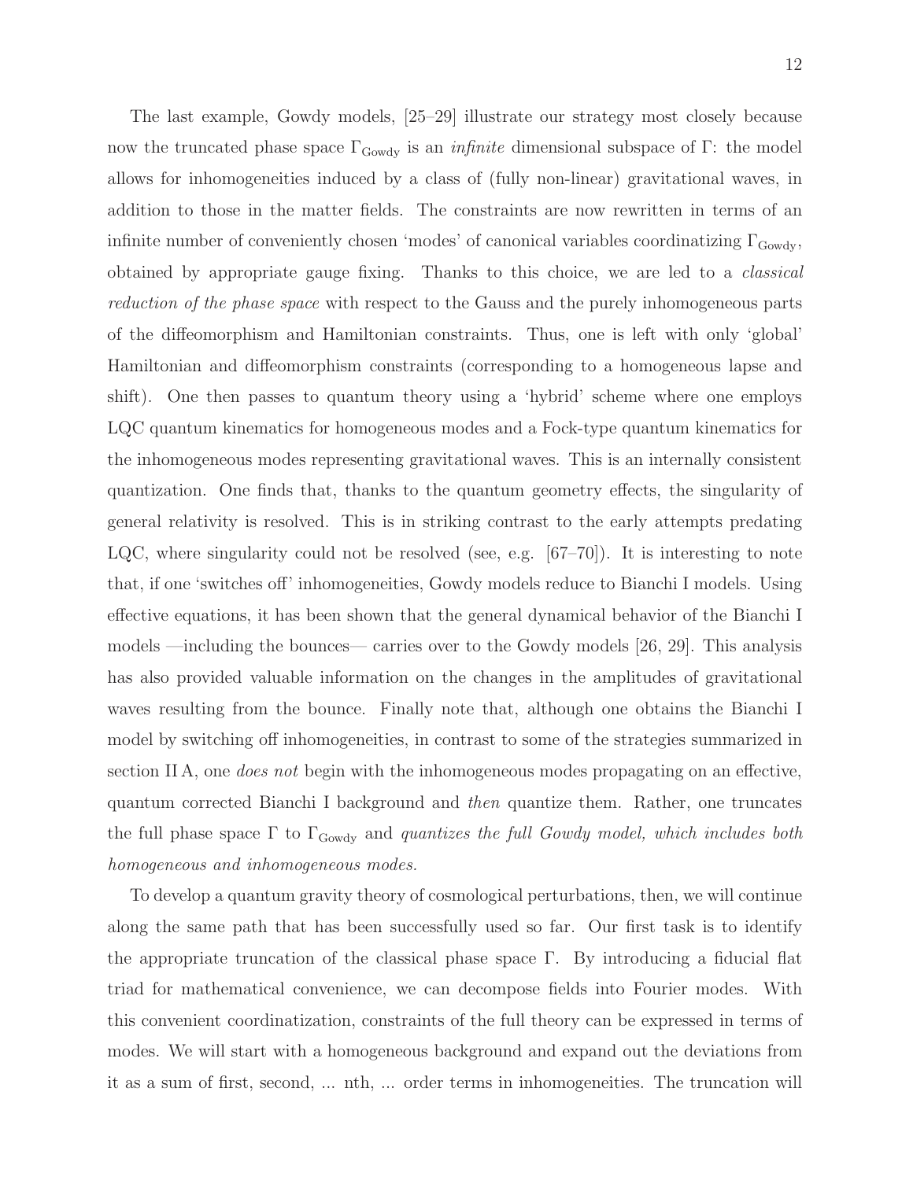The last example, Gowdy models, [25–29] illustrate our strategy most closely because now the truncated phase space $\Gamma_{\rm Gowdy}$ is an *infinite* dimensional subspace of $\Gamma$: the model allows for inhomogeneities induced by a class of (fully non-linear) gravitational waves, in addition to those in the matter fields. The constraints are now rewritten in terms of an infinite number of conveniently chosen 'modes' of canonical variables coordinatizing $\Gamma_{\rm Gowdy}$, obtained by appropriate gauge fixing. Thanks to this choice, we are led to a *classical reduction of the phase space* with respect to the Gauss and the purely inhomogeneous parts of the diffeomorphism and Hamiltonian constraints. Thus, one is left with only 'global' Hamiltonian and diffeomorphism constraints (corresponding to a homogeneous lapse and shift). One then passes to quantum theory using a 'hybrid' scheme where one employs LQC quantum kinematics for homogeneous modes and a Fock-type quantum kinematics for the inhomogeneous modes representing gravitational waves. This is an internally consistent quantization. One finds that, thanks to the quantum geometry effects, the singularity of general relativity is resolved. This is in striking contrast to the early attempts predating LQC, where singularity could not be resolved (see, e.g. [67–70]). It is interesting to note that, if one 'switches off' inhomogeneities, Gowdy models reduce to Bianchi I models. Using effective equations, it has been shown that the general dynamical behavior of the Bianchi I models —including the bounces— carries over to the Gowdy models [26, 29]. This analysis has also provided valuable information on the changes in the amplitudes of gravitational waves resulting from the bounce. Finally note that, although one obtains the Bianchi I model by switching off inhomogeneities, in contrast to some of the strategies summarized in section II A, one *does not* begin with the inhomogeneous modes propagating on an effective, quantum corrected Bianchi I background and *then* quantize them. Rather, one truncates the full phase space $\Gamma$ to $\Gamma_{\rm Gowdy}$ and *quantizes the full Gowdy model, which includes both homogeneous and inhomogeneous modes.*

To develop a quantum gravity theory of cosmological perturbations, then, we will continue along the same path that has been successfully used so far. Our first task is to identify the appropriate truncation of the classical phase space $\Gamma$. By introducing a fiducial flat triad for mathematical convenience, we can decompose fields into Fourier modes. With this convenient coordinatization, constraints of the full theory can be expressed in terms of modes. We will start with a homogeneous background and expand out the deviations from it as a sum of first, second, ... nth, ... order terms in inhomogeneities. The truncation will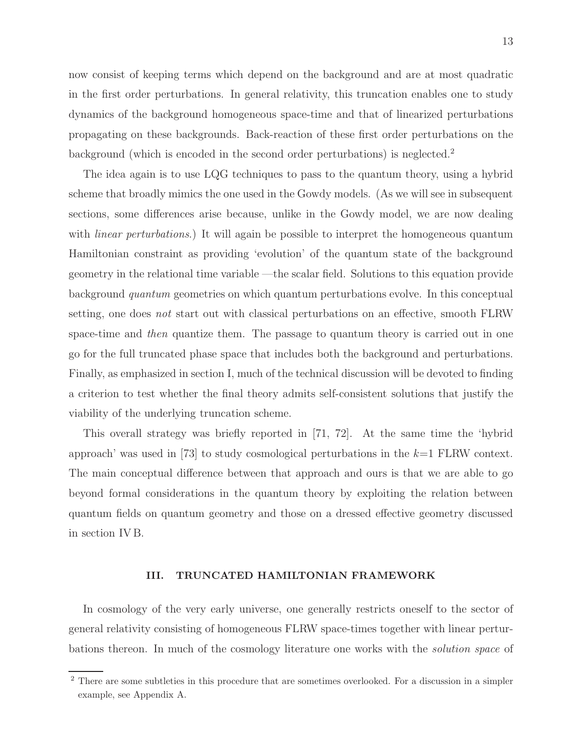now consist of keeping terms which depend on the background and are at most quadratic in the first order perturbations. In general relativity, this truncation enables one to study dynamics of the background homogeneous space-time and that of linearized perturbations propagating on these backgrounds. Back-reaction of these first order perturbations on the background (which is encoded in the second order perturbations) is neglected.[2]

The idea again is to use LQG techniques to pass to the quantum theory, using a hybrid scheme that broadly mimics the one used in the Gowdy models. (As we will see in subsequent sections, some differences arise because, unlike in the Gowdy model, we are now dealing with *linear perturbations*.) It will again be possible to interpret the homogeneous quantum Hamiltonian constraint as providing 'evolution' of the quantum state of the background geometry in the relational time variable —the scalar field. Solutions to this equation provide background *quantum* geometries on which quantum perturbations evolve. In this conceptual setting, one does *not* start out with classical perturbations on an effective, smooth FLRW space-time and *then* quantize them. The passage to quantum theory is carried out in one go for the full truncated phase space that includes both the background and perturbations. Finally, as emphasized in section I, much of the technical discussion will be devoted to finding a criterion to test whether the final theory admits self-consistent solutions that justify the viability of the underlying truncation scheme.

This overall strategy was briefly reported in [71, 72]. At the same time the 'hybrid approach' was used in [73] to study cosmological perturbations in the $k$=1 FLRW context. The main conceptual difference between that approach and ours is that we are able to go beyond formal considerations in the quantum theory by exploiting the relation between quantum fields on quantum geometry and those on a dressed effective geometry discussed in section IV B.

## III. TRUNCATED HAMILTONIAN FRAMEWORK

In cosmology of the very early universe, one generally restricts oneself to the sector of general relativity consisting of homogeneous FLRW space-times together with linear perturbations thereon. In much of the cosmology literature one works with the *solution space* of

[2] There are some subtleties in this procedure that are sometimes overlooked. For a discussion in a simpler example, see Appendix A.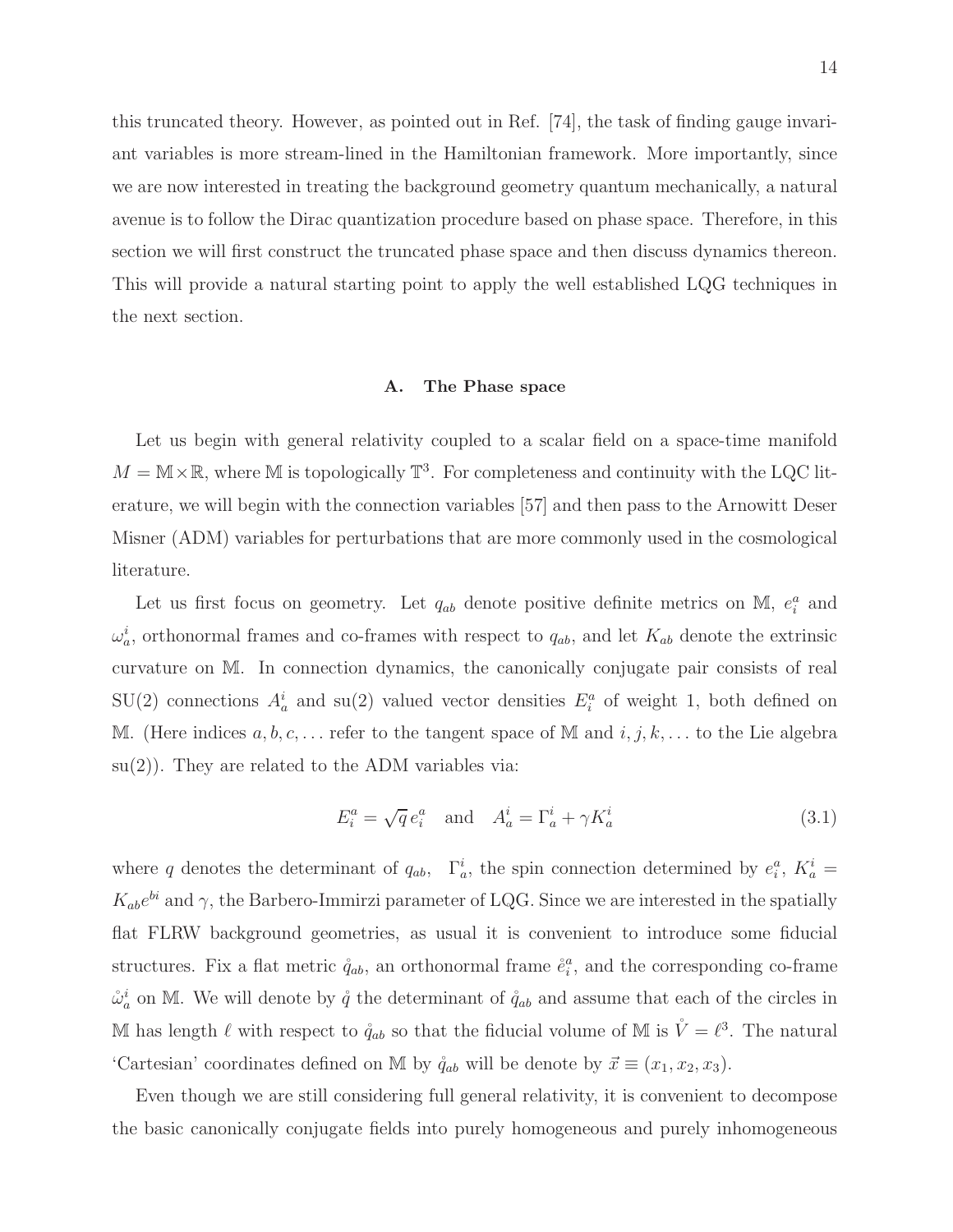this truncated theory. However, as pointed out in Ref. [74], the task of finding gauge invariant variables is more stream-lined in the Hamiltonian framework. More importantly, since we are now interested in treating the background geometry quantum mechanically, a natural avenue is to follow the Dirac quantization procedure based on phase space. Therefore, in this section we will first construct the truncated phase space and then discuss dynamics thereon. This will provide a natural starting point to apply the well established LQG techniques in the next section.

### A. The Phase space

Let us begin with general relativity coupled to a scalar field on a space-time manifold $M = \mathbb{M} \times \mathbb{R}$, where $\mathbb{M}$ is topologically $\mathbb{T}^3$. For completeness and continuity with the LQC literature, we will begin with the connection variables [57] and then pass to the Arnowitt Deser Misner (ADM) variables for perturbations that are more commonly used in the cosmological literature.

Let us first focus on geometry. Let $q_{ab}$ denote positive definite metrics on $\mathbb{M}$, $e^a_i$ and $\omega^i_a$, orthonormal frames and co-frames with respect to $q_{ab}$, and let $K_{ab}$ denote the extrinsic curvature on $\mathbb{M}$. In connection dynamics, the canonically conjugate pair consists of real SU(2) connections $A^i_a$ and su(2) valued vector densities $E^a_i$ of weight 1, both defined on $\mathbb{M}$. (Here indices $a, b, c, \ldots$ refer to the tangent space of $\mathbb{M}$ and $i, j, k, \ldots$ to the Lie algebra su(2)). They are related to the ADM variables via:

$$E^a_i = \sqrt{q}\, e^a_i \quad \text{and} \quad A^i_a = \Gamma^i_a + \gamma K^i_a \tag{3.1}$$

where $q$ denotes the determinant of $q_{ab}$, $\Gamma^i_a$, the spin connection determined by $e^a_i$, $K^i_a = K_{ab}e^{bi}$ and $\gamma$, the Barbero-Immirzi parameter of LQG. Since we are interested in the spatially flat FLRW background geometries, as usual it is convenient to introduce some fiducial structures. Fix a flat metric $\mathring{q}_{ab}$, an orthonormal frame $\mathring{e}^a_i$, and the corresponding co-frame $\mathring{\omega}^i_a$ on $\mathbb{M}$. We will denote by $\mathring{q}$ the determinant of $\mathring{q}_{ab}$ and assume that each of the circles in $\mathbb{M}$ has length $\ell$ with respect to $\mathring{q}_{ab}$ so that the fiducial volume of $\mathbb{M}$ is $\mathring{V} = \ell^3$. The natural 'Cartesian' coordinates defined on $\mathbb{M}$ by $\mathring{q}_{ab}$ will be denote by $\vec{x} \equiv (x_1, x_2, x_3)$.

Even though we are still considering full general relativity, it is convenient to decompose the basic canonically conjugate fields into purely homogeneous and purely inhomogeneous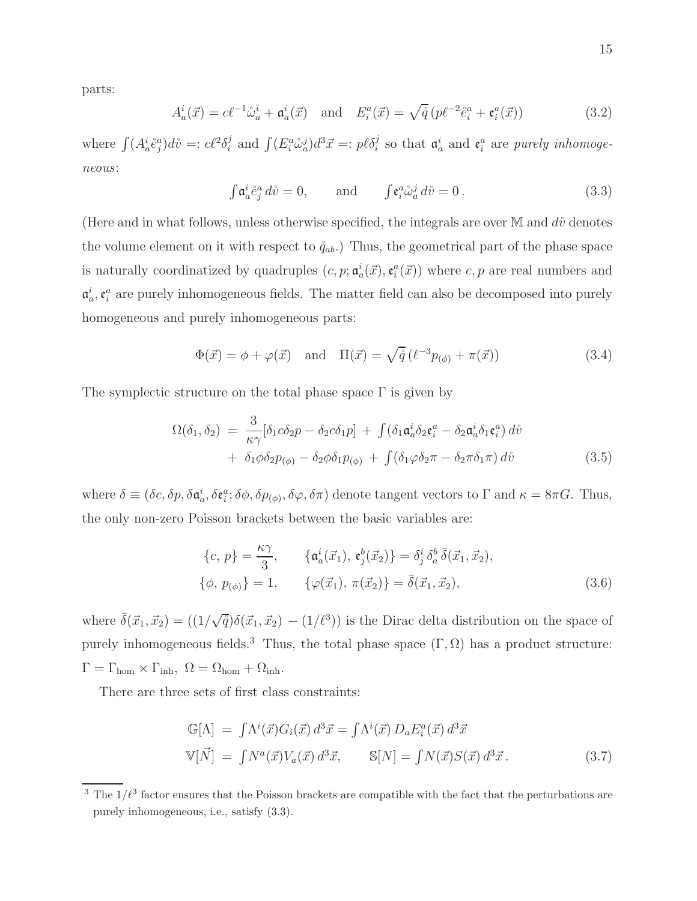parts:

$$A_a^i(\vec{x}) = c\ell^{-1}\mathring{\omega}_a^i + \mathfrak{a}_a^i(\vec{x}) \quad \text{and} \quad E_i^a(\vec{x}) = \sqrt{\mathring{q}}\,(p\ell^{-2}\mathring{e}_i^a + \mathfrak{e}_i^a(\vec{x})) \tag{3.2}$$

where $\int(A_a^i\mathring{e}_j^a)d\mathring{v} =: c\ell^2\delta_i^j$ and $\int(E_i^a\mathring{\omega}_a^j)d^3\vec{x} =: p\ell\delta_i^j$ so that $\mathfrak{a}_a^i$ and $\mathfrak{e}_i^a$ are *purely inhomogeneous*:

$$\int \mathfrak{a}_a^i\mathring{e}_j^a\, d\mathring{v} = 0, \qquad \text{and} \qquad \int \mathfrak{e}_i^a\mathring{\omega}_a^j\, d\mathring{v} = 0\,. \tag{3.3}$$

(Here and in what follows, unless otherwise specified, the integrals are over $\mathbb{M}$ and $d\mathring{v}$ denotes the volume element on it with respect to $\mathring{q}_{ab}$.) Thus, the geometrical part of the phase space is naturally coordinatized by quadruples $(c, p; \mathfrak{a}_a^i(\vec{x}), \mathfrak{e}_i^a(\vec{x}))$ where $c, p$ are real numbers and $\mathfrak{a}_a^i, \mathfrak{e}_i^a$ are purely inhomogeneous fields. The matter field can also be decomposed into purely homogeneous and purely inhomogeneous parts:

$$\Phi(\vec{x}) = \phi + \varphi(\vec{x}) \quad \text{and} \quad \Pi(\vec{x}) = \sqrt{\mathring{q}}\,(\ell^{-3}p_{(\phi)} + \pi(\vec{x})) \tag{3.4}$$

The symplectic structure on the total phase space $\Gamma$ is given by

$$\begin{aligned}\Omega(\delta_1, \delta_2) \;=\; & \frac{3}{\kappa\gamma}[\delta_1 c\delta_2 p - \delta_2 c\delta_1 p] \;+\; \int(\delta_1\mathfrak{a}_a^i\delta_2\mathfrak{e}_i^a - \delta_2\mathfrak{a}_a^i\delta_1\mathfrak{e}_i^a)\, d\mathring{v} \\ & +\; \delta_1\phi\delta_2 p_{(\phi)} - \delta_2\phi\delta_1 p_{(\phi)} \;+\; \int(\delta_1\varphi\delta_2\pi - \delta_2\pi\delta_1\pi)\, d\mathring{v}\end{aligned} \tag{3.5}$$

where $\delta \equiv (\delta c, \delta p, \delta\mathfrak{a}_a^i, \delta\mathfrak{e}_i^a; \delta\phi, \delta p_{(\phi)}, \delta\varphi, \delta\pi)$ denote tangent vectors to $\Gamma$ and $\kappa = 8\pi G$. Thus, the only non-zero Poisson brackets between the basic variables are:

$$\begin{aligned}&\{c,\, p\} = \frac{\kappa\gamma}{3}, \qquad \{\mathfrak{a}_a^i(\vec{x}_1),\, \mathfrak{e}_j^b(\vec{x}_2)\} = \delta_j^i\,\delta_a^b\,\bar{\delta}(\vec{x}_1, \vec{x}_2), \\ &\{\phi,\, p_{(\phi)}\} = 1, \qquad \{\varphi(\vec{x}_1),\, \pi(\vec{x}_2)\} = \bar{\delta}(\vec{x}_1, \vec{x}_2),\end{aligned} \tag{3.6}$$

where $\bar{\delta}(\vec{x}_1, \vec{x}_2) = ((1/\sqrt{\mathring{q}})\delta(\vec{x}_1, \vec{x}_2) \,-\, (1/\ell^3))$ is the Dirac delta distribution on the space of purely inhomogeneous fields.[3] Thus, the total phase space $(\Gamma, \Omega)$ has a product structure: $\Gamma = \Gamma_{\rm hom} \times \Gamma_{\rm inh},\ \Omega = \Omega_{\rm hom} + \Omega_{\rm inh}$.

There are three sets of first class constraints:

$$\begin{aligned}\mathbb{G}[\Lambda] \;&=\; \int \Lambda^i(\vec{x})G_i(\vec{x})\, d^3\vec{x} = \int \Lambda^i(\vec{x})\, D_a E_i^a(\vec{x})\, d^3\vec{x} \\ \mathbb{V}[\vec{N}] \;&=\; \int N^a(\vec{x})V_a(\vec{x})\, d^3\vec{x}, \qquad \mathbb{S}[N] = \int N(\vec{x})S(\vec{x})\, d^3\vec{x}\,.\end{aligned} \tag{3.7}$$

[3] The $1/\ell^3$ factor ensures that the Poisson brackets are compatible with the fact that the perturbations are purely inhomogeneous, i.e., satisfy (3.3).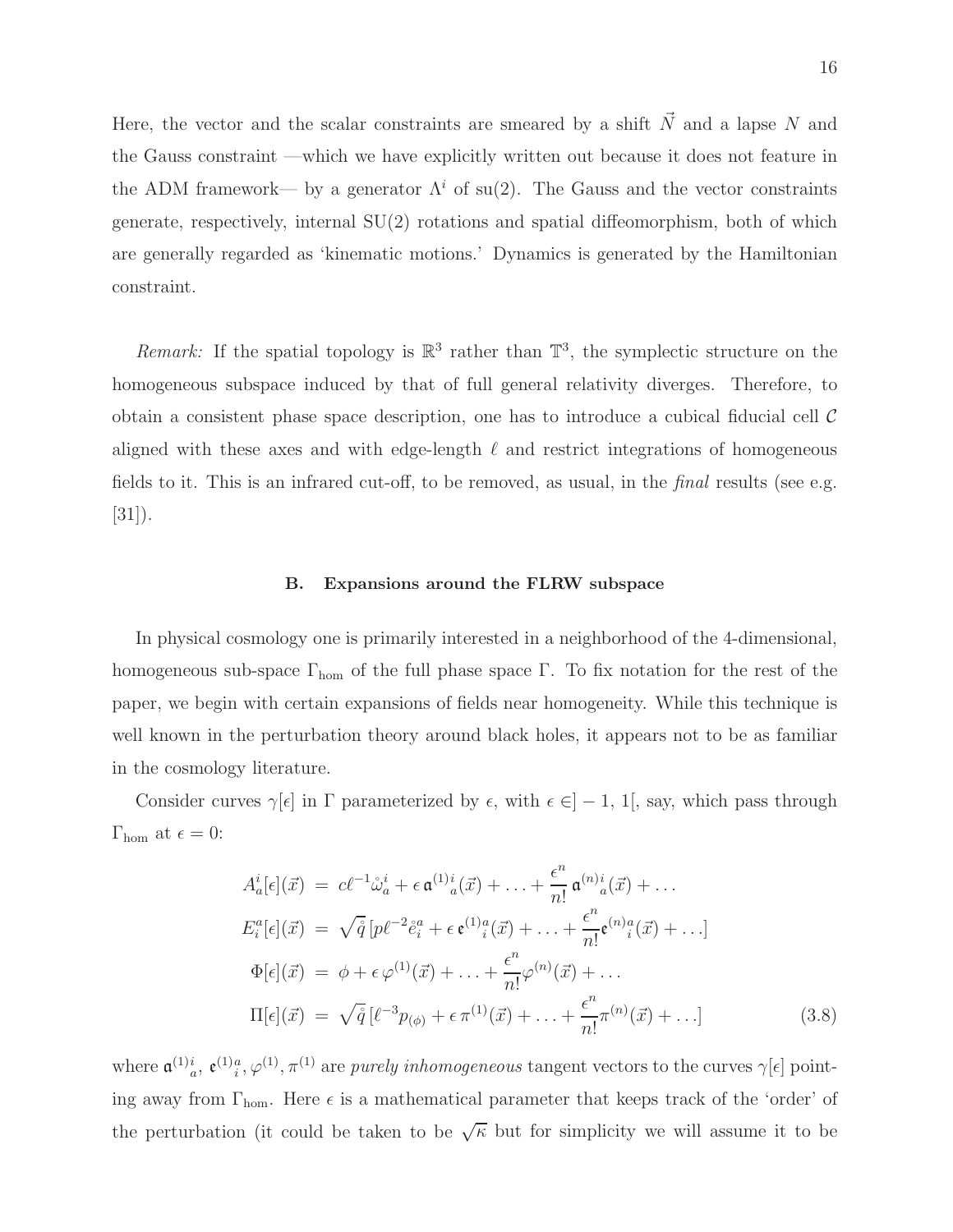Here, the vector and the scalar constraints are smeared by a shift $\vec{N}$ and a lapse $N$ and the Gauss constraint —which we have explicitly written out because it does not feature in the ADM framework— by a generator $\Lambda^i$ of su(2). The Gauss and the vector constraints generate, respectively, internal SU(2) rotations and spatial diffeomorphism, both of which are generally regarded as 'kinematic motions.' Dynamics is generated by the Hamiltonian constraint.

*Remark:* If the spatial topology is $\mathbb{R}^3$ rather than $\mathbb{T}^3$, the symplectic structure on the homogeneous subspace induced by that of full general relativity diverges. Therefore, to obtain a consistent phase space description, one has to introduce a cubical fiducial cell $\mathcal{C}$ aligned with these axes and with edge-length $\ell$ and restrict integrations of homogeneous fields to it. This is an infrared cut-off, to be removed, as usual, in the *final* results (see e.g. [31]).

### B. Expansions around the FLRW subspace

In physical cosmology one is primarily interested in a neighborhood of the 4-dimensional, homogeneous sub-space $\Gamma_{\rm hom}$ of the full phase space $\Gamma$. To fix notation for the rest of the paper, we begin with certain expansions of fields near homogeneity. While this technique is well known in the perturbation theory around black holes, it appears not to be as familiar in the cosmology literature.

Consider curves $\gamma[\epsilon]$ in $\Gamma$ parameterized by $\epsilon$, with $\epsilon \in ]-1, 1[$, say, which pass through $\Gamma_{\rm hom}$ at $\epsilon = 0$:

$$
\begin{aligned}
A_a^i[\epsilon](\vec{x}) \;&=\; c\ell^{-1}\mathring{\omega}_a^i + \epsilon\, \mathfrak{a}^{(1)}{}^i_a(\vec{x}) + \ldots + \frac{\epsilon^n}{n!}\, \mathfrak{a}^{(n)}{}^i_a(\vec{x}) + \ldots \\
E_i^a[\epsilon](\vec{x}) \;&=\; \sqrt{\mathring{q}}\, [p\ell^{-2}\mathring{e}_i^a + \epsilon\, \mathfrak{e}^{(1)}{}^a_i(\vec{x}) + \ldots + \frac{\epsilon^n}{n!}\mathfrak{e}^{(n)}{}^a_i(\vec{x}) + \ldots] \\
\Phi[\epsilon](\vec{x}) \;&=\; \phi + \epsilon\, \varphi^{(1)}(\vec{x}) + \ldots + \frac{\epsilon^n}{n!}\varphi^{(n)}(\vec{x}) + \ldots \\
\Pi[\epsilon](\vec{x}) \;&=\; \sqrt{\mathring{q}}\, [\ell^{-3}p_{(\phi)} + \epsilon\, \pi^{(1)}(\vec{x}) + \ldots + \frac{\epsilon^n}{n!}\pi^{(n)}(\vec{x}) + \ldots]
\end{aligned}
\tag{3.8}
$$

where $\mathfrak{a}^{(1)}{}^i_a$, $\mathfrak{e}^{(1)}{}^a_i, \varphi^{(1)}, \pi^{(1)}$ are *purely inhomogeneous* tangent vectors to the curves $\gamma[\epsilon]$ pointing away from $\Gamma_{\rm hom}$. Here $\epsilon$ is a mathematical parameter that keeps track of the 'order' of the perturbation (it could be taken to be $\sqrt{\kappa}$ but for simplicity we will assume it to be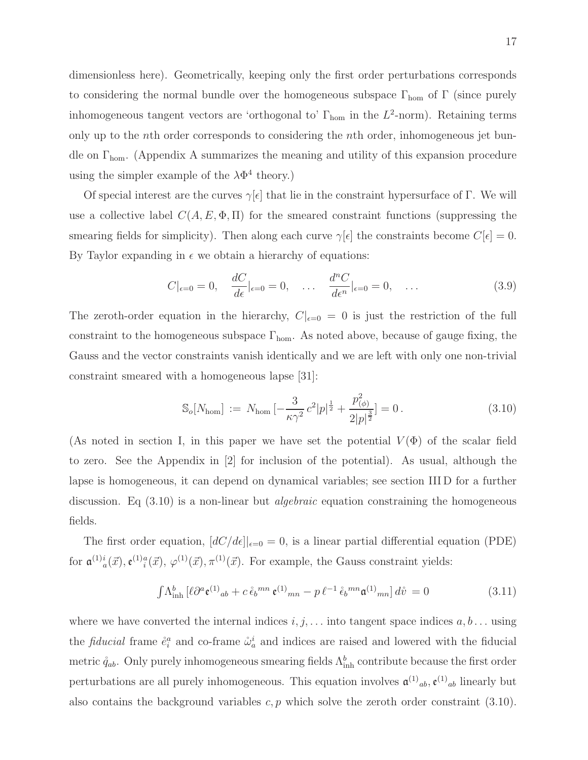dimensionless here). Geometrically, keeping only the first order perturbations corresponds to considering the normal bundle over the homogeneous subspace $\Gamma_{\rm hom}$ of $\Gamma$ (since purely inhomogeneous tangent vectors are 'orthogonal to' $\Gamma_{\rm hom}$ in the $L^2$-norm). Retaining terms only up to the $n$th order corresponds to considering the $n$th order, inhomogeneous jet bundle on $\Gamma_{\rm hom}$. (Appendix A summarizes the meaning and utility of this expansion procedure using the simpler example of the $\lambda\Phi^4$ theory.)

Of special interest are the curves $\gamma[\epsilon]$ that lie in the constraint hypersurface of $\Gamma$. We will use a collective label $C(A, E, \Phi, \Pi)$ for the smeared constraint functions (suppressing the smearing fields for simplicity). Then along each curve $\gamma[\epsilon]$ the constraints become $C[\epsilon] = 0$. By Taylor expanding in $\epsilon$ we obtain a hierarchy of equations:

$$C|_{\epsilon=0} = 0, \quad \frac{dC}{d\epsilon}|_{\epsilon=0} = 0, \quad \ldots \quad \frac{d^nC}{d\epsilon^n}|_{\epsilon=0} = 0, \quad \ldots \tag{3.9}$$

The zeroth-order equation in the hierarchy, $C|_{\epsilon=0} = 0$ is just the restriction of the full constraint to the homogeneous subspace $\Gamma_{\rm hom}$. As noted above, because of gauge fixing, the Gauss and the vector constraints vanish identically and we are left with only one non-trivial constraint smeared with a homogeneous lapse [31]:

$$\mathbb{S}_o[N_{\rm hom}] := N_{\rm hom}\, [-\frac{3}{\kappa\gamma^2}\, c^2 |p|^{\frac{1}{2}} + \frac{p_{(\phi)}^2}{2|p|^{\frac{3}{2}}}] = 0\,. \tag{3.10}$$

(As noted in section I, in this paper we have set the potential $V(\Phi)$ of the scalar field to zero. See the Appendix in [2] for inclusion of the potential). As usual, although the lapse is homogeneous, it can depend on dynamical variables; see section III D for a further discussion. Eq (3.10) is a non-linear but *algebraic* equation constraining the homogeneous fields.

The first order equation, $[dC/d\epsilon]|_{\epsilon=0} = 0$, is a linear partial differential equation (PDE) for $\mathfrak{a}^{(1)}{}^i_a(\vec{x}), \mathfrak{e}^{(1)}{}^a_i(\vec{x}), \varphi^{(1)}(\vec{x}), \pi^{(1)}(\vec{x})$. For example, the Gauss constraint yields:

$$\int \Lambda^b_{\rm inh}\, [\ell \partial^a \mathfrak{e}^{(1)}{}_{ab} + c\, \mathring{\epsilon}_b{}^{mn}\, \mathfrak{e}^{(1)}{}_{mn} - p\, \ell^{-1}\, \mathring{\epsilon}_b{}^{mn} \mathfrak{a}^{(1)}{}_{mn}]\, d\mathring{v}\, = 0 \tag{3.11}$$

where we have converted the internal indices $i, j, \ldots$ into tangent space indices $a, b \ldots$ using the *fiducial* frame $\mathring{e}^a_i$ and co-frame $\mathring{\omega}^i_a$ and indices are raised and lowered with the fiducial metric $\mathring{q}_{ab}$. Only purely inhomogeneous smearing fields $\Lambda^b_{\rm inh}$ contribute because the first order perturbations are all purely inhomogeneous. This equation involves $\mathfrak{a}^{(1)}{}_{ab}, \mathfrak{e}^{(1)}{}_{ab}$ linearly but also contains the background variables $c, p$ which solve the zeroth order constraint (3.10).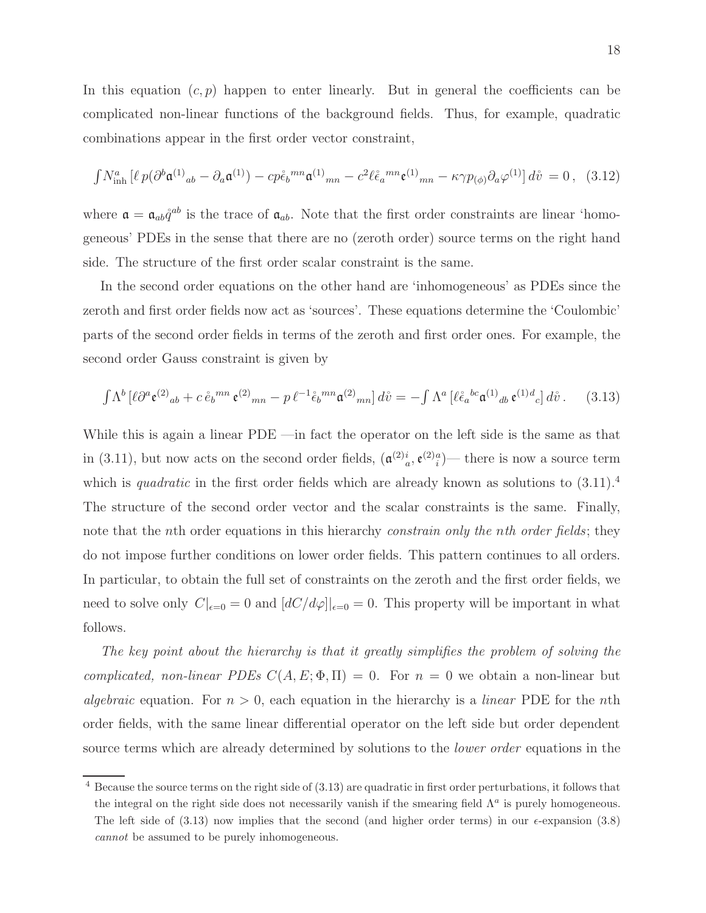In this equation $(c, p)$ happen to enter linearly. But in general the coefficients can be complicated non-linear functions of the background fields. Thus, for example, quadratic combinations appear in the first order vector constraint,

$$\int N^a_{\rm inh} \left[\ell\, p(\partial^b \mathfrak{a}^{(1)}{}_{ab} - \partial_a \mathfrak{a}^{(1)}) - cp\mathring{\epsilon}_b{}^{mn}\mathfrak{a}^{(1)}{}_{mn} - c^2 \ell \mathring{\epsilon}_a{}^{mn}\mathfrak{e}^{(1)}{}_{mn} - \kappa\gamma p_{(\phi)}\partial_a \varphi^{(1)}\right] d\mathring{v} \,=0\,, \quad (3.12)$$

where $\mathfrak{a} = \mathfrak{a}_{ab}\mathring{q}^{ab}$ is the trace of $\mathfrak{a}_{ab}$. Note that the first order constraints are linear 'homogeneous' PDEs in the sense that there are no (zeroth order) source terms on the right hand side. The structure of the first order scalar constraint is the same.

In the second order equations on the other hand are 'inhomogeneous' as PDEs since the zeroth and first order fields now act as 'sources'. These equations determine the 'Coulombic' parts of the second order fields in terms of the zeroth and first order ones. For example, the second order Gauss constraint is given by

$$\int \Lambda^b \left[\ell \partial^a \mathfrak{e}^{(2)}{}_{ab} + c\, \mathring{e}_b{}^{mn}\, \mathfrak{e}^{(2)}{}_{mn} - p\, \ell^{-1} \mathring{\epsilon}_b{}^{mn} \mathfrak{a}^{(2)}{}_{mn}\right] d\mathring{v} = -\int \Lambda^a \left[\ell \mathring{\epsilon}_a{}^{bc}\mathfrak{a}^{(1)}{}_{db}\, \mathfrak{e}^{(1)d}{}_c\right] d\mathring{v}\,. \quad (3.13)$$

While this is again a linear PDE —in fact the operator on the left side is the same as that in (3.11), but now acts on the second order fields, $(\mathfrak{a}^{(2)i}{}_a, \mathfrak{e}^{(2)a}{}_i)$— there is now a source term which is *quadratic* in the first order fields which are already known as solutions to (3.11).[4] The structure of the second order vector and the scalar constraints is the same. Finally, note that the $n$th order equations in this hierarchy *constrain only the nth order fields*; they do not impose further conditions on lower order fields. This pattern continues to all orders. In particular, to obtain the full set of constraints on the zeroth and the first order fields, we need to solve only $C|_{\epsilon=0} = 0$ and $[dC/d\varphi]|_{\epsilon=0} = 0$. This property will be important in what follows.

*The key point about the hierarchy is that it greatly simplifies the problem of solving the complicated, non-linear PDEs $C(A, E; \Phi, \Pi) = 0$.* For $n = 0$ we obtain a non-linear but *algebraic* equation. For $n > 0$, each equation in the hierarchy is a *linear* PDE for the $n$th order fields, with the same linear differential operator on the left side but order dependent source terms which are already determined by solutions to the *lower order* equations in the

[4] Because the source terms on the right side of (3.13) are quadratic in first order perturbations, it follows that the integral on the right side does not necessarily vanish if the smearing field $\Lambda^a$ is purely homogeneous. The left side of (3.13) now implies that the second (and higher order terms) in our $\epsilon$-expansion (3.8) *cannot* be assumed to be purely inhomogeneous.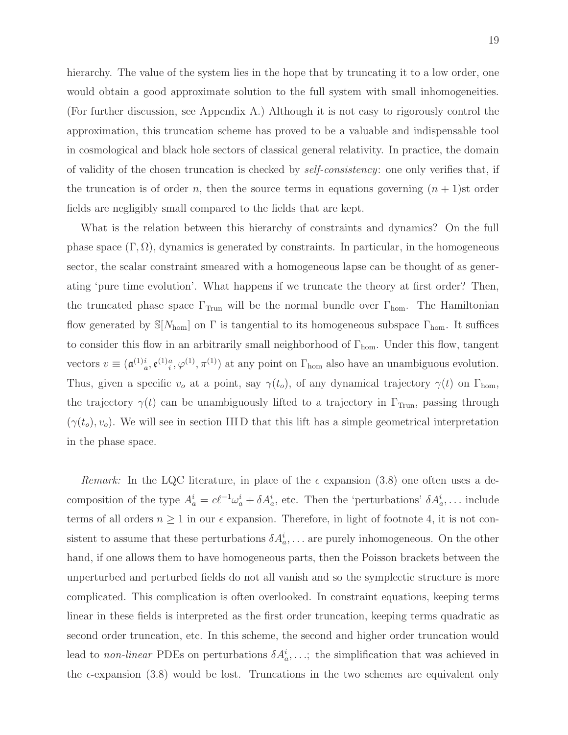hierarchy. The value of the system lies in the hope that by truncating it to a low order, one would obtain a good approximate solution to the full system with small inhomogeneities. (For further discussion, see Appendix A.) Although it is not easy to rigorously control the approximation, this truncation scheme has proved to be a valuable and indispensable tool in cosmological and black hole sectors of classical general relativity. In practice, the domain of validity of the chosen truncation is checked by *self-consistency*: one only verifies that, if the truncation is of order $n$, then the source terms in equations governing $(n+1)$st order fields are negligibly small compared to the fields that are kept.

What is the relation between this hierarchy of constraints and dynamics? On the full phase space $(\Gamma, \Omega)$, dynamics is generated by constraints. In particular, in the homogeneous sector, the scalar constraint smeared with a homogeneous lapse can be thought of as generating 'pure time evolution'. What happens if we truncate the theory at first order? Then, the truncated phase space $\Gamma_{\rm Trun}$ will be the normal bundle over $\Gamma_{\rm hom}$. The Hamiltonian flow generated by $\mathbb{S}[N_{\rm hom}]$ on $\Gamma$ is tangential to its homogeneous subspace $\Gamma_{\rm hom}$. It suffices to consider this flow in an arbitrarily small neighborhood of $\Gamma_{\rm hom}$. Under this flow, tangent vectors $v \equiv (\mathfrak{a}^{(1)}{}^i_a, \mathfrak{e}^{(1)}{}^a_i, \varphi^{(1)}, \pi^{(1)})$ at any point on $\Gamma_{\rm hom}$ also have an unambiguous evolution. Thus, given a specific $v_o$ at a point, say $\gamma(t_o)$, of any dynamical trajectory $\gamma(t)$ on $\Gamma_{\rm hom}$, the trajectory $\gamma(t)$ can be unambiguously lifted to a trajectory in $\Gamma_{\rm Trun}$, passing through $(\gamma(t_o), v_o)$. We will see in section III D that this lift has a simple geometrical interpretation in the phase space.

*Remark:* In the LQC literature, in place of the $\epsilon$ expansion (3.8) one often uses a decomposition of the type $A^i_a = c\ell^{-1}\omega^i_a + \delta A^i_a$, etc. Then the 'perturbations' $\delta A^i_a, \ldots$ include terms of all orders $n \geq 1$ in our $\epsilon$ expansion. Therefore, in light of footnote 4, it is not consistent to assume that these perturbations $\delta A^i_a, \ldots$ are purely inhomogeneous. On the other hand, if one allows them to have homogeneous parts, then the Poisson brackets between the unperturbed and perturbed fields do not all vanish and so the symplectic structure is more complicated. This complication is often overlooked. In constraint equations, keeping terms linear in these fields is interpreted as the first order truncation, keeping terms quadratic as second order truncation, etc. In this scheme, the second and higher order truncation would lead to *non-linear* PDEs on perturbations $\delta A^i_a, \ldots$; the simplification that was achieved in the $\epsilon$-expansion (3.8) would be lost. Truncations in the two schemes are equivalent only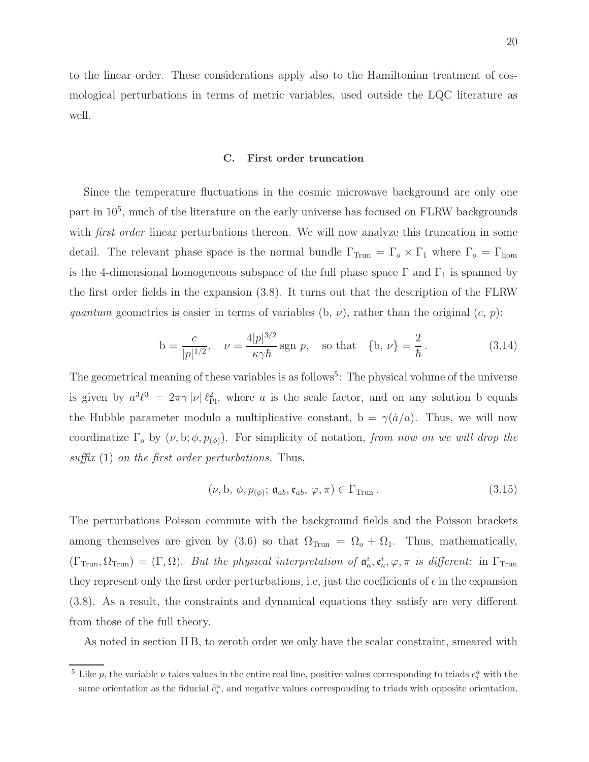to the linear order. These considerations apply also to the Hamiltonian treatment of cosmological perturbations in terms of metric variables, used outside the LQC literature as well.

### C. First order truncation

Since the temperature fluctuations in the cosmic microwave background are only one part in $10^5$, much of the literature on the early universe has focused on FLRW backgrounds with *first order* linear perturbations thereon. We will now analyze this truncation in some detail. The relevant phase space is the normal bundle $\Gamma_{\rm Trun} = \Gamma_o \times \Gamma_1$ where $\Gamma_o = \Gamma_{\rm hom}$ is the 4-dimensional homogeneous subspace of the full phase space $\Gamma$ and $\Gamma_1$ is spanned by the first order fields in the expansion (3.8). It turns out that the description of the FLRW *quantum* geometries is easier in terms of variables $({\rm b}, \nu)$, rather than the original $(c, p)$:

$$
{\rm b} = \frac{c}{|p|^{1/2}}, \quad \nu = \frac{4|p|^{3/2}}{\kappa\gamma\hbar}\, {\rm sgn}\, p, \quad \text{so that} \quad \{{\rm b}, \nu\} = \frac{2}{\hbar}\,. \tag{3.14}
$$

The geometrical meaning of these variables is as follows[5]: The physical volume of the universe is given by $a^3\ell^3 = 2\pi\gamma\,|\nu|\,\ell_{\rm Pl}^2$, where $a$ is the scale factor, and on any solution b equals the Hubble parameter modulo a multiplicative constant, ${\rm b} = \gamma(\dot{a}/a)$. Thus, we will now coordinatize $\Gamma_o$ by $(\nu, {\rm b}; \phi, p_{(\phi)})$. For simplicity of notation, *from now on we will drop the suffix* $(1)$ *on the first order perturbations.* Thus,

$$
(\nu, {\rm b},\, \phi, p_{(\phi)};\, \mathfrak{a}_{ab}, \mathfrak{e}_{ab},\, \varphi, \pi) \in \Gamma_{\rm Trun}\,. \tag{3.15}
$$

The perturbations Poisson commute with the background fields and the Poisson brackets among themselves are given by (3.6) so that $\Omega_{\rm Trun} = \Omega_o + \Omega_1$. Thus, mathematically, $(\Gamma_{\rm Trun}, \Omega_{\rm Trun}) = (\Gamma, \Omega)$. *But the physical interpretation of* $\mathfrak{a}_a^i, \mathfrak{e}_a^i, \varphi, \pi$ *is different*: in $\Gamma_{\rm Trun}$ they represent only the first order perturbations, i.e, just the coefficients of $\epsilon$ in the expansion (3.8). As a result, the constraints and dynamical equations they satisfy are very different from those of the full theory.

As noted in section II B, to zeroth order we only have the scalar constraint, smeared with

[5] Like $p$, the variable $\nu$ takes values in the entire real line, positive values corresponding to triads $e_i^a$ with the same orientation as the fiducial $\mathring{e}_i^a$, and negative values corresponding to triads with opposite orientation.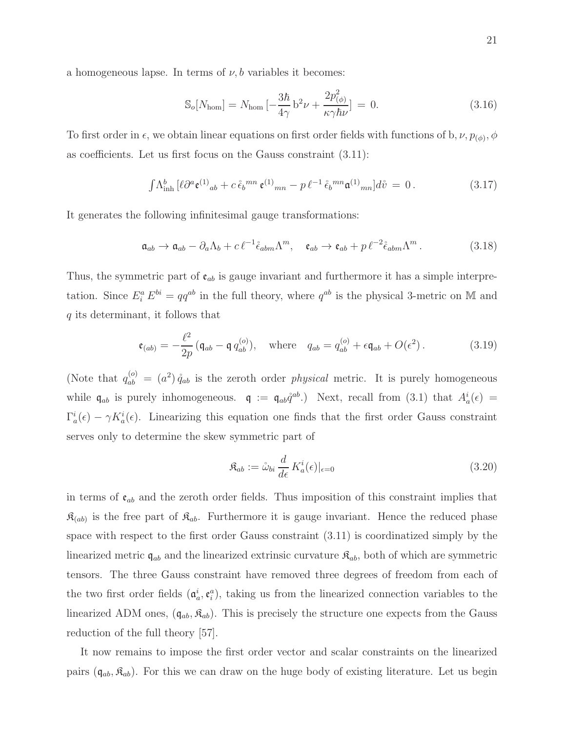a homogeneous lapse. In terms of $\nu, b$ variables it becomes:

$$\mathbb{S}_o[N_{\rm hom}] = N_{\rm hom}\,[-\frac{3\hbar}{4\gamma}\,{\rm b}^2\nu + \frac{2p_{(\phi)}^2}{\kappa\gamma\hbar\nu}] \,=\, 0. \tag{3.16}$$

To first order in $\epsilon$, we obtain linear equations on first order fields with functions of ${\rm b}, \nu, p_{(\phi)}, \phi$ as coefficients. Let us first focus on the Gauss constraint (3.11):

$$\int \Lambda^b_{\rm inh}\,[\ell\partial^a \mathfrak{e}^{(1)}{}_{ab} + c\,\mathring{\epsilon}_b{}^{mn}\,\mathfrak{e}^{(1)}{}_{mn} - p\,\ell^{-1}\,\mathring{\epsilon}_b{}^{mn}\mathfrak{a}^{(1)}{}_{mn}]d\mathring{v} \,=\, 0\,. \tag{3.17}$$

It generates the following infinitesimal gauge transformations:

$$\mathfrak{a}_{ab} \to \mathfrak{a}_{ab} - \partial_a\Lambda_b + c\,\ell^{-1}\mathring{\epsilon}_{abm}\Lambda^m, \quad \mathfrak{e}_{ab} \to \mathfrak{e}_{ab} + p\,\ell^{-2}\mathring{\epsilon}_{abm}\Lambda^m\,. \tag{3.18}$$

Thus, the symmetric part of $\mathfrak{e}_{ab}$ is gauge invariant and furthermore it has a simple interpretation. Since $E^a_i\,E^{bi} = qq^{ab}$ in the full theory, where $q^{ab}$ is the physical 3-metric on $\mathbb{M}$ and $q$ its determinant, it follows that

$$\mathfrak{e}_{(ab)} = -\frac{\ell^2}{2p}\,(\mathfrak{q}_{ab} - \mathfrak{q}\,q^{(o)}_{ab}), \quad \text{where} \quad q_{ab} = q^{(o)}_{ab} + \epsilon\mathfrak{q}_{ab} + O(\epsilon^2)\,. \tag{3.19}$$

(Note that $q^{(o)}_{ab} = (a^2)\,\mathring{q}_{ab}$ is the zeroth order *physical* metric. It is purely homogeneous while $\mathfrak{q}_{ab}$ is purely inhomogeneous. $\mathfrak{q} := \mathfrak{q}_{ab}\mathring{q}^{ab}$.) Next, recall from (3.1) that $A^i_a(\epsilon) = \Gamma^i_a(\epsilon) - \gamma K^i_a(\epsilon)$. Linearizing this equation one finds that the first order Gauss constraint serves only to determine the skew symmetric part of

$$\mathfrak{K}_{ab} := \mathring{\omega}_{bi}\,\frac{d}{d\epsilon}\,K^i_a(\epsilon)|_{\epsilon=0} \tag{3.20}$$

in terms of $\mathfrak{e}_{ab}$ and the zeroth order fields. Thus imposition of this constraint implies that $\mathfrak{K}_{(ab)}$ is the free part of $\mathfrak{K}_{ab}$. Furthermore it is gauge invariant. Hence the reduced phase space with respect to the first order Gauss constraint (3.11) is coordinatized simply by the linearized metric $\mathfrak{q}_{ab}$ and the linearized extrinsic curvature $\mathfrak{K}_{ab}$, both of which are symmetric tensors. The three Gauss constraint have removed three degrees of freedom from each of the two first order fields $(\mathfrak{a}^i_a, \mathfrak{e}^a_i)$, taking us from the linearized connection variables to the linearized ADM ones, $(\mathfrak{q}_{ab}, \mathfrak{K}_{ab})$. This is precisely the structure one expects from the Gauss reduction of the full theory [57].

It now remains to impose the first order vector and scalar constraints on the linearized pairs $(\mathfrak{q}_{ab}, \mathfrak{K}_{ab})$. For this we can draw on the huge body of existing literature. Let us begin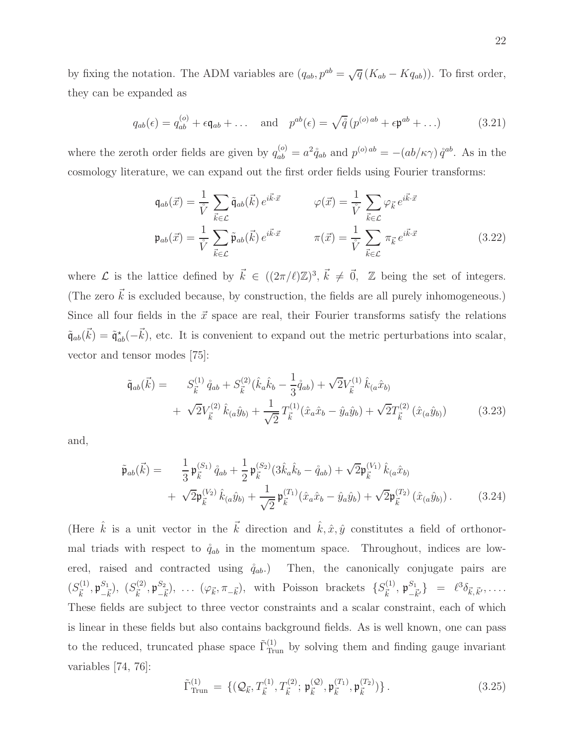by fixing the notation. The ADM variables are $(q_{ab}, p^{ab} = \sqrt{q}\,(K_{ab} - K q_{ab}))$. To first order, they can be expanded as

$$q_{ab}(\epsilon) = q^{(o)}_{ab} + \epsilon \mathfrak{q}_{ab} + \ldots \quad \text{and} \quad p^{ab}(\epsilon) = \sqrt{\mathring{q}}\,(p^{(o)\,ab} + \epsilon \mathfrak{p}^{ab} + \ldots) \tag{3.21}$$

where the zeroth order fields are given by $q^{(o)}_{ab} = a^2 \mathring{q}_{ab}$ and $p^{(o)\,ab} = -(ab/\kappa\gamma)\,\mathring{q}^{ab}$. As in the cosmology literature, we can expand out the first order fields using Fourier transforms:

$$\begin{aligned}
\mathfrak{q}_{ab}(\vec{x}) &= \frac{1}{\mathring{V}} \sum_{\vec{k}\in\mathcal{L}} \tilde{\mathfrak{q}}_{ab}(\vec{k})\, e^{i\vec{k}\cdot\vec{x}} \qquad & \varphi(\vec{x}) &= \frac{1}{\mathring{V}} \sum_{\vec{k}\in\mathcal{L}} \varphi_{\vec{k}}\, e^{i\vec{k}\cdot\vec{x}} \\
\mathfrak{p}_{ab}(\vec{x}) &= \frac{1}{\mathring{V}} \sum_{\vec{k}\in\mathcal{L}} \tilde{\mathfrak{p}}_{ab}(\vec{k})\, e^{i\vec{k}\cdot\vec{x}} \qquad & \pi(\vec{x}) &= \frac{1}{\mathring{V}} \sum_{\vec{k}\in\mathcal{L}} \pi_{\vec{k}}\, e^{i\vec{k}\cdot\vec{x}}
\end{aligned} \tag{3.22}$$

where $\mathcal{L}$ is the lattice defined by $\vec{k} \in ((2\pi/\ell)\mathbb{Z})^3$, $\vec{k} \neq \vec{0}$, $\mathbb{Z}$ being the set of integers. (The zero $\vec{k}$ is excluded because, by construction, the fields are all purely inhomogeneous.) Since all four fields in the $\vec{x}$ space are real, their Fourier transforms satisfy the relations $\tilde{\mathfrak{q}}_{ab}(\vec{k}) = \tilde{\mathfrak{q}}^{\star}_{ab}(-\vec{k})$, etc. It is convenient to expand out the metric perturbations into scalar, vector and tensor modes [75]:

$$\begin{aligned}
\tilde{\mathfrak{q}}_{ab}(\vec{k}) = \quad & S^{(1)}_{\vec{k}}\, \mathring{q}_{ab} + S^{(2)}_{\vec{k}} (\hat{k}_a \hat{k}_b - \frac{1}{3}\mathring{q}_{ab}) + \sqrt{2} V^{(1)}_{\vec{k}}\, \hat{k}_{(a}\hat{x}_{b)} \\
& + \sqrt{2} V^{(2)}_{\vec{k}}\, \hat{k}_{(a}\hat{y}_{b)} + \frac{1}{\sqrt{2}} T^{(1)}_{\vec{k}} (\hat{x}_a\hat{x}_b - \hat{y}_a\hat{y}_b) + \sqrt{2} T^{(2)}_{\vec{k}}\, (\hat{x}_{(a}\hat{y}_{b)})
\end{aligned} \tag{3.23}$$

and,

$$\begin{aligned}
\tilde{\mathfrak{p}}_{ab}(\vec{k}) = \quad & \frac{1}{3}\, \mathfrak{p}^{(S_1)}_{\vec{k}}\, \mathring{q}_{ab} + \frac{1}{2}\, \mathfrak{p}^{(S_2)}_{\vec{k}} (3\hat{k}_a\hat{k}_b - \mathring{q}_{ab}) + \sqrt{2}\mathfrak{p}^{(V_1)}_{\vec{k}}\, \hat{k}_{(a}\hat{x}_{b)} \\
& + \sqrt{2}\mathfrak{p}^{(V_2)}_{\vec{k}}\, \hat{k}_{(a}\hat{y}_{b)} + \frac{1}{\sqrt{2}}\, \mathfrak{p}^{(T_1)}_{\vec{k}} (\hat{x}_a\hat{x}_b - \hat{y}_a\hat{y}_b) + \sqrt{2}\mathfrak{p}^{(T_2)}_{\vec{k}}\, (\hat{x}_{(a}\hat{y}_{b)})\,.
\end{aligned} \tag{3.24}$$

(Here $\hat{k}$ is a unit vector in the $\vec{k}$ direction and $\hat{k}, \hat{x}, \hat{y}$ constitutes a field of orthonormal triads with respect to $\mathring{q}_{ab}$ in the momentum space. Throughout, indices are lowered, raised and contracted using $\mathring{q}_{ab}$.) Then, the canonically conjugate pairs are $(S^{(1)}_{\vec{k}}, \mathfrak{p}^{S_1}_{-\vec{k}})$, $(S^{(2)}_{\vec{k}}, \mathfrak{p}^{S_2}_{-\vec{k}})$, $\ldots$ $(\varphi_{\vec{k}}, \pi_{-\vec{k}})$, with Poisson brackets $\{S^{(1)}_{\vec{k}}, \mathfrak{p}^{S_1}_{-\vec{k}'}\} = \ell^3 \delta_{\vec{k},\vec{k}'}, \ldots$. These fields are subject to three vector constraints and a scalar constraint, each of which is linear in these fields but also contains background fields. As is well known, one can pass to the reduced, truncated phase space $\tilde{\Gamma}^{(1)}_{\rm Trun}$ by solving them and finding gauge invariant variables [74, 76]:

$$\tilde{\Gamma}^{(1)}_{\rm Trun} = \{(\mathcal{Q}_{\vec{k}}, T^{(1)}_{\vec{k}}, T^{(2)}_{\vec{k}};\, \mathfrak{p}^{(\mathcal{Q})}_{\vec{k}}, \mathfrak{p}^{(T_1)}_{\vec{k}}, \mathfrak{p}^{(T_2)}_{\vec{k}})\}\,. \tag{3.25}$$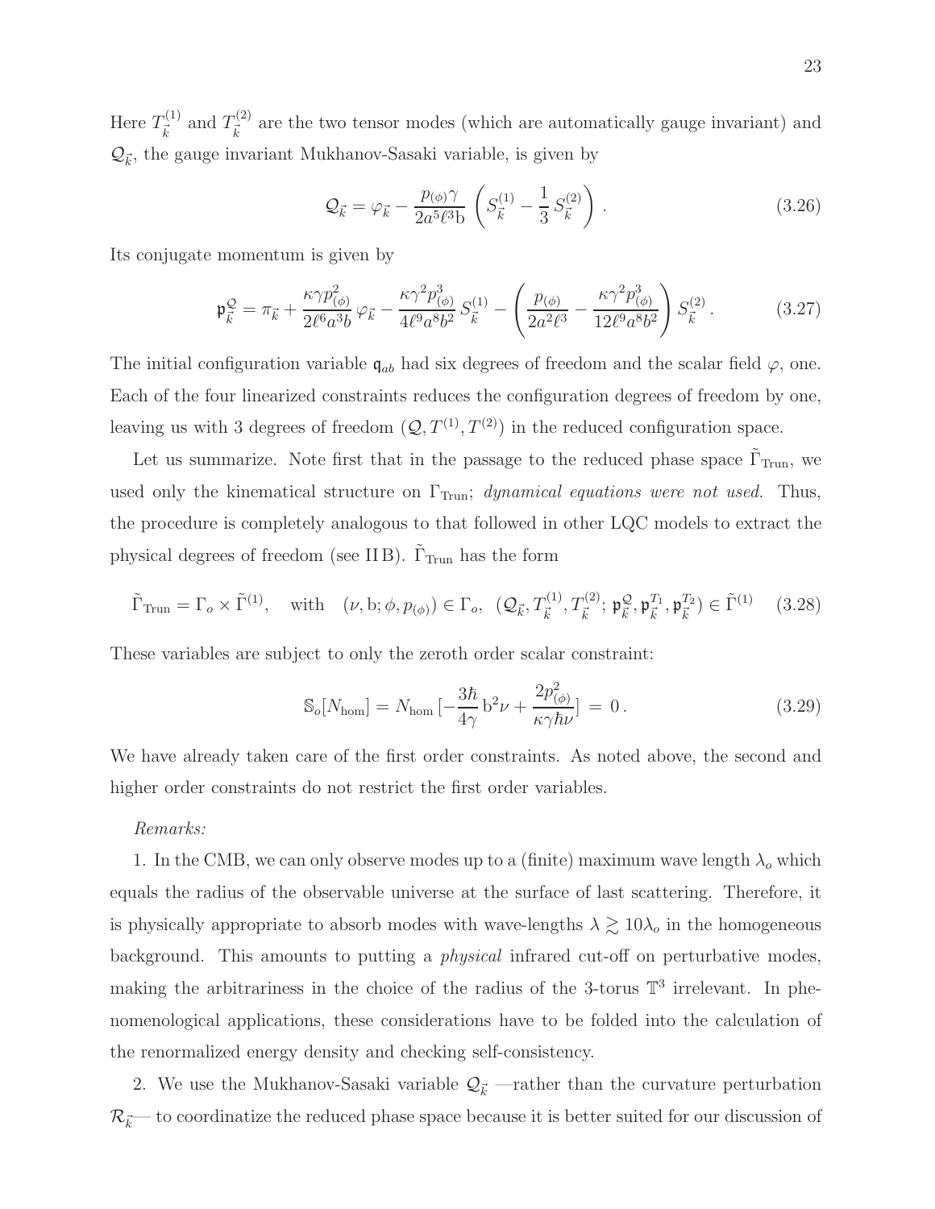Here $T^{(1)}_{\vec k}$ and $T^{(2)}_{\vec k}$ are the two tensor modes (which are automatically gauge invariant) and $\mathcal{Q}_{\vec k}$, the gauge invariant Mukhanov-Sasaki variable, is given by

$$\mathcal{Q}_{\vec k} = \varphi_{\vec k} - \frac{p_{(\phi)}\gamma}{2a^5\ell^3 \mathrm{b}}\, \left(S^{(1)}_{\vec k} - \frac{1}{3}\, S^{(2)}_{\vec k}\right) . \tag{3.26}$$

Its conjugate momentum is given by

$$\mathfrak{p}^{\mathcal{Q}}_{\vec k} = \pi_{\vec k} + \frac{\kappa\gamma p_{(\phi)}^2}{2\ell^6 a^3 b}\, \varphi_{\vec k} - \frac{\kappa\gamma^2 p_{(\phi)}^3}{4\ell^9 a^8 b^2}\, S^{(1)}_{\vec k} - \left(\frac{p_{(\phi)}}{2a^2\ell^3} - \frac{\kappa\gamma^2 p_{(\phi)}^3}{12\ell^9 a^8 b^2}\right) S^{(2)}_{\vec k} . \tag{3.27}$$

The initial configuration variable $\mathfrak{q}_{ab}$ had six degrees of freedom and the scalar field $\varphi$, one. Each of the four linearized constraints reduces the configuration degrees of freedom by one, leaving us with 3 degrees of freedom $(\mathcal{Q}, T^{(1)}, T^{(2)})$ in the reduced configuration space.

Let us summarize. Note first that in the passage to the reduced phase space $\tilde{\Gamma}_{\rm Trun}$, we used only the kinematical structure on $\Gamma_{\rm Trun}$; *dynamical equations were not used.* Thus, the procedure is completely analogous to that followed in other LQC models to extract the physical degrees of freedom (see II B). $\tilde{\Gamma}_{\rm Trun}$ has the form

$$\tilde{\Gamma}_{\rm Trun} = \Gamma_o \times \tilde{\Gamma}^{(1)}, \quad \text{with} \quad (\nu, \mathrm{b}; \phi, p_{(\phi)}) \in \Gamma_o, \;\; (\mathcal{Q}_{\vec k}, T^{(1)}_{\vec k}, T^{(2)}_{\vec k};\, \mathfrak{p}^{\mathcal{Q}}_{\vec k}, \mathfrak{p}^{T_1}_{\vec k}, \mathfrak{p}^{T_2}_{\vec k}) \in \tilde{\Gamma}^{(1)} \tag{3.28}$$

These variables are subject to only the zeroth order scalar constraint:

$$\mathbb{S}_o[N_{\rm hom}] = N_{\rm hom}\,[-\frac{3\hbar}{4\gamma}\,\mathrm{b}^2\nu + \frac{2p_{(\phi)}^2}{\kappa\gamma\hbar\nu}] \,=\, 0\,. \tag{3.29}$$

We have already taken care of the first order constraints. As noted above, the second and higher order constraints do not restrict the first order variables.

*Remarks:*

1. In the CMB, we can only observe modes up to a (finite) maximum wave length $\lambda_o$ which equals the radius of the observable universe at the surface of last scattering. Therefore, it is physically appropriate to absorb modes with wave-lengths $\lambda \gtrsim 10\lambda_o$ in the homogeneous background. This amounts to putting a *physical* infrared cut-off on perturbative modes, making the arbitrariness in the choice of the radius of the 3-torus $\mathbb{T}^3$ irrelevant. In phenomenological applications, these considerations have to be folded into the calculation of the renormalized energy density and checking self-consistency.

2. We use the Mukhanov-Sasaki variable $\mathcal{Q}_{\vec k}$ —rather than the curvature perturbation $\mathcal{R}_{\vec k}$— to coordinatize the reduced phase space because it is better suited for our discussion of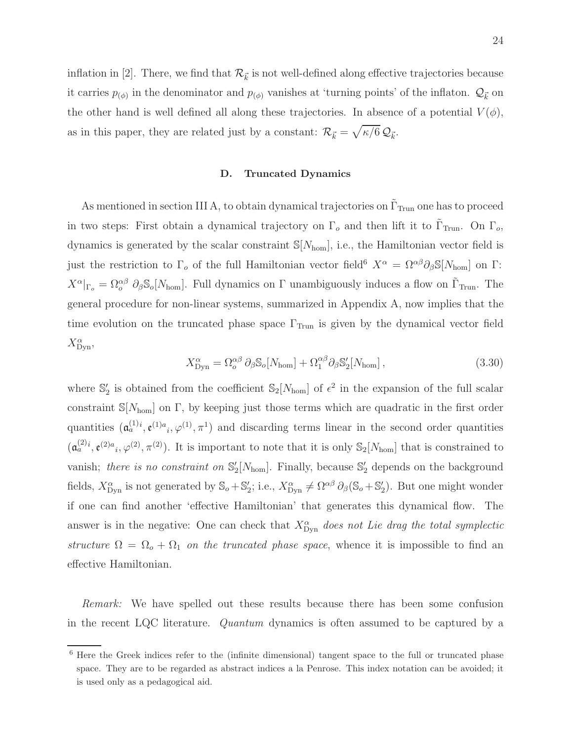inflation in [2]. There, we find that $\mathcal{R}_{\vec{k}}$ is not well-defined along effective trajectories because it carries $p_{(\phi)}$ in the denominator and $p_{(\phi)}$ vanishes at 'turning points' of the inflaton. $\mathcal{Q}_{\vec{k}}$ on the other hand is well defined all along these trajectories. In absence of a potential $V(\phi)$, as in this paper, they are related just by a constant: $\mathcal{R}_{\vec{k}} = \sqrt{\kappa/6}\, \mathcal{Q}_{\vec{k}}$.

### D. Truncated Dynamics

As mentioned in section III A, to obtain dynamical trajectories on $\tilde{\Gamma}_{\rm Trun}$ one has to proceed in two steps: First obtain a dynamical trajectory on $\Gamma_o$ and then lift it to $\tilde{\Gamma}_{\rm Trun}$. On $\Gamma_o$, dynamics is generated by the scalar constraint $\mathbb{S}[N_{\rm hom}]$, i.e., the Hamiltonian vector field is just the restriction to $\Gamma_o$ of the full Hamiltonian vector field[6] $X^\alpha = \Omega^{\alpha\beta}\partial_\beta \mathbb{S}[N_{\rm hom}]$ on $\Gamma$: $X^\alpha|_{\Gamma_o} = \Omega_o^{\alpha\beta}\, \partial_\beta \mathbb{S}_o[N_{\rm hom}]$. Full dynamics on $\Gamma$ unambiguously induces a flow on $\tilde{\Gamma}_{\rm Trun}$. The general procedure for non-linear systems, summarized in Appendix A, now implies that the time evolution on the truncated phase space $\Gamma_{\rm Trun}$ is given by the dynamical vector field $X^\alpha_{\rm Dyn}$,

$$X^\alpha_{\rm Dyn} = \Omega_o^{\alpha\beta}\, \partial_\beta \mathbb{S}_o[N_{\rm hom}] + \Omega_1^{\alpha\beta} \partial_\beta \mathbb{S}_2'[N_{\rm hom}]\,, \tag{3.30}$$

where $\mathbb{S}_2'$ is obtained from the coefficient $\mathbb{S}_2[N_{\rm hom}]$ of $\epsilon^2$ in the expansion of the full scalar constraint $\mathbb{S}[N_{\rm hom}]$ on $\Gamma$, by keeping just those terms which are quadratic in the first order quantities $(\mathfrak{a}_a^{(1)i}, \mathfrak{e}^{(1)a}{}_i, \varphi^{(1)}, \pi^1)$ and discarding terms linear in the second order quantities $(\mathfrak{a}_a^{(2)i}, \mathfrak{e}^{(2)a}{}_i, \varphi^{(2)}, \pi^{(2)})$. It is important to note that it is only $\mathbb{S}_2[N_{\rm hom}]$ that is constrained to vanish; *there is no constraint on* $\mathbb{S}_2'[N_{\rm hom}]$. Finally, because $\mathbb{S}_2'$ depends on the background fields, $X^\alpha_{\rm Dyn}$ is not generated by $\mathbb{S}_o + \mathbb{S}_2'$; i.e., $X^\alpha_{\rm Dyn} \neq \Omega^{\alpha\beta}\, \partial_\beta(\mathbb{S}_o + \mathbb{S}_2')$. But one might wonder if one can find another 'effective Hamiltonian' that generates this dynamical flow. The answer is in the negative: One can check that $X^\alpha_{\rm Dyn}$ *does not Lie drag the total symplectic structure* $\Omega = \Omega_o + \Omega_1$ *on the truncated phase space*, whence it is impossible to find an effective Hamiltonian.

*Remark:* We have spelled out these results because there has been some confusion in the recent LQC literature. *Quantum* dynamics is often assumed to be captured by a

[6] Here the Greek indices refer to the (infinite dimensional) tangent space to the full or truncated phase space. They are to be regarded as abstract indices a la Penrose. This index notation can be avoided; it is used only as a pedagogical aid.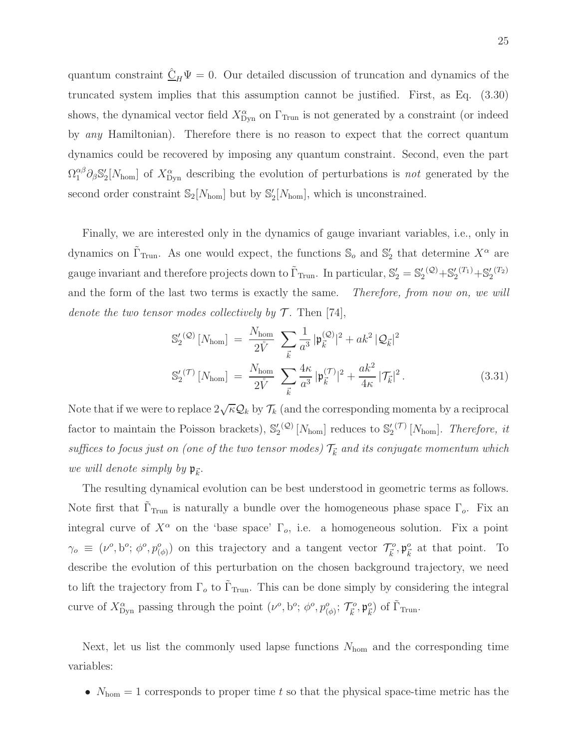quantum constraint $\hat{\underline{\mathrm{C}}}_H \Psi = 0$. Our detailed discussion of truncation and dynamics of the truncated system implies that this assumption cannot be justified. First, as Eq. (3.30) shows, the dynamical vector field $X^\alpha_{\rm Dyn}$ on $\Gamma_{\rm Trun}$ is not generated by a constraint (or indeed by *any* Hamiltonian). Therefore there is no reason to expect that the correct quantum dynamics could be recovered by imposing any quantum constraint. Second, even the part $\Omega_1^{\alpha\beta}\partial_\beta \mathbb{S}_2'[N_{\rm hom}]$ of $X^\alpha_{\rm Dyn}$ describing the evolution of perturbations is *not* generated by the second order constraint $\mathbb{S}_2[N_{\rm hom}]$ but by $\mathbb{S}_2'[N_{\rm hom}]$, which is unconstrained.

Finally, we are interested only in the dynamics of gauge invariant variables, i.e., only in dynamics on $\tilde{\Gamma}_{\rm Trun}$. As one would expect, the functions $\mathbb{S}_o$ and $\mathbb{S}_2'$ that determine $X^\alpha$ are gauge invariant and therefore projects down to $\tilde{\Gamma}_{\rm Trun}$. In particular, $\mathbb{S}_2' = \mathbb{S}_2'^{(\mathcal{Q})} + \mathbb{S}_2'^{(T_1)} + \mathbb{S}_2'^{(T_2)}$ and the form of the last two terms is exactly the same. *Therefore, from now on, we will denote the two tensor modes collectively by $\mathcal{T}$.* Then [74],

$$
\begin{aligned}
\mathbb{S}_2'^{(\mathcal{Q})}[N_{\rm hom}] &= \frac{N_{\rm hom}}{2\mathring{V}} \sum_{\vec{k}} \frac{1}{a^3}\,|\mathfrak{p}_{\vec{k}}^{(\mathcal{Q})}|^2 + a k^2\,|\mathcal{Q}_{\vec{k}}|^2 \\
\mathbb{S}_2'^{(\mathcal{T})}[N_{\rm hom}] &= \frac{N_{\rm hom}}{2\mathring{V}} \sum_{\vec{k}} \frac{4\kappa}{a^3}\,|\mathfrak{p}_{\vec{k}}^{(\mathcal{T})}|^2 + \frac{a k^2}{4\kappa}\,|\mathcal{T}_{\vec{k}}|^2 \,.
\end{aligned}
\qquad (3.31)
$$

Note that if we were to replace $2\sqrt{\kappa}\mathcal{Q}_k$ by $\mathcal{T}_k$ (and the corresponding momenta by a reciprocal factor to maintain the Poisson brackets), $\mathbb{S}_2'^{(\mathcal{Q})}[N_{\rm hom}]$ reduces to $\mathbb{S}_2'^{(\mathcal{T})}[N_{\rm hom}]$. *Therefore, it suffices to focus just on (one of the two tensor modes) $\mathcal{T}_{\vec{k}}$ and its conjugate momentum which we will denote simply by $\mathfrak{p}_{\vec{k}}$.*

The resulting dynamical evolution can be best understood in geometric terms as follows. Note first that $\tilde{\Gamma}_{\rm Trun}$ is naturally a bundle over the homogeneous phase space $\Gamma_o$. Fix an integral curve of $X^\alpha$ on the 'base space' $\Gamma_o$, i.e. a homogeneous solution. Fix a point $\gamma_o \equiv (\nu^o, {\rm b}^o;\, \phi^o, p_{(\phi)}^o)$ on this trajectory and a tangent vector $\mathcal{T}^o_{\vec{k}}, \mathfrak{p}^o_{\vec{k}}$ at that point. To describe the evolution of this perturbation on the chosen background trajectory, we need to lift the trajectory from $\Gamma_o$ to $\tilde{\Gamma}_{\rm Trun}$. This can be done simply by considering the integral curve of $X^\alpha_{\rm Dyn}$ passing through the point $(\nu^o, {\rm b}^o;\, \phi^o, p^o_{(\phi)};\, \mathcal{T}^o_{\vec{k}}, \mathfrak{p}^o_{\vec{k}})$ of $\tilde{\Gamma}_{\rm Trun}$.

Next, let us list the commonly used lapse functions $N_{\rm hom}$ and the corresponding time variables:

- $N_{\rm hom} = 1$ corresponds to proper time $t$ so that the physical space-time metric has the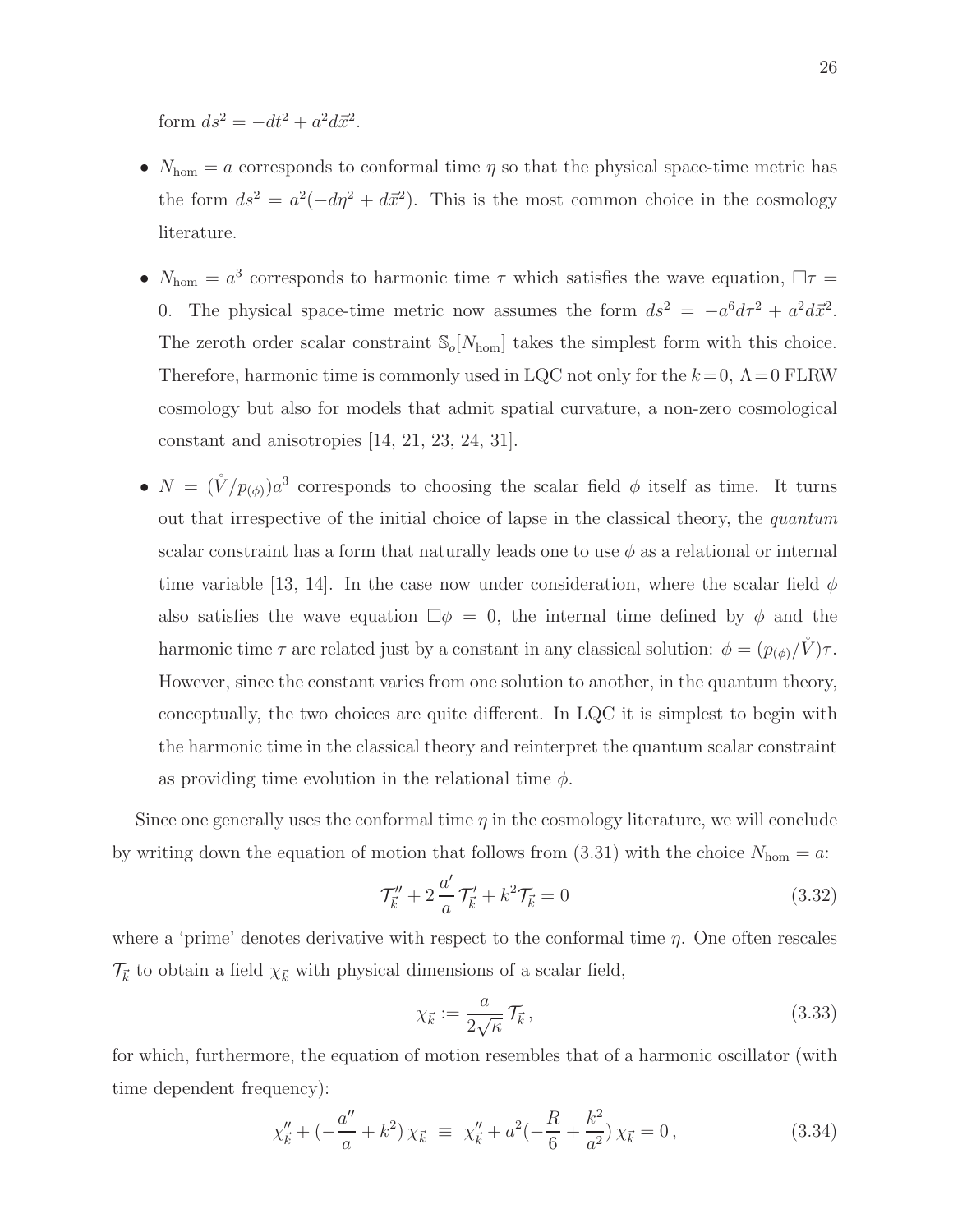form $ds^2 = -dt^2 + a^2 d\vec{x}^2$.

- $N_{\rm hom} = a$ corresponds to conformal time $\eta$ so that the physical space-time metric has the form $ds^2 = a^2(-d\eta^2 + d\vec{x}^2)$. This is the most common choice in the cosmology literature.

- $N_{\rm hom} = a^3$ corresponds to harmonic time $\tau$ which satisfies the wave equation, $\Box\tau = 0$. The physical space-time metric now assumes the form $ds^2 = -a^6 d\tau^2 + a^2 d\vec{x}^2$. The zeroth order scalar constraint $\mathbb{S}_o[N_{\rm hom}]$ takes the simplest form with this choice. Therefore, harmonic time is commonly used in LQC not only for the $k\!=\!0$, $\Lambda\!=\!0$ FLRW cosmology but also for models that admit spatial curvature, a non-zero cosmological constant and anisotropies [14, 21, 23, 24, 31].

- $N = (\mathring{V}/p_{(\phi)})a^3$ corresponds to choosing the scalar field $\phi$ itself as time. It turns out that irrespective of the initial choice of lapse in the classical theory, the *quantum* scalar constraint has a form that naturally leads one to use $\phi$ as a relational or internal time variable [13, 14]. In the case now under consideration, where the scalar field $\phi$ also satisfies the wave equation $\Box\phi = 0$, the internal time defined by $\phi$ and the harmonic time $\tau$ are related just by a constant in any classical solution: $\phi = (p_{(\phi)}/\mathring{V})\tau$. However, since the constant varies from one solution to another, in the quantum theory, conceptually, the two choices are quite different. In LQC it is simplest to begin with the harmonic time in the classical theory and reinterpret the quantum scalar constraint as providing time evolution in the relational time $\phi$.

Since one generally uses the conformal time $\eta$ in the cosmology literature, we will conclude by writing down the equation of motion that follows from (3.31) with the choice $N_{\rm hom} = a$:

$$\mathcal{T}_{\vec{k}}'' + 2\,\frac{a'}{a}\,\mathcal{T}_{\vec{k}}' + k^2 \mathcal{T}_{\vec{k}} = 0 \tag{3.32}$$

where a 'prime' denotes derivative with respect to the conformal time $\eta$. One often rescales $\mathcal{T}_{\vec{k}}$ to obtain a field $\chi_{\vec{k}}$ with physical dimensions of a scalar field,

$$\chi_{\vec{k}} := \frac{a}{2\sqrt{\kappa}}\,\mathcal{T}_{\vec{k}}\,, \tag{3.33}$$

for which, furthermore, the equation of motion resembles that of a harmonic oscillator (with time dependent frequency):

$$\chi_{\vec{k}}'' + (-\frac{a''}{a} + k^2)\,\chi_{\vec{k}} \;\equiv\; \chi_{\vec{k}}'' + a^2(-\frac{R}{6} + \frac{k^2}{a^2})\,\chi_{\vec{k}} = 0\,, \tag{3.34}$$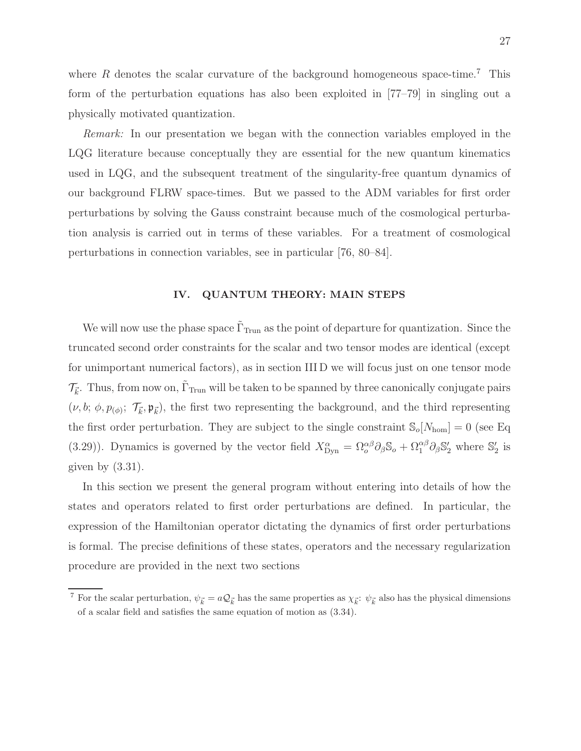where $R$ denotes the scalar curvature of the background homogeneous space-time.[7] This form of the perturbation equations has also been exploited in [77–79] in singling out a physically motivated quantization.

*Remark:* In our presentation we began with the connection variables employed in the LQG literature because conceptually they are essential for the new quantum kinematics used in LQG, and the subsequent treatment of the singularity-free quantum dynamics of our background FLRW space-times. But we passed to the ADM variables for first order perturbations by solving the Gauss constraint because much of the cosmological perturbation analysis is carried out in terms of these variables. For a treatment of cosmological perturbations in connection variables, see in particular [76, 80–84].

## IV. QUANTUM THEORY: MAIN STEPS

We will now use the phase space $\tilde{\Gamma}_{\rm Trun}$ as the point of departure for quantization. Since the truncated second order constraints for the scalar and two tensor modes are identical (except for unimportant numerical factors), as in section III D we will focus just on one tensor mode $\mathcal{T}_{\vec{k}}$. Thus, from now on, $\tilde{\Gamma}_{\rm Trun}$ will be taken to be spanned by three canonically conjugate pairs $(\nu, b;\, \phi, p_{(\phi)};\, \mathcal{T}_{\vec{k}}, \mathfrak{p}_{\vec{k}})$, the first two representing the background, and the third representing the first order perturbation. They are subject to the single constraint $\mathbb{S}_o[N_{\rm hom}] = 0$ (see Eq (3.29)). Dynamics is governed by the vector field $X^\alpha_{\rm Dyn} = \Omega^{\alpha\beta}_o \partial_\beta \mathbb{S}_o + \Omega^{\alpha\beta}_1 \partial_\beta \mathbb{S}_2'$ where $\mathbb{S}_2'$ is given by (3.31).

In this section we present the general program without entering into details of how the states and operators related to first order perturbations are defined. In particular, the expression of the Hamiltonian operator dictating the dynamics of first order perturbations is formal. The precise definitions of these states, operators and the necessary regularization procedure are provided in the next two sections

[7] For the scalar perturbation, $\psi_{\vec{k}} = a\mathcal{Q}_{\vec{k}}$ has the same properties as $\chi_{\vec{k}}$: $\psi_{\vec{k}}$ also has the physical dimensions of a scalar field and satisfies the same equation of motion as (3.34).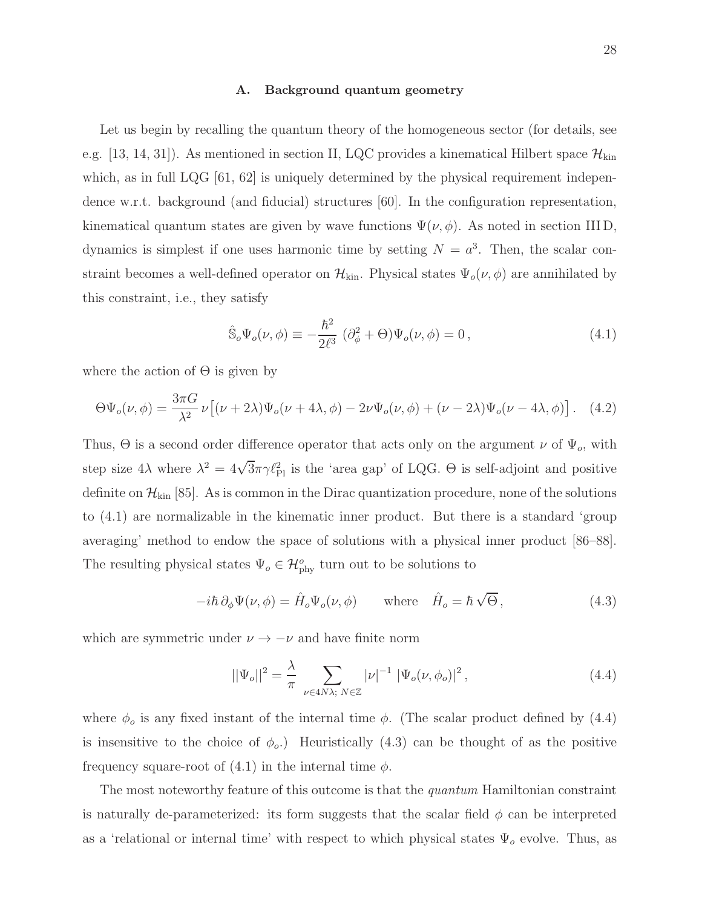### A. Background quantum geometry

Let us begin by recalling the quantum theory of the homogeneous sector (for details, see e.g. [13, 14, 31]). As mentioned in section II, LQC provides a kinematical Hilbert space $\mathcal{H}_{\rm kin}$ which, as in full LQG [61, 62] is uniquely determined by the physical requirement independence w.r.t. background (and fiducial) structures [60]. In the configuration representation, kinematical quantum states are given by wave functions $\Psi(\nu, \phi)$. As noted in section III D, dynamics is simplest if one uses harmonic time by setting $N = a^3$. Then, the scalar constraint becomes a well-defined operator on $\mathcal{H}_{\rm kin}$. Physical states $\Psi_o(\nu, \phi)$ are annihilated by this constraint, i.e., they satisfy

$$\hat{\mathbb{S}}_o \Psi_o(\nu, \phi) \equiv -\frac{\hbar^2}{2\ell^3}\, (\partial_\phi^2 + \Theta)\Psi_o(\nu, \phi) = 0\,, \tag{4.1}$$

where the action of $\Theta$ is given by

$$\Theta\Psi_o(\nu, \phi) = \frac{3\pi G}{\lambda^2}\, \nu\big[(\nu + 2\lambda)\Psi_o(\nu + 4\lambda, \phi) - 2\nu\Psi_o(\nu, \phi) + (\nu - 2\lambda)\Psi_o(\nu - 4\lambda, \phi)\big]\,. \tag{4.2}$$

Thus, $\Theta$ is a second order difference operator that acts only on the argument $\nu$ of $\Psi_o$, with step size $4\lambda$ where $\lambda^2 = 4\sqrt{3}\pi\gamma\ell_{\rm Pl}^2$ is the 'area gap' of LQG. $\Theta$ is self-adjoint and positive definite on $\mathcal{H}_{\rm kin}$ [85]. As is common in the Dirac quantization procedure, none of the solutions to (4.1) are normalizable in the kinematic inner product. But there is a standard 'group averaging' method to endow the space of solutions with a physical inner product [86–88]. The resulting physical states $\Psi_o \in \mathcal{H}^o_{\rm phy}$ turn out to be solutions to

$$-i\hbar\, \partial_\phi \Psi(\nu, \phi) = \hat{H}_o \Psi_o(\nu, \phi) \qquad \text{where} \quad \hat{H}_o = \hbar\sqrt{\Theta}\,, \tag{4.3}$$

which are symmetric under $\nu \to -\nu$ and have finite norm

$$||\Psi_o||^2 = \frac{\lambda}{\pi} \sum_{\nu \in 4N\lambda;\; N\in\mathbb{Z}} |\nu|^{-1}\, |\Psi_o(\nu, \phi_o)|^2\,, \tag{4.4}$$

where $\phi_o$ is any fixed instant of the internal time $\phi$. (The scalar product defined by (4.4) is insensitive to the choice of $\phi_o$.) Heuristically (4.3) can be thought of as the positive frequency square-root of (4.1) in the internal time $\phi$.

The most noteworthy feature of this outcome is that the *quantum* Hamiltonian constraint is naturally de-parameterized: its form suggests that the scalar field $\phi$ can be interpreted as a 'relational or internal time' with respect to which physical states $\Psi_o$ evolve. Thus, as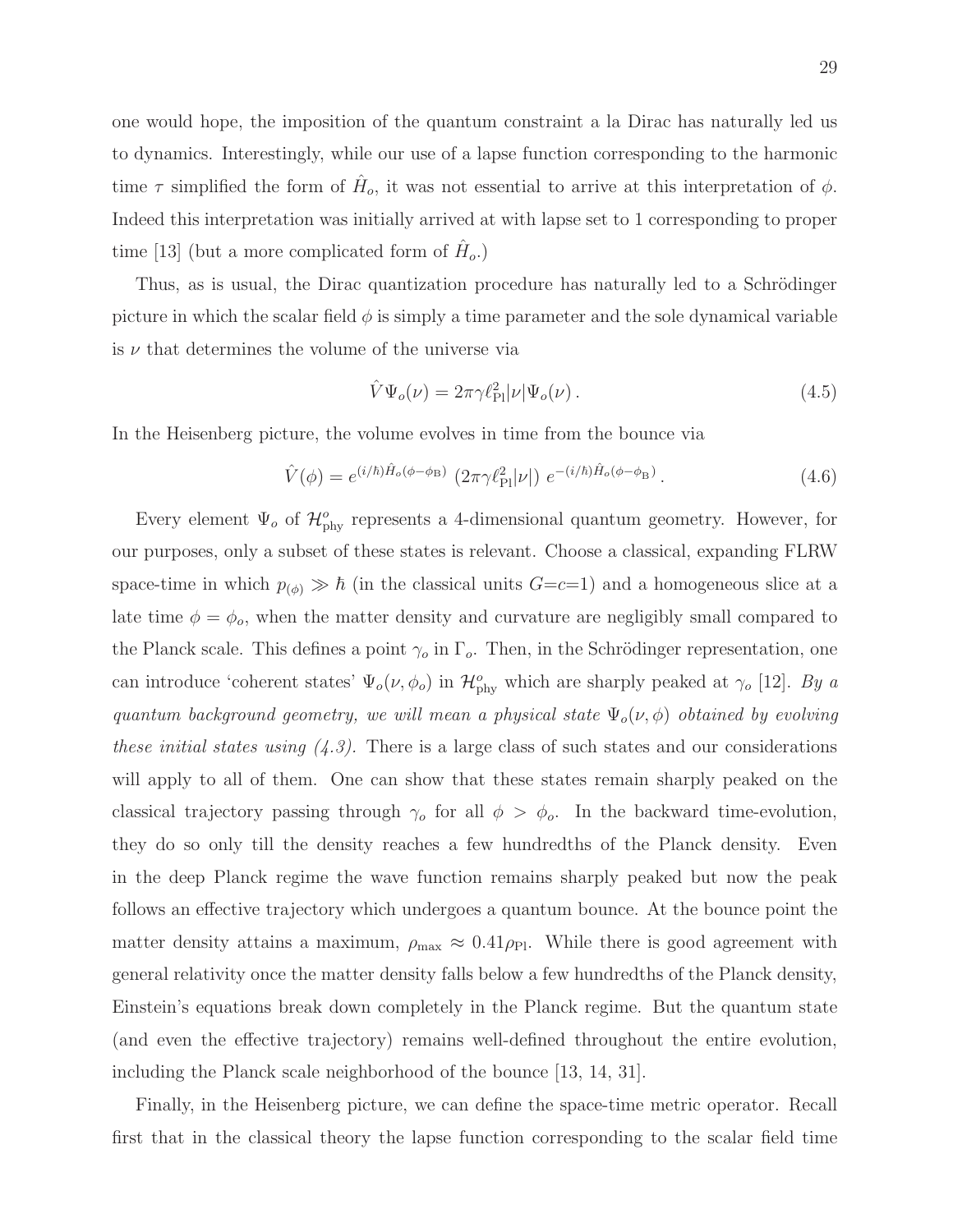one would hope, the imposition of the quantum constraint a la Dirac has naturally led us to dynamics. Interestingly, while our use of a lapse function corresponding to the harmonic time $\tau$ simplified the form of $\hat{H}_o$, it was not essential to arrive at this interpretation of $\phi$. Indeed this interpretation was initially arrived at with lapse set to 1 corresponding to proper time [13] (but a more complicated form of $\hat{H}_o$.)

Thus, as is usual, the Dirac quantization procedure has naturally led to a Schrödinger picture in which the scalar field $\phi$ is simply a time parameter and the sole dynamical variable is $\nu$ that determines the volume of the universe via

$$\hat{V}\,\Psi_o(\nu) = 2\pi\gamma\ell_{\rm Pl}^2|\nu|\Psi_o(\nu)\,. \tag{4.5}$$

In the Heisenberg picture, the volume evolves in time from the bounce via

$$\hat{V}(\phi) = e^{(i/\hbar)\hat{H}_o(\phi-\phi_{\rm B})}\;(2\pi\gamma\ell_{\rm Pl}^2|\nu|)\;e^{-(i/\hbar)\hat{H}_o(\phi-\phi_{\rm B})}\,. \tag{4.6}$$

Every element $\Psi_o$ of $\mathcal{H}_{\rm phy}^o$ represents a 4-dimensional quantum geometry. However, for our purposes, only a subset of these states is relevant. Choose a classical, expanding FLRW space-time in which $p_{(\phi)} \gg \hbar$ (in the classical units $G$=$c$=1) and a homogeneous slice at a late time $\phi = \phi_o$, when the matter density and curvature are negligibly small compared to the Planck scale. This defines a point $\gamma_o$ in $\Gamma_o$. Then, in the Schrödinger representation, one can introduce 'coherent states' $\Psi_o(\nu, \phi_o)$ in $\mathcal{H}_{\rm phy}^o$ which are sharply peaked at $\gamma_o$ [12]. *By a quantum background geometry, we will mean a physical state $\Psi_o(\nu, \phi)$ obtained by evolving these initial states using (4.3).* There is a large class of such states and our considerations will apply to all of them. One can show that these states remain sharply peaked on the classical trajectory passing through $\gamma_o$ for all $\phi > \phi_o$. In the backward time-evolution, they do so only till the density reaches a few hundredths of the Planck density. Even in the deep Planck regime the wave function remains sharply peaked but now the peak follows an effective trajectory which undergoes a quantum bounce. At the bounce point the matter density attains a maximum, $\rho_{\rm max} \approx 0.41\rho_{\rm Pl}$. While there is good agreement with general relativity once the matter density falls below a few hundredths of the Planck density, Einstein's equations break down completely in the Planck regime. But the quantum state (and even the effective trajectory) remains well-defined throughout the entire evolution, including the Planck scale neighborhood of the bounce [13, 14, 31].

Finally, in the Heisenberg picture, we can define the space-time metric operator. Recall first that in the classical theory the lapse function corresponding to the scalar field time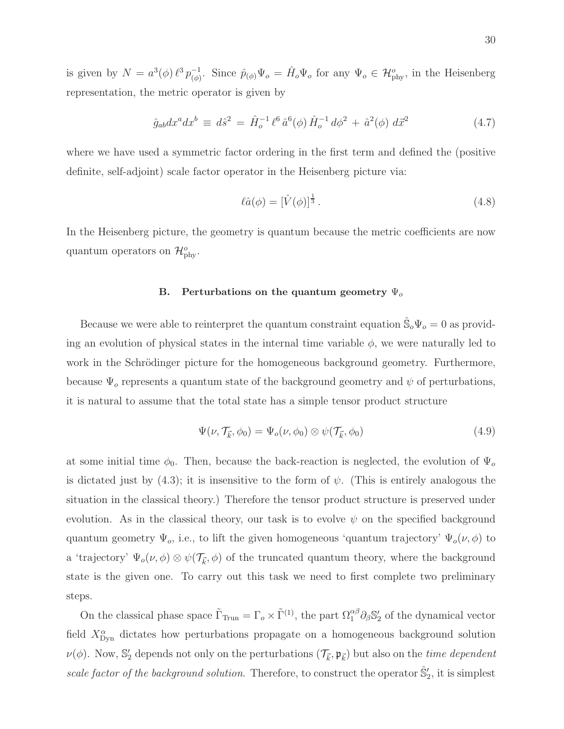is given by $N = a^3(\phi)\, \ell^3\, p_{(\phi)}^{-1}$. Since $\hat{p}_{(\phi)}\Psi_o = \hat{H}_o\Psi_o$ for any $\Psi_o \in \mathcal{H}^o_{\rm phy}$, in the Heisenberg representation, the metric operator is given by

$$\hat{g}_{ab}dx^a dx^b \equiv d\hat{s}^2 = \hat{H}_o^{-1}\, \ell^6\, \hat{a}^6(\phi)\, \hat{H}_o^{-1}\, d\phi^2 + \hat{a}^2(\phi)\, d\vec{x}^2 \tag{4.7}$$

where we have used a symmetric factor ordering in the first term and defined the (positive definite, self-adjoint) scale factor operator in the Heisenberg picture via:

$$\ell\hat{a}(\phi) = [\hat{V}(\phi)]^{\frac{1}{3}}\,. \tag{4.8}$$

In the Heisenberg picture, the geometry is quantum because the metric coefficients are now quantum operators on $\mathcal{H}^o_{\rm phy}$.

### B. Perturbations on the quantum geometry $\Psi_o$

Because we were able to reinterpret the quantum constraint equation $\hat{\mathbb{S}}_o\Psi_o = 0$ as providing an evolution of physical states in the internal time variable $\phi$, we were naturally led to work in the Schrödinger picture for the homogeneous background geometry. Furthermore, because $\Psi_o$ represents a quantum state of the background geometry and $\psi$ of perturbations, it is natural to assume that the total state has a simple tensor product structure

$$\Psi(\nu, \mathcal{T}_{\vec{k}}, \phi_0) = \Psi_o(\nu, \phi_0) \otimes \psi(\mathcal{T}_{\vec{k}}, \phi_0) \tag{4.9}$$

at some initial time $\phi_0$. Then, because the back-reaction is neglected, the evolution of $\Psi_o$ is dictated just by (4.3); it is insensitive to the form of $\psi$. (This is entirely analogous the situation in the classical theory.) Therefore the tensor product structure is preserved under evolution. As in the classical theory, our task is to evolve $\psi$ on the specified background quantum geometry $\Psi_o$, i.e., to lift the given homogeneous 'quantum trajectory' $\Psi_o(\nu, \phi)$ to a 'trajectory' $\Psi_o(\nu, \phi) \otimes \psi(\mathcal{T}_{\vec{k}}, \phi)$ of the truncated quantum theory, where the background state is the given one. To carry out this task we need to first complete two preliminary steps.

On the classical phase space $\tilde{\Gamma}_{\rm Trun} = \Gamma_o \times \tilde{\Gamma}^{(1)}$, the part $\Omega_1^{\alpha\beta}\partial_\beta \mathbb{S}_2'$ of the dynamical vector field $X^\alpha_{\rm Dyn}$ dictates how perturbations propagate on a homogeneous background solution $\nu(\phi)$. Now, $\mathbb{S}_2'$ depends not only on the perturbations $(\mathcal{T}_{\vec{k}}, \mathfrak{p}_{\vec{k}})$ but also on the *time dependent scale factor of the background solution*. Therefore, to construct the operator $\hat{\mathbb{S}}_2'$, it is simplest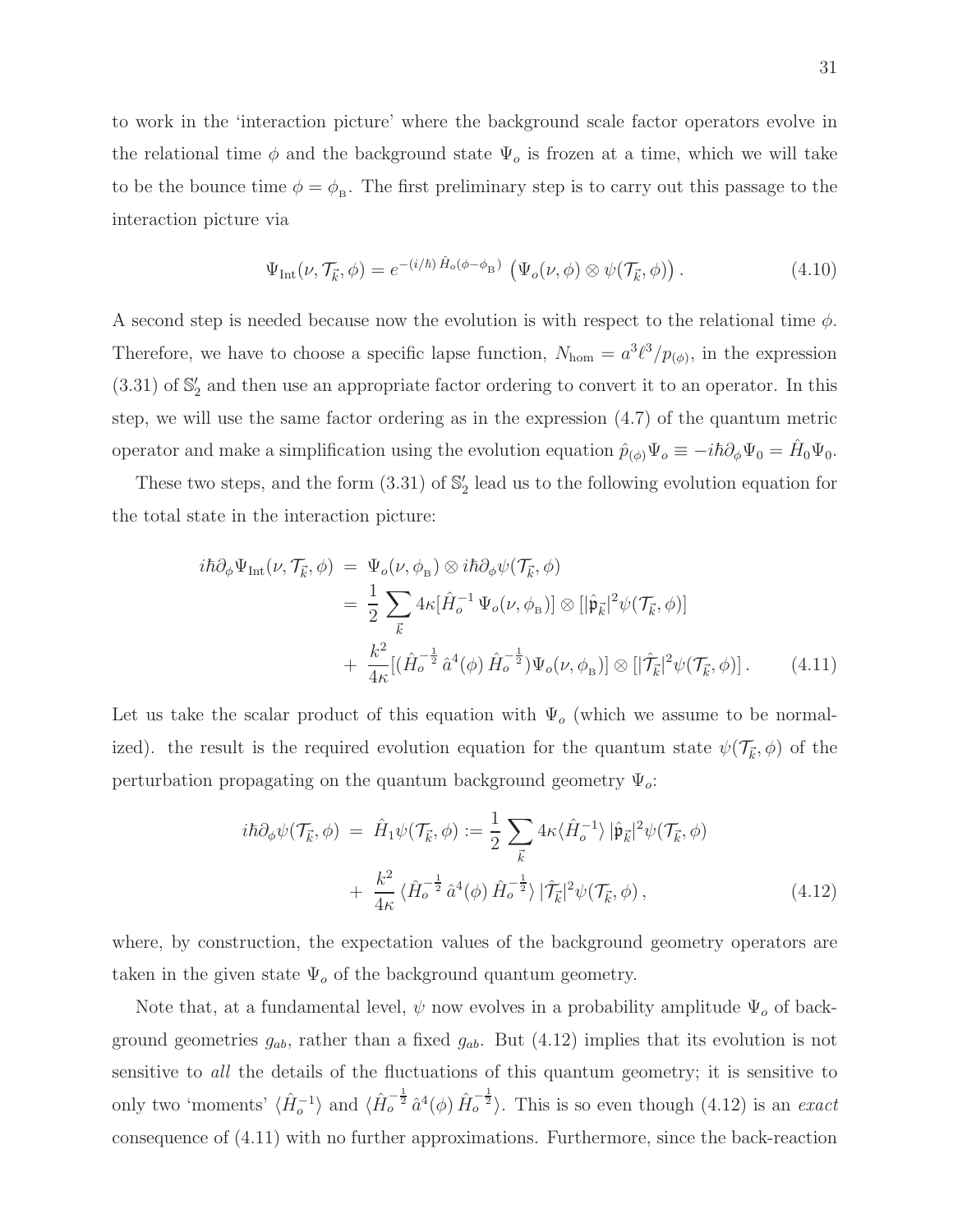to work in the 'interaction picture' where the background scale factor operators evolve in the relational time $\phi$ and the background state $\Psi_o$ is frozen at a time, which we will take to be the bounce time $\phi = \phi_{\rm B}$. The first preliminary step is to carry out this passage to the interaction picture via

$$\Psi_{\rm Int}(\nu, \mathcal{T}_{\vec{k}}, \phi) = e^{-(i/\hbar)\, \hat{H}_o(\phi - \phi_{\rm B})}\, \left(\Psi_o(\nu, \phi) \otimes \psi(\mathcal{T}_{\vec{k}}, \phi)\right). \tag{4.10}$$

A second step is needed because now the evolution is with respect to the relational time $\phi$. Therefore, we have to choose a specific lapse function, $N_{\rm hom} = a^3\ell^3/p_{(\phi)}$, in the expression (3.31) of $\mathbb{S}_2'$ and then use an appropriate factor ordering to convert it to an operator. In this step, we will use the same factor ordering as in the expression (4.7) of the quantum metric operator and make a simplification using the evolution equation $\hat{p}_{(\phi)}\Psi_o \equiv -i\hbar\partial_\phi \Psi_0 = \hat{H}_0\Psi_0$.

These two steps, and the form (3.31) of $\mathbb{S}_2'$ lead us to the following evolution equation for the total state in the interaction picture:

$$\begin{aligned} i\hbar\partial_\phi \Psi_{\rm Int}(\nu, \mathcal{T}_{\vec{k}}, \phi) &= \Psi_o(\nu, \phi_{\rm B}) \otimes i\hbar\partial_\phi \psi(\mathcal{T}_{\vec{k}}, \phi) \\ &= \frac{1}{2}\sum_{\vec{k}} 4\kappa[\hat{H}_o^{-1}\,\Psi_o(\nu, \phi_{\rm B})] \otimes [|\hat{\mathfrak{p}}_{\vec{k}}|^2 \psi(\mathcal{T}_{\vec{k}}, \phi)] \\ &+ \frac{k^2}{4\kappa}[(\hat{H}_o^{-\frac{1}{2}}\, \hat{a}^4(\phi)\, \hat{H}_o^{-\frac{1}{2}})\Psi_o(\nu, \phi_{\rm B})] \otimes [|\hat{\mathcal{T}}_{\vec{k}}|^2 \psi(\mathcal{T}_{\vec{k}}, \phi)]\,. \end{aligned} \tag{4.11}$$

Let us take the scalar product of this equation with $\Psi_o$ (which we assume to be normalized). the result is the required evolution equation for the quantum state $\psi(\mathcal{T}_{\vec{k}}, \phi)$ of the perturbation propagating on the quantum background geometry $\Psi_o$:

$$\begin{aligned} i\hbar\partial_\phi \psi(\mathcal{T}_{\vec{k}}, \phi) &= \hat{H}_1 \psi(\mathcal{T}_{\vec{k}}, \phi) := \frac{1}{2}\sum_{\vec{k}} 4\kappa\langle \hat{H}_o^{-1}\rangle\, |\hat{\mathfrak{p}}_{\vec{k}}|^2 \psi(\mathcal{T}_{\vec{k}}, \phi) \\ &+ \frac{k^2}{4\kappa}\,\langle \hat{H}_o^{-\frac{1}{2}}\, \hat{a}^4(\phi)\, \hat{H}_o^{-\frac{1}{2}}\rangle\, |\hat{\mathcal{T}}_{\vec{k}}|^2 \psi(\mathcal{T}_{\vec{k}}, \phi)\,, \end{aligned} \tag{4.12}$$

where, by construction, the expectation values of the background geometry operators are taken in the given state $\Psi_o$ of the background quantum geometry.

Note that, at a fundamental level, $\psi$ now evolves in a probability amplitude $\Psi_o$ of background geometries $g_{ab}$, rather than a fixed $g_{ab}$. But (4.12) implies that its evolution is not sensitive to *all* the details of the fluctuations of this quantum geometry; it is sensitive to only two 'moments' $\langle \hat{H}_o^{-1}\rangle$ and $\langle \hat{H}_o^{-\frac{1}{2}}\, \hat{a}^4(\phi)\, \hat{H}_o^{-\frac{1}{2}}\rangle$. This is so even though (4.12) is an *exact* consequence of (4.11) with no further approximations. Furthermore, since the back-reaction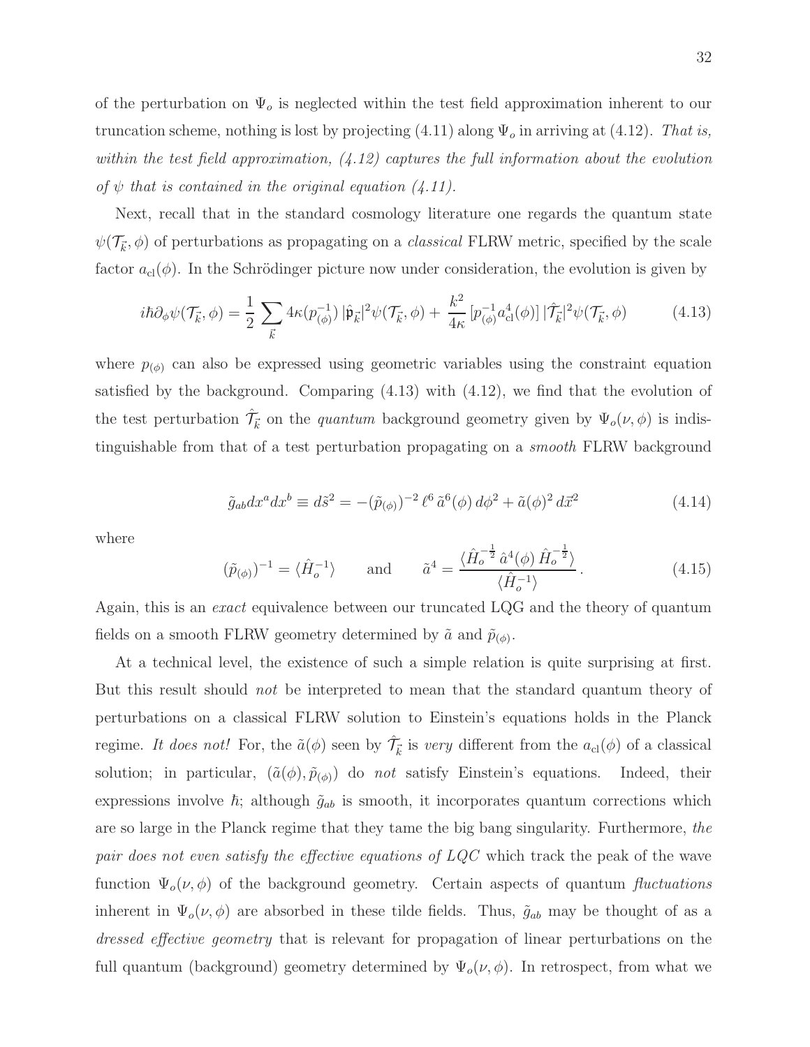of the perturbation on $\Psi_o$ is neglected within the test field approximation inherent to our truncation scheme, nothing is lost by projecting (4.11) along $\Psi_o$ in arriving at (4.12). *That is, within the test field approximation, (4.12) captures the full information about the evolution of $\psi$ that is contained in the original equation (4.11).*

Next, recall that in the standard cosmology literature one regards the quantum state $\psi(\mathcal{T}_{\vec{k}}, \phi)$ of perturbations as propagating on a *classical* FLRW metric, specified by the scale factor $a_{\rm cl}(\phi)$. In the Schrödinger picture now under consideration, the evolution is given by

$$i\hbar\partial_\phi \psi(\mathcal{T}_{\vec{k}}, \phi) = \frac{1}{2}\sum_{\vec{k}} 4\kappa (p_{(\phi)}^{-1})\, |\hat{\mathfrak{p}}_{\vec{k}}|^2 \psi(\mathcal{T}_{\vec{k}}, \phi) + \frac{k^2}{4\kappa}\, [p_{(\phi)}^{-1} a_{\rm cl}^4(\phi)]\, |\hat{\mathcal{T}}_{\vec{k}}|^2 \psi(\mathcal{T}_{\vec{k}}, \phi) \tag{4.13}$$

where $p_{(\phi)}$ can also be expressed using geometric variables using the constraint equation satisfied by the background. Comparing (4.13) with (4.12), we find that the evolution of the test perturbation $\hat{\mathcal{T}}_{\vec{k}}$ on the *quantum* background geometry given by $\Psi_o(\nu, \phi)$ is indistinguishable from that of a test perturbation propagating on a *smooth* FLRW background

$$\tilde{g}_{ab} dx^a dx^b \equiv d\tilde{s}^2 = -(\tilde{p}_{(\phi)})^{-2}\, \ell^6\, \tilde{a}^6(\phi)\, d\phi^2 + \tilde{a}(\phi)^2\, d\vec{x}^2 \tag{4.14}$$

where

$$(\tilde{p}_{(\phi)})^{-1} = \langle \hat{H}_o^{-1} \rangle \qquad \text{and} \qquad \tilde{a}^4 = \frac{\langle \hat{H}_o^{-\frac{1}{2}}\, \hat{a}^4(\phi)\, \hat{H}_o^{-\frac{1}{2}} \rangle}{\langle \hat{H}_o^{-1} \rangle}\,. \tag{4.15}$$

Again, this is an *exact* equivalence between our truncated LQG and the theory of quantum fields on a smooth FLRW geometry determined by $\tilde{a}$ and $\tilde{p}_{(\phi)}$.

At a technical level, the existence of such a simple relation is quite surprising at first. But this result should *not* be interpreted to mean that the standard quantum theory of perturbations on a classical FLRW solution to Einstein's equations holds in the Planck regime. *It does not!* For, the $\tilde{a}(\phi)$ seen by $\hat{\mathcal{T}}_{\vec{k}}$ is *very* different from the $a_{\rm cl}(\phi)$ of a classical solution; in particular, $(\tilde{a}(\phi), \tilde{p}_{(\phi)})$ do *not* satisfy Einstein's equations. Indeed, their expressions involve $\hbar$; although $\tilde{g}_{ab}$ is smooth, it incorporates quantum corrections which are so large in the Planck regime that they tame the big bang singularity. Furthermore, *the pair does not even satisfy the effective equations of LQC* which track the peak of the wave function $\Psi_o(\nu, \phi)$ of the background geometry. Certain aspects of quantum *fluctuations* inherent in $\Psi_o(\nu, \phi)$ are absorbed in these tilde fields. Thus, $\tilde{g}_{ab}$ may be thought of as a *dressed effective geometry* that is relevant for propagation of linear perturbations on the full quantum (background) geometry determined by $\Psi_o(\nu, \phi)$. In retrospect, from what we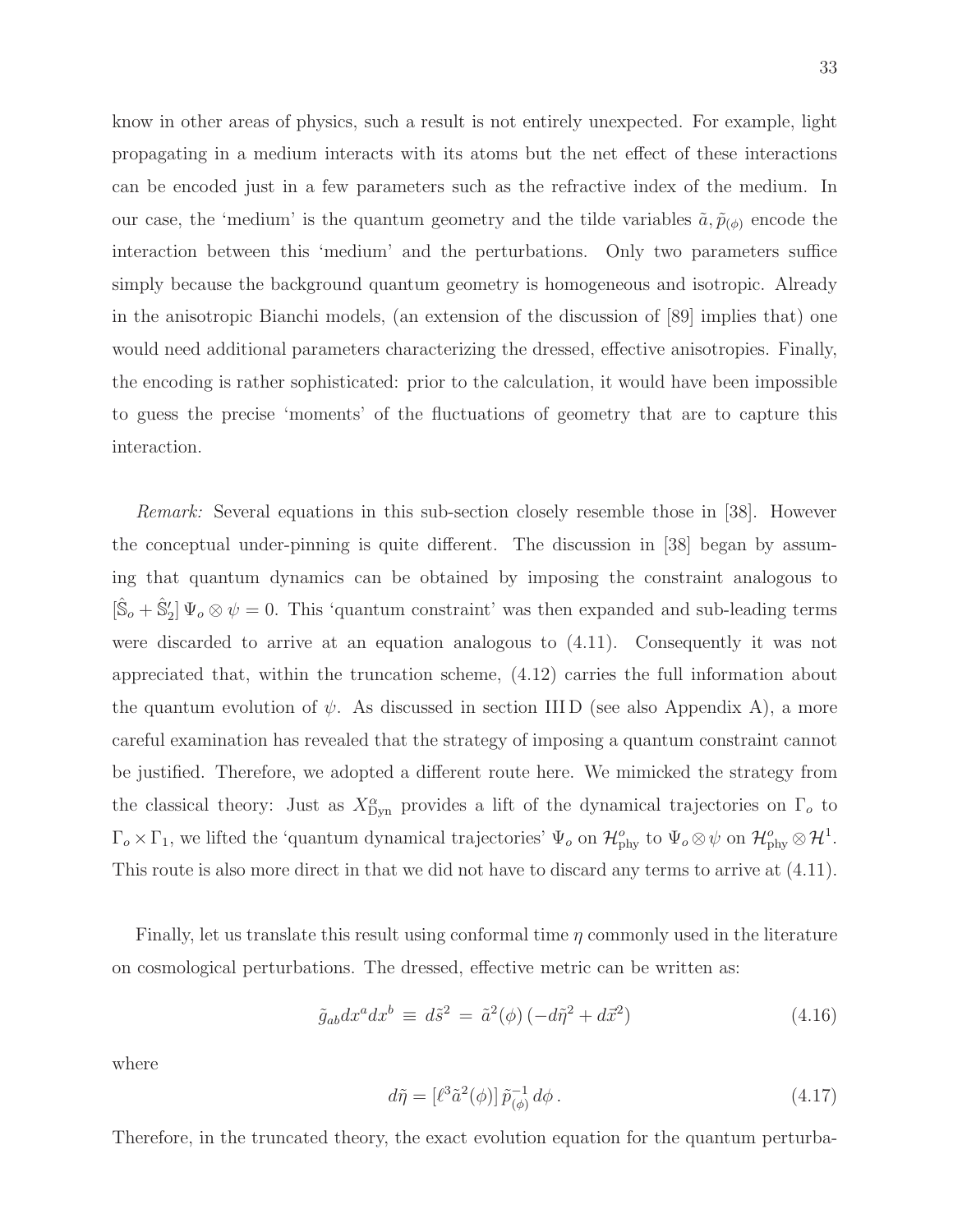know in other areas of physics, such a result is not entirely unexpected. For example, light propagating in a medium interacts with its atoms but the net effect of these interactions can be encoded just in a few parameters such as the refractive index of the medium. In our case, the 'medium' is the quantum geometry and the tilde variables $\tilde{a}, \tilde{p}_{(\phi)}$ encode the interaction between this 'medium' and the perturbations. Only two parameters suffice simply because the background quantum geometry is homogeneous and isotropic. Already in the anisotropic Bianchi models, (an extension of the discussion of [89] implies that) one would need additional parameters characterizing the dressed, effective anisotropies. Finally, the encoding is rather sophisticated: prior to the calculation, it would have been impossible to guess the precise 'moments' of the fluctuations of geometry that are to capture this interaction.

*Remark:* Several equations in this sub-section closely resemble those in [38]. However the conceptual under-pinning is quite different. The discussion in [38] began by assuming that quantum dynamics can be obtained by imposing the constraint analogous to $[\hat{\mathbb{S}}_o + \hat{\mathbb{S}}_2'] \, \Psi_o \otimes \psi = 0$. This 'quantum constraint' was then expanded and sub-leading terms were discarded to arrive at an equation analogous to (4.11). Consequently it was not appreciated that, within the truncation scheme, (4.12) carries the full information about the quantum evolution of $\psi$. As discussed in section III D (see also Appendix A), a more careful examination has revealed that the strategy of imposing a quantum constraint cannot be justified. Therefore, we adopted a different route here. We mimicked the strategy from the classical theory: Just as $X^{\alpha}_{\rm Dyn}$ provides a lift of the dynamical trajectories on $\Gamma_o$ to $\Gamma_o \times \Gamma_1$, we lifted the 'quantum dynamical trajectories' $\Psi_o$ on $\mathcal{H}^o_{\rm phy}$ to $\Psi_o \otimes \psi$ on $\mathcal{H}^o_{\rm phy} \otimes \mathcal{H}^1$. This route is also more direct in that we did not have to discard any terms to arrive at (4.11).

Finally, let us translate this result using conformal time $\eta$ commonly used in the literature on cosmological perturbations. The dressed, effective metric can be written as:

$$\tilde{g}_{ab} dx^a dx^b \;\equiv\; d\tilde{s}^2 \;=\; \tilde{a}^2(\phi)\, (-d\tilde{\eta}^2 + d\vec{x}^2) \tag{4.16}$$

where

$$d\tilde{\eta} = [\ell^3 \tilde{a}^2(\phi)]\, \tilde{p}_{(\phi)}^{-1}\, d\phi\,. \tag{4.17}$$

Therefore, in the truncated theory, the exact evolution equation for the quantum perturba-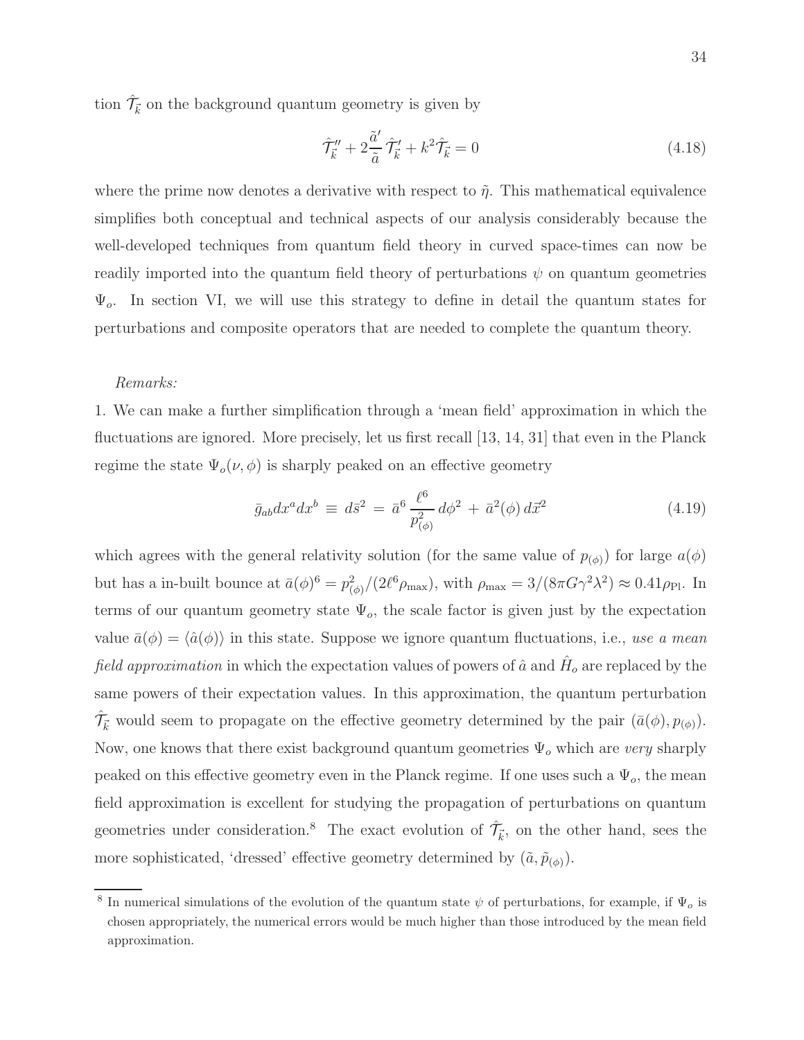tion $\hat{\mathcal{T}}_{\vec{k}}$ on the background quantum geometry is given by

$$\hat{\mathcal{T}}_{\vec{k}}'' + 2\frac{\tilde{a}'}{\tilde{a}}\,\hat{\mathcal{T}}_{\vec{k}}' + k^2\hat{\mathcal{T}}_{\vec{k}} = 0 \tag{4.18}$$

where the prime now denotes a derivative with respect to $\tilde{\eta}$. This mathematical equivalence simplifies both conceptual and technical aspects of our analysis considerably because the well-developed techniques from quantum field theory in curved space-times can now be readily imported into the quantum field theory of perturbations $\psi$ on quantum geometries $\Psi_o$. In section VI, we will use this strategy to define in detail the quantum states for perturbations and composite operators that are needed to complete the quantum theory.

*Remarks:*

1. We can make a further simplification through a 'mean field' approximation in which the fluctuations are ignored. More precisely, let us first recall [13, 14, 31] that even in the Planck regime the state $\Psi_o(\nu, \phi)$ is sharply peaked on an effective geometry

$$\bar{g}_{ab}dx^a dx^b \;\equiv\; d\bar{s}^2 \;=\; \bar{a}^6\,\frac{\ell^6}{p_{(\phi)}^2}\,d\phi^2 \;+\; \bar{a}^2(\phi)\,d\vec{x}^2 \tag{4.19}$$

which agrees with the general relativity solution (for the same value of $p_{(\phi)}$) for large $a(\phi)$ but has a in-built bounce at $\bar{a}(\phi)^6 = p_{(\phi)}^2/(2\ell^6\rho_{\max})$, with $\rho_{\max} = 3/(8\pi G\gamma^2\lambda^2) \approx 0.41\rho_{\rm Pl}$. In terms of our quantum geometry state $\Psi_o$, the scale factor is given just by the expectation value $\bar{a}(\phi) = \langle\hat{a}(\phi)\rangle$ in this state. Suppose we ignore quantum fluctuations, i.e., *use a mean field approximation* in which the expectation values of powers of $\hat{a}$ and $\hat{H}_o$ are replaced by the same powers of their expectation values. In this approximation, the quantum perturbation $\hat{\mathcal{T}}_{\vec{k}}$ would seem to propagate on the effective geometry determined by the pair $(\bar{a}(\phi), p_{(\phi)})$. Now, one knows that there exist background quantum geometries $\Psi_o$ which are *very* sharply peaked on this effective geometry even in the Planck regime. If one uses such a $\Psi_o$, the mean field approximation is excellent for studying the propagation of perturbations on quantum geometries under consideration.[8] The exact evolution of $\hat{\mathcal{T}}_{\vec{k}}$, on the other hand, sees the more sophisticated, 'dressed' effective geometry determined by $(\tilde{a}, \tilde{p}_{(\phi)})$.

[8] In numerical simulations of the evolution of the quantum state $\psi$ of perturbations, for example, if $\Psi_o$ is chosen appropriately, the numerical errors would be much higher than those introduced by the mean field approximation.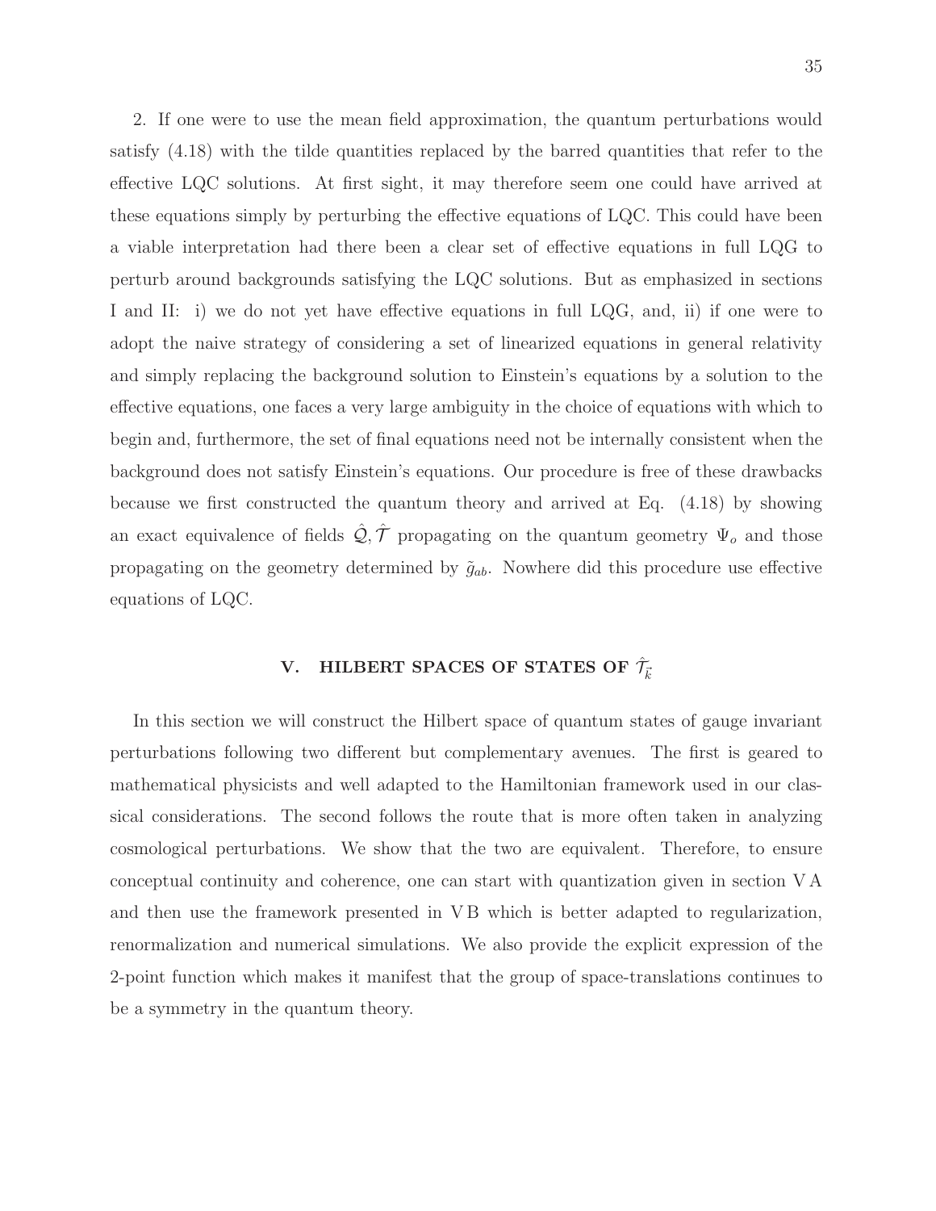2. If one were to use the mean field approximation, the quantum perturbations would satisfy (4.18) with the tilde quantities replaced by the barred quantities that refer to the effective LQC solutions. At first sight, it may therefore seem one could have arrived at these equations simply by perturbing the effective equations of LQC. This could have been a viable interpretation had there been a clear set of effective equations in full LQG to perturb around backgrounds satisfying the LQC solutions. But as emphasized in sections I and II: i) we do not yet have effective equations in full LQG, and, ii) if one were to adopt the naive strategy of considering a set of linearized equations in general relativity and simply replacing the background solution to Einstein's equations by a solution to the effective equations, one faces a very large ambiguity in the choice of equations with which to begin and, furthermore, the set of final equations need not be internally consistent when the background does not satisfy Einstein's equations. Our procedure is free of these drawbacks because we first constructed the quantum theory and arrived at Eq. (4.18) by showing an exact equivalence of fields $\hat{\mathcal{Q}}, \hat{\mathcal{T}}$ propagating on the quantum geometry $\Psi_o$ and those propagating on the geometry determined by $\tilde{g}_{ab}$. Nowhere did this procedure use effective equations of LQC.

## V. HILBERT SPACES OF STATES OF $\hat{\mathcal{T}}_{\vec{k}}$

In this section we will construct the Hilbert space of quantum states of gauge invariant perturbations following two different but complementary avenues. The first is geared to mathematical physicists and well adapted to the Hamiltonian framework used in our classical considerations. The second follows the route that is more often taken in analyzing cosmological perturbations. We show that the two are equivalent. Therefore, to ensure conceptual continuity and coherence, one can start with quantization given in section V A and then use the framework presented in V B which is better adapted to regularization, renormalization and numerical simulations. We also provide the explicit expression of the 2-point function which makes it manifest that the group of space-translations continues to be a symmetry in the quantum theory.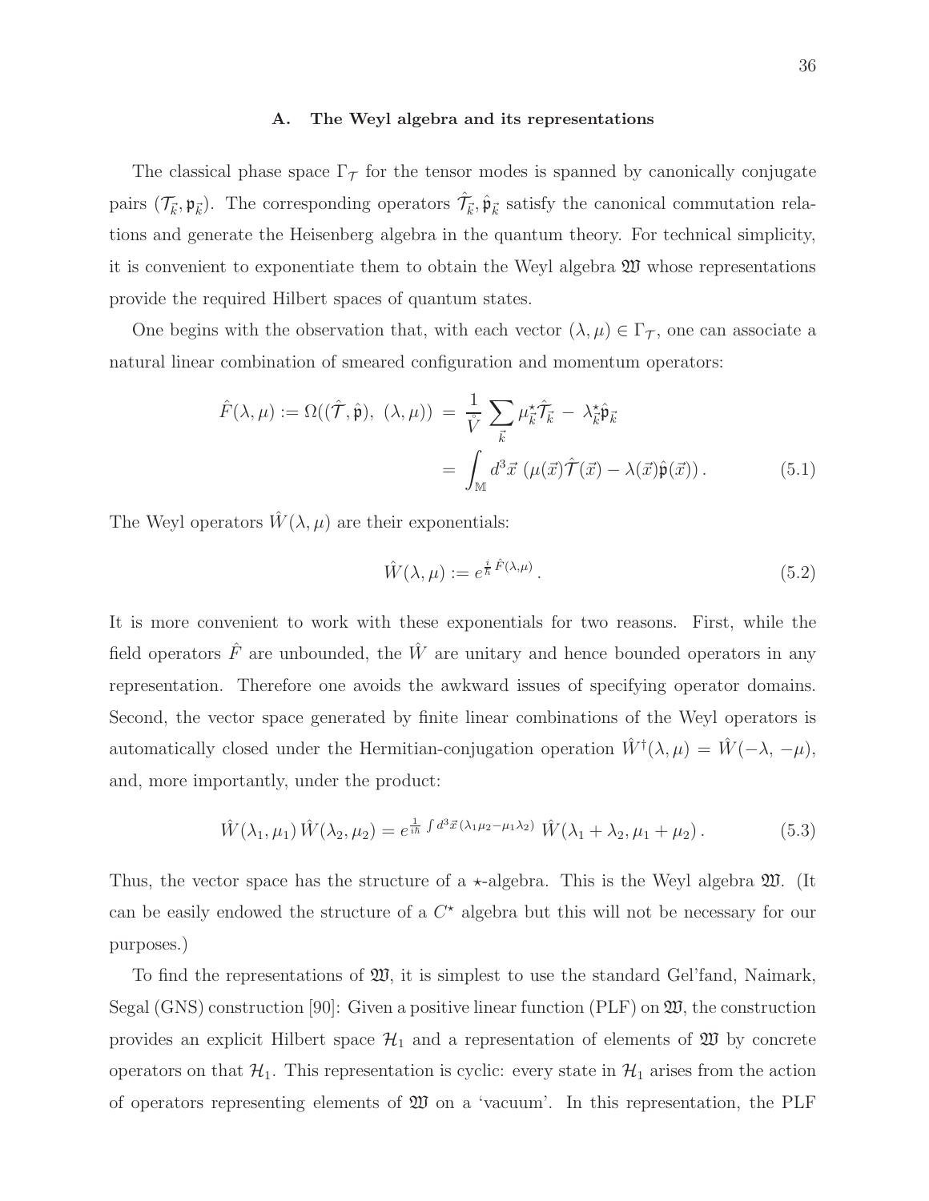### A. The Weyl algebra and its representations

The classical phase space $\Gamma_{\mathcal{T}}$ for the tensor modes is spanned by canonically conjugate pairs $(\mathcal{T}_{\vec{k}}, \mathfrak{p}_{\vec{k}})$. The corresponding operators $\hat{\mathcal{T}}_{\vec{k}}, \hat{\mathfrak{p}}_{\vec{k}}$ satisfy the canonical commutation relations and generate the Heisenberg algebra in the quantum theory. For technical simplicity, it is convenient to exponentiate them to obtain the Weyl algebra $\mathfrak{W}$ whose representations provide the required Hilbert spaces of quantum states.

One begins with the observation that, with each vector $(\lambda, \mu) \in \Gamma_{\mathcal{T}}$, one can associate a natural linear combination of smeared configuration and momentum operators:

$$\hat{F}(\lambda,\mu) := \Omega((\hat{\mathcal{T}}, \hat{\mathfrak{p}}),\ (\lambda,\mu)) \ = \ \frac{1}{\mathring{V}} \sum_{\vec{k}} \mu^{\star}_{\vec{k}} \hat{\mathcal{T}}_{\vec{k}} \ - \ \lambda^{\star}_{\vec{k}} \hat{\mathfrak{p}}_{\vec{k}}$$
$$= \int_{\mathbb{M}} d^3\vec{x}\ (\mu(\vec{x})\hat{\mathcal{T}}(\vec{x}) - \lambda(\vec{x})\hat{\mathfrak{p}}(\vec{x}))\,. \qquad (5.1)$$

The Weyl operators $\hat{W}(\lambda,\mu)$ are their exponentials:

$$\hat{W}(\lambda,\mu) := e^{\frac{i}{\hbar}\hat{F}(\lambda,\mu)}\,. \qquad (5.2)$$

It is more convenient to work with these exponentials for two reasons. First, while the field operators $\hat{F}$ are unbounded, the $\hat{W}$ are unitary and hence bounded operators in any representation. Therefore one avoids the awkward issues of specifying operator domains. Second, the vector space generated by finite linear combinations of the Weyl operators is automatically closed under the Hermitian-conjugation operation $\hat{W}^{\dagger}(\lambda,\mu) = \hat{W}(-\lambda,\, -\mu)$, and, more importantly, under the product:

$$\hat{W}(\lambda_1,\mu_1)\,\hat{W}(\lambda_2,\mu_2) = e^{\frac{1}{i\hbar}\int d^3\vec{x}\,(\lambda_1\mu_2 - \mu_1\lambda_2)}\ \hat{W}(\lambda_1+\lambda_2, \mu_1+\mu_2)\,. \qquad (5.3)$$

Thus, the vector space has the structure of a $\star$-algebra. This is the Weyl algebra $\mathfrak{W}$. (It can be easily endowed the structure of a $C^{\star}$ algebra but this will not be necessary for our purposes.)

To find the representations of $\mathfrak{W}$, it is simplest to use the standard Gel'fand, Naimark, Segal (GNS) construction [90]: Given a positive linear function (PLF) on $\mathfrak{W}$, the construction provides an explicit Hilbert space $\mathcal{H}_1$ and a representation of elements of $\mathfrak{W}$ by concrete operators on that $\mathcal{H}_1$. This representation is cyclic: every state in $\mathcal{H}_1$ arises from the action of operators representing elements of $\mathfrak{W}$ on a 'vacuum'. In this representation, the PLF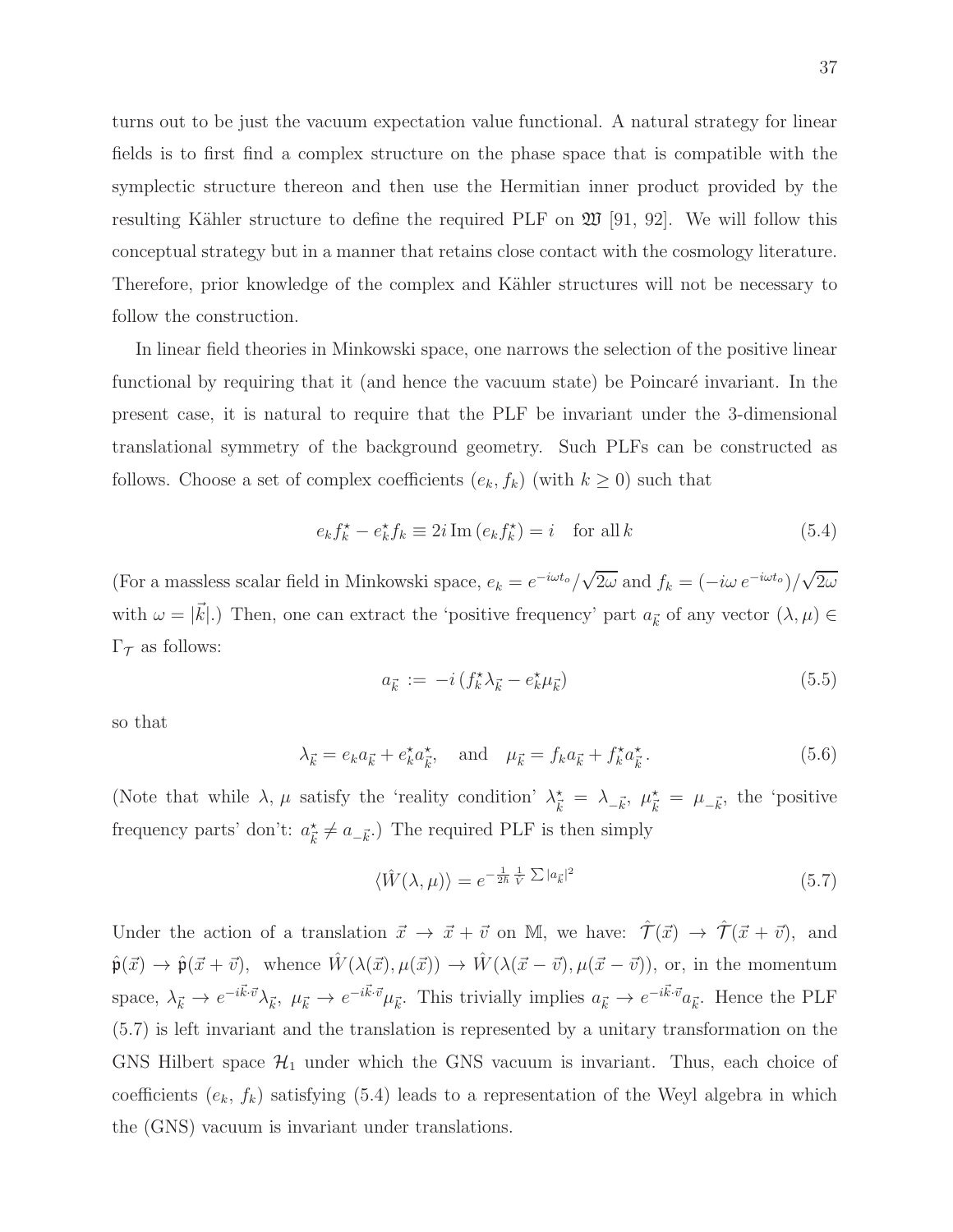turns out to be just the vacuum expectation value functional. A natural strategy for linear fields is to first find a complex structure on the phase space that is compatible with the symplectic structure thereon and then use the Hermitian inner product provided by the resulting Kähler structure to define the required PLF on $\mathfrak{W}$ [91, 92]. We will follow this conceptual strategy but in a manner that retains close contact with the cosmology literature. Therefore, prior knowledge of the complex and Kähler structures will not be necessary to follow the construction.

In linear field theories in Minkowski space, one narrows the selection of the positive linear functional by requiring that it (and hence the vacuum state) be Poincaré invariant. In the present case, it is natural to require that the PLF be invariant under the 3-dimensional translational symmetry of the background geometry. Such PLFs can be constructed as follows. Choose a set of complex coefficients $(e_k, f_k)$ (with $k \geq 0$) such that

$$e_k f_k^\star - e_k^\star f_k \equiv 2i\,\mathrm{Im}\,(e_k f_k^\star) = i \quad \text{for all}\, k \tag{5.4}$$

(For a massless scalar field in Minkowski space, $e_k = e^{-i\omega t_o}/\sqrt{2\omega}$ and $f_k = (-i\omega\, e^{-i\omega t_o})/\sqrt{2\omega}$ with $\omega = |\vec{k}|$.) Then, one can extract the 'positive frequency' part $a_{\vec{k}}$ of any vector $(\lambda, \mu) \in \Gamma_{\mathcal{T}}$ as follows:

$$a_{\vec{k}} := -i\,(f_k^\star \lambda_{\vec{k}} - e_k^\star \mu_{\vec{k}}) \tag{5.5}$$

so that

$$\lambda_{\vec{k}} = e_k a_{\vec{k}} + e_k^\star a_{\vec{k}}^\star, \quad \text{and} \quad \mu_{\vec{k}} = f_k a_{\vec{k}} + f_k^\star a_{\vec{k}}^\star. \tag{5.6}$$

(Note that while $\lambda$, $\mu$ satisfy the 'reality condition' $\lambda_{\vec{k}}^\star = \lambda_{-\vec{k}}$, $\mu_{\vec{k}}^\star = \mu_{-\vec{k}}$, the 'positive frequency parts' don't: $a_{\vec{k}}^\star \neq a_{-\vec{k}}$.) The required PLF is then simply

$$\langle \hat{W}(\lambda, \mu)\rangle = e^{-\frac{1}{2\hbar}\frac{1}{V}\sum |a_{\vec{k}}|^2} \tag{5.7}$$

Under the action of a translation $\vec{x} \to \vec{x} + \vec{v}$ on $\mathbb{M}$, we have: $\hat{\mathcal{T}}(\vec{x}) \to \hat{\mathcal{T}}(\vec{x} + \vec{v})$, and $\hat{\mathfrak{p}}(\vec{x}) \to \hat{\mathfrak{p}}(\vec{x} + \vec{v})$, whence $\hat{W}(\lambda(\vec{x}), \mu(\vec{x})) \to \hat{W}(\lambda(\vec{x} - \vec{v}), \mu(\vec{x} - \vec{v}))$, or, in the momentum space, $\lambda_{\vec{k}} \to e^{-i\vec{k}\cdot\vec{v}}\lambda_{\vec{k}}$, $\mu_{\vec{k}} \to e^{-i\vec{k}\cdot\vec{v}}\mu_{\vec{k}}$. This trivially implies $a_{\vec{k}} \to e^{-i\vec{k}\cdot\vec{v}}a_{\vec{k}}$. Hence the PLF (5.7) is left invariant and the translation is represented by a unitary transformation on the GNS Hilbert space $\mathcal{H}_1$ under which the GNS vacuum is invariant. Thus, each choice of coefficients $(e_k, f_k)$ satisfying (5.4) leads to a representation of the Weyl algebra in which the (GNS) vacuum is invariant under translations.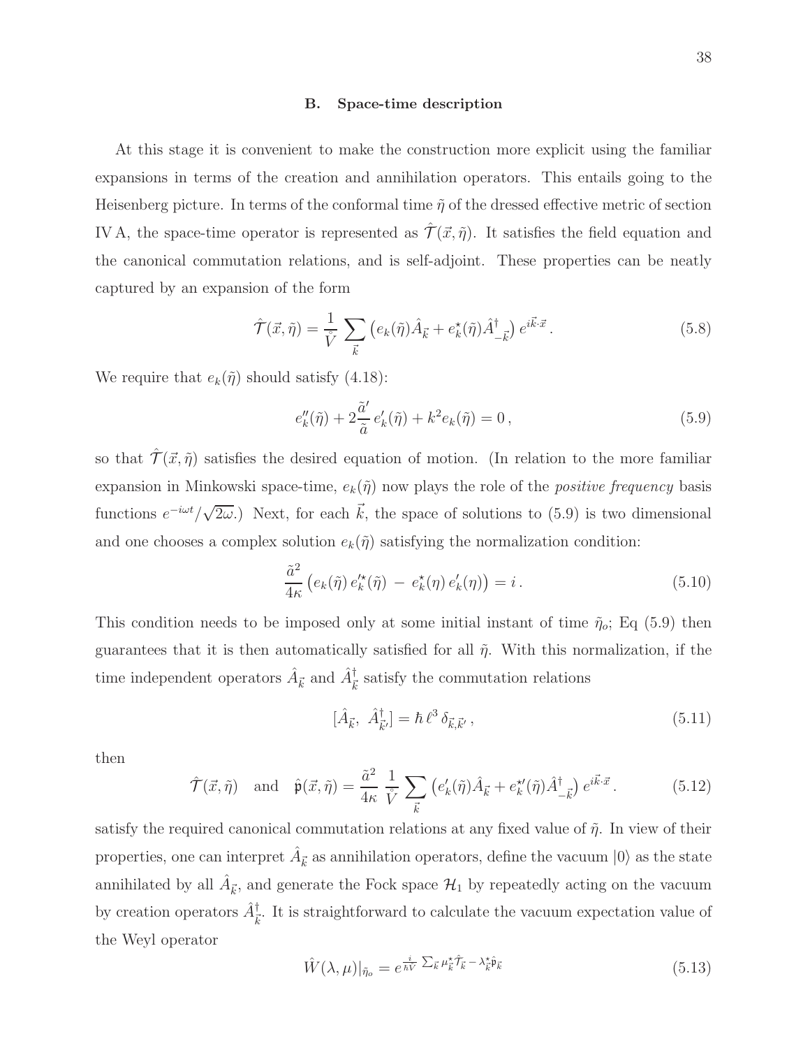### B. Space-time description

At this stage it is convenient to make the construction more explicit using the familiar expansions in terms of the creation and annihilation operators. This entails going to the Heisenberg picture. In terms of the conformal time $\tilde{\eta}$ of the dressed effective metric of section IV A, the space-time operator is represented as $\hat{\mathcal{T}}(\vec{x}, \tilde{\eta})$. It satisfies the field equation and the canonical commutation relations, and is self-adjoint. These properties can be neatly captured by an expansion of the form

$$\hat{\mathcal{T}}(\vec{x}, \tilde{\eta}) = \frac{1}{\mathring{V}} \sum_{\vec{k}} \left( e_k(\tilde{\eta}) \hat{A}_{\vec{k}} + e_k^\star(\tilde{\eta}) \hat{A}^\dagger_{-\vec{k}} \right) e^{i\vec{k}\cdot\vec{x}} \,. \tag{5.8}$$

We require that $e_k(\tilde{\eta})$ should satisfy (4.18):

$$e_k''(\tilde{\eta}) + 2\frac{\tilde{a}'}{\tilde{a}}\, e_k'(\tilde{\eta}) + k^2 e_k(\tilde{\eta}) = 0 \,, \tag{5.9}$$

so that $\hat{\mathcal{T}}(\vec{x}, \tilde{\eta})$ satisfies the desired equation of motion. (In relation to the more familiar expansion in Minkowski space-time, $e_k(\tilde{\eta})$ now plays the role of the *positive frequency* basis functions $e^{-i\omega t}/\sqrt{2\omega}$.) Next, for each $\vec{k}$, the space of solutions to (5.9) is two dimensional and one chooses a complex solution $e_k(\tilde{\eta})$ satisfying the normalization condition:

$$\frac{\tilde{a}^2}{4\kappa} \left( e_k(\tilde{\eta})\, e_k'^\star(\tilde{\eta}) \,-\, e_k^\star(\eta)\, e_k'(\eta) \right) = i \,. \tag{5.10}$$

This condition needs to be imposed only at some initial instant of time $\tilde{\eta}_o$; Eq (5.9) then guarantees that it is then automatically satisfied for all $\tilde{\eta}$. With this normalization, if the time independent operators $\hat{A}_{\vec{k}}$ and $\hat{A}^\dagger_{\vec{k}}$ satisfy the commutation relations

$$[\hat{A}_{\vec{k}},\ \hat{A}^\dagger_{\vec{k}'}] = \hbar\, \ell^3\, \delta_{\vec{k},\vec{k}'} \,, \tag{5.11}$$

then

$$\hat{\mathcal{T}}(\vec{x}, \tilde{\eta}) \quad \text{and} \quad \hat{\mathfrak{p}}(\vec{x}, \tilde{\eta}) = \frac{\tilde{a}^2}{4\kappa}\, \frac{1}{\mathring{V}} \sum_{\vec{k}} \left( e_k'(\tilde{\eta}) \hat{A}_{\vec{k}} + e_k^{\star\prime}(\tilde{\eta}) \hat{A}^\dagger_{-\vec{k}} \right) e^{i\vec{k}\cdot\vec{x}} \,. \tag{5.12}$$

satisfy the required canonical commutation relations at any fixed value of $\tilde{\eta}$. In view of their properties, one can interpret $\hat{A}_{\vec{k}}$ as annihilation operators, define the vacuum $|0\rangle$ as the state annihilated by all $\hat{A}_{\vec{k}}$, and generate the Fock space $\mathcal{H}_1$ by repeatedly acting on the vacuum by creation operators $\hat{A}^\dagger_{\vec{k}}$. It is straightforward to calculate the vacuum expectation value of the Weyl operator

$$\hat{W}(\lambda, \mu)|_{\tilde{\eta}_o} = e^{\frac{i}{\hbar \mathring{V}} \sum_{\vec{k}} \mu^\star_{\vec{k}} \hat{\mathcal{T}}_{\vec{k}} - \lambda^\star_{\vec{k}} \hat{\mathfrak{p}}_{\vec{k}}} \tag{5.13}$$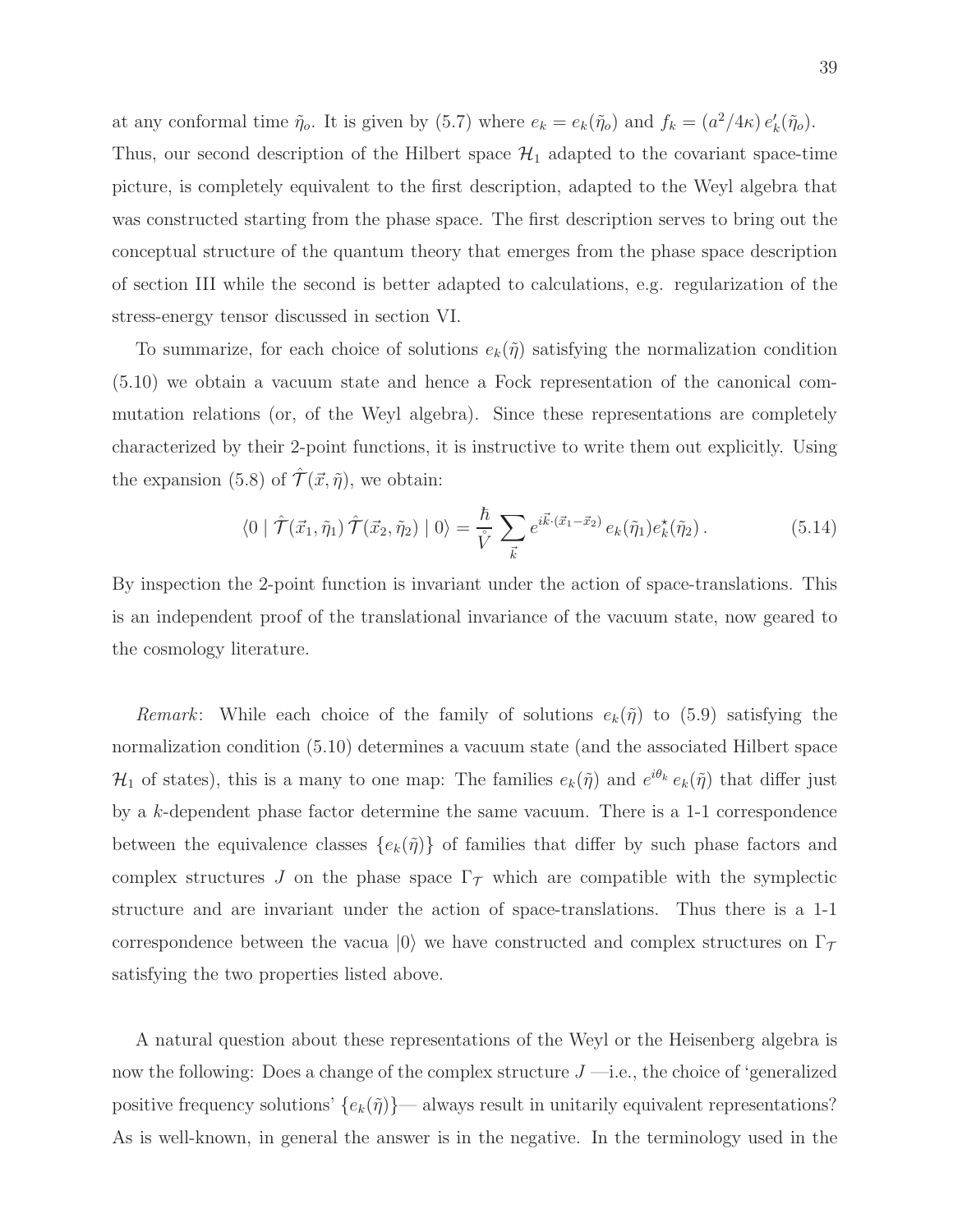at any conformal time $\tilde{\eta}_o$. It is given by (5.7) where $e_k = e_k(\tilde{\eta}_o)$ and $f_k = (a^2/4\kappa)\, e'_k(\tilde{\eta}_o)$. Thus, our second description of the Hilbert space $\mathcal{H}_1$ adapted to the covariant space-time picture, is completely equivalent to the first description, adapted to the Weyl algebra that was constructed starting from the phase space. The first description serves to bring out the conceptual structure of the quantum theory that emerges from the phase space description of section III while the second is better adapted to calculations, e.g. regularization of the stress-energy tensor discussed in section VI.

To summarize, for each choice of solutions $e_k(\tilde{\eta})$ satisfying the normalization condition (5.10) we obtain a vacuum state and hence a Fock representation of the canonical commutation relations (or, of the Weyl algebra). Since these representations are completely characterized by their 2-point functions, it is instructive to write them out explicitly. Using the expansion (5.8) of $\hat{\mathcal{T}}(\vec{x}, \tilde{\eta})$, we obtain:

$$\langle 0 \mid \hat{\mathcal{T}}(\vec{x}_1, \tilde{\eta}_1)\, \hat{\mathcal{T}}(\vec{x}_2, \tilde{\eta}_2) \mid 0\rangle = \frac{\hbar}{\mathring{V}} \sum_{\vec{k}} e^{i\vec{k}\cdot(\vec{x}_1 - \vec{x}_2)}\, e_k(\tilde{\eta}_1) e_k^\star(\tilde{\eta}_2)\,. \tag{5.14}$$

By inspection the 2-point function is invariant under the action of space-translations. This is an independent proof of the translational invariance of the vacuum state, now geared to the cosmology literature.

*Remark*: While each choice of the family of solutions $e_k(\tilde{\eta})$ to (5.9) satisfying the normalization condition (5.10) determines a vacuum state (and the associated Hilbert space $\mathcal{H}_1$ of states), this is a many to one map: The families $e_k(\tilde{\eta})$ and $e^{i\theta_k}\, e_k(\tilde{\eta})$ that differ just by a $k$-dependent phase factor determine the same vacuum. There is a 1-1 correspondence between the equivalence classes $\{e_k(\tilde{\eta})\}$ of families that differ by such phase factors and complex structures $J$ on the phase space $\Gamma_{\mathcal{T}}$ which are compatible with the symplectic structure and are invariant under the action of space-translations. Thus there is a 1-1 correspondence between the vacua $|0\rangle$ we have constructed and complex structures on $\Gamma_{\mathcal{T}}$ satisfying the two properties listed above.

A natural question about these representations of the Weyl or the Heisenberg algebra is now the following: Does a change of the complex structure $J$ —i.e., the choice of 'generalized positive frequency solutions' $\{e_k(\tilde{\eta})\}$— always result in unitarily equivalent representations? As is well-known, in general the answer is in the negative. In the terminology used in the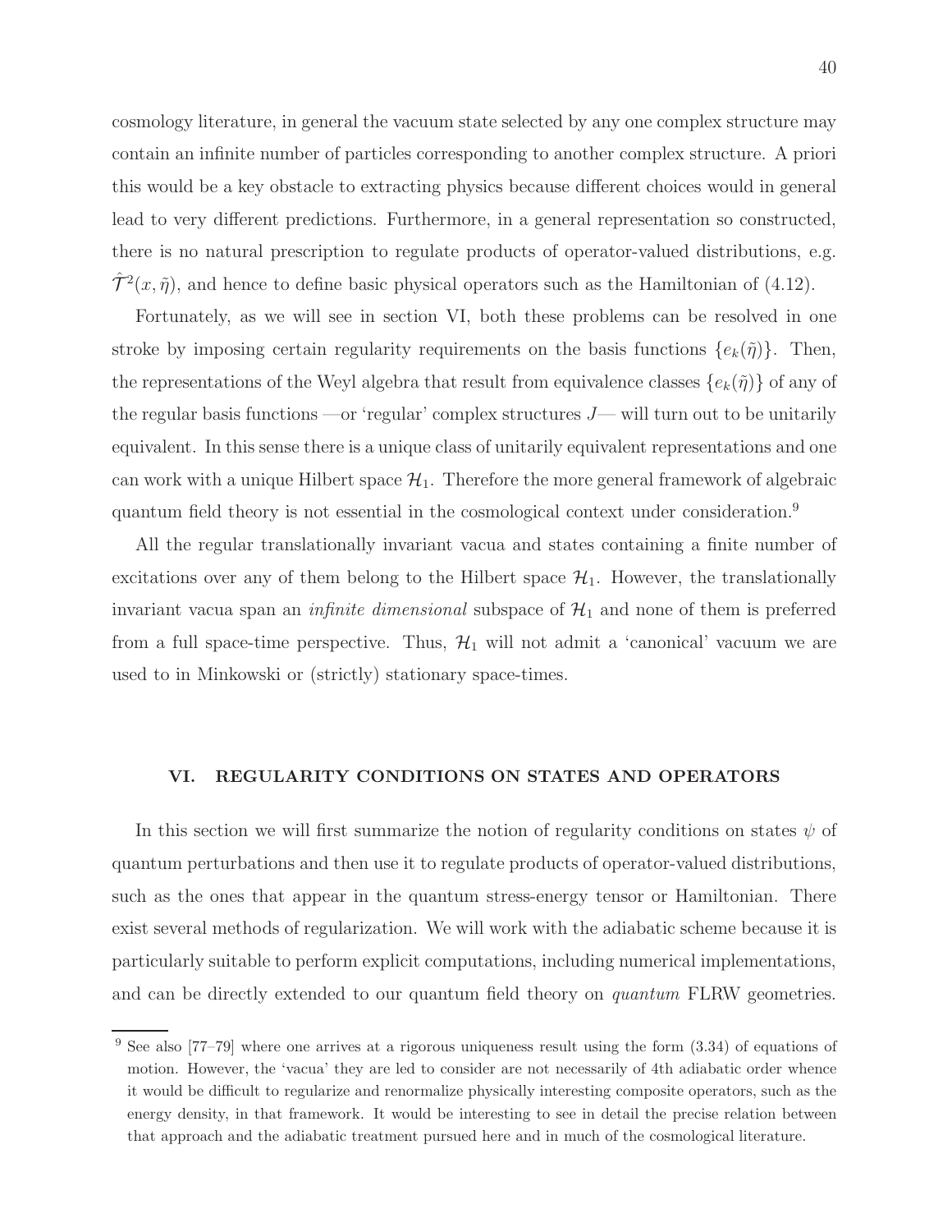cosmology literature, in general the vacuum state selected by any one complex structure may contain an infinite number of particles corresponding to another complex structure. A priori this would be a key obstacle to extracting physics because different choices would in general lead to very different predictions. Furthermore, in a general representation so constructed, there is no natural prescription to regulate products of operator-valued distributions, e.g. $\hat{\mathcal{T}}^2(x, \tilde{\eta})$, and hence to define basic physical operators such as the Hamiltonian of (4.12).

Fortunately, as we will see in section VI, both these problems can be resolved in one stroke by imposing certain regularity requirements on the basis functions $\{e_k(\tilde{\eta})\}$. Then, the representations of the Weyl algebra that result from equivalence classes $\{e_k(\tilde{\eta})\}$ of any of the regular basis functions —or 'regular' complex structures $J$— will turn out to be unitarily equivalent. In this sense there is a unique class of unitarily equivalent representations and one can work with a unique Hilbert space $\mathcal{H}_1$. Therefore the more general framework of algebraic quantum field theory is not essential in the cosmological context under consideration.[9]

All the regular translationally invariant vacua and states containing a finite number of excitations over any of them belong to the Hilbert space $\mathcal{H}_1$. However, the translationally invariant vacua span an *infinite dimensional* subspace of $\mathcal{H}_1$ and none of them is preferred from a full space-time perspective. Thus, $\mathcal{H}_1$ will not admit a 'canonical' vacuum we are used to in Minkowski or (strictly) stationary space-times.

## VI. REGULARITY CONDITIONS ON STATES AND OPERATORS

In this section we will first summarize the notion of regularity conditions on states $\psi$ of quantum perturbations and then use it to regulate products of operator-valued distributions, such as the ones that appear in the quantum stress-energy tensor or Hamiltonian. There exist several methods of regularization. We will work with the adiabatic scheme because it is particularly suitable to perform explicit computations, including numerical implementations, and can be directly extended to our quantum field theory on *quantum* FLRW geometries.

[9] See also [77–79] where one arrives at a rigorous uniqueness result using the form (3.34) of equations of motion. However, the 'vacua' they are led to consider are not necessarily of 4th adiabatic order whence it would be difficult to regularize and renormalize physically interesting composite operators, such as the energy density, in that framework. It would be interesting to see in detail the precise relation between that approach and the adiabatic treatment pursued here and in much of the cosmological literature.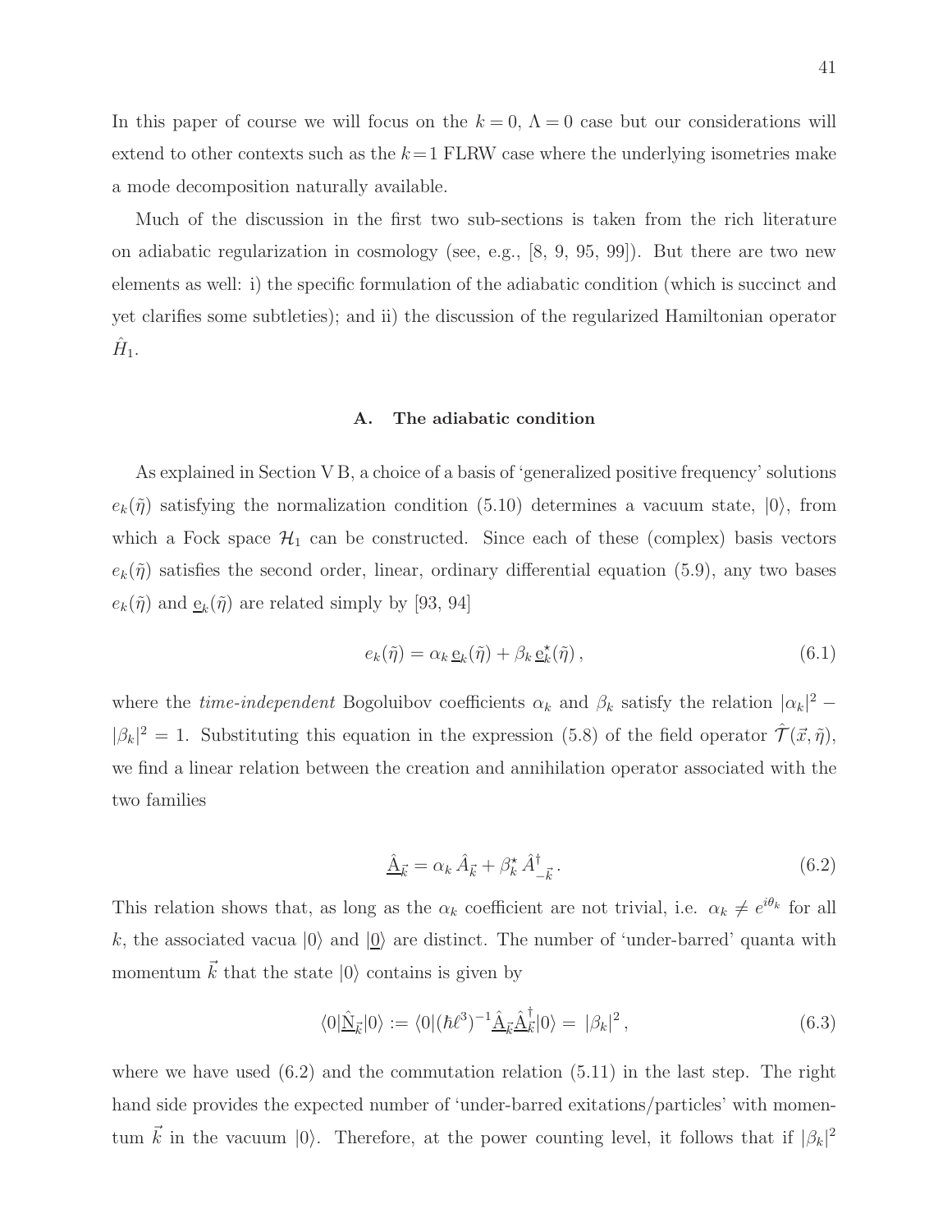In this paper of course we will focus on the $k = 0$, $\Lambda = 0$ case but our considerations will extend to other contexts such as the $k = 1$ FLRW case where the underlying isometries make a mode decomposition naturally available.

Much of the discussion in the first two sub-sections is taken from the rich literature on adiabatic regularization in cosmology (see, e.g., [8, 9, 95, 99]). But there are two new elements as well: i) the specific formulation of the adiabatic condition (which is succinct and yet clarifies some subtleties); and ii) the discussion of the regularized Hamiltonian operator $\hat{H}_1$.

### A. The adiabatic condition

As explained in Section V B, a choice of a basis of 'generalized positive frequency' solutions $e_k(\tilde{\eta})$ satisfying the normalization condition (5.10) determines a vacuum state, $|0\rangle$, from which a Fock space $\mathcal{H}_1$ can be constructed. Since each of these (complex) basis vectors $e_k(\tilde{\eta})$ satisfies the second order, linear, ordinary differential equation (5.9), any two bases $e_k(\tilde{\eta})$ and $\underline{\mathrm{e}}_k(\tilde{\eta})$ are related simply by [93, 94]

$$e_k(\tilde{\eta}) = \alpha_k \, \underline{\mathrm{e}}_k(\tilde{\eta}) + \beta_k \, \underline{\mathrm{e}}_k^\star(\tilde{\eta}) \, , \tag{6.1}$$

where the *time-independent* Bogoluibov coefficients $\alpha_k$ and $\beta_k$ satisfy the relation $|\alpha_k|^2 - |\beta_k|^2 = 1$. Substituting this equation in the expression (5.8) of the field operator $\hat{\mathcal{T}}(\vec{x}, \tilde{\eta})$, we find a linear relation between the creation and annihilation operator associated with the two families

$$\underline{\hat{\mathrm{A}}}_{\vec{k}} = \alpha_k \, \hat{A}_{\vec{k}} + \beta_k^\star \, \hat{A}^\dagger_{-\vec{k}} \, . \tag{6.2}$$

This relation shows that, as long as the $\alpha_k$ coefficient are not trivial, i.e. $\alpha_k \neq e^{i\theta_k}$ for all $k$, the associated vacua $|0\rangle$ and $|\underline{0}\rangle$ are distinct. The number of 'under-barred' quanta with momentum $\vec{k}$ that the state $|0\rangle$ contains is given by

$$\langle 0|\underline{\hat{\mathrm{N}}}_{\vec{k}}|0\rangle := \langle 0|(\hbar\ell^3)^{-1}\underline{\hat{\mathrm{A}}}_{\vec{k}}\underline{\hat{\mathrm{A}}}^\dagger_{\vec{k}}|0\rangle = \, |\beta_k|^2 \, , \tag{6.3}$$

where we have used (6.2) and the commutation relation (5.11) in the last step. The right hand side provides the expected number of 'under-barred exitations/particles' with momentum $\vec{k}$ in the vacuum $|0\rangle$. Therefore, at the power counting level, it follows that if $|\beta_k|^2$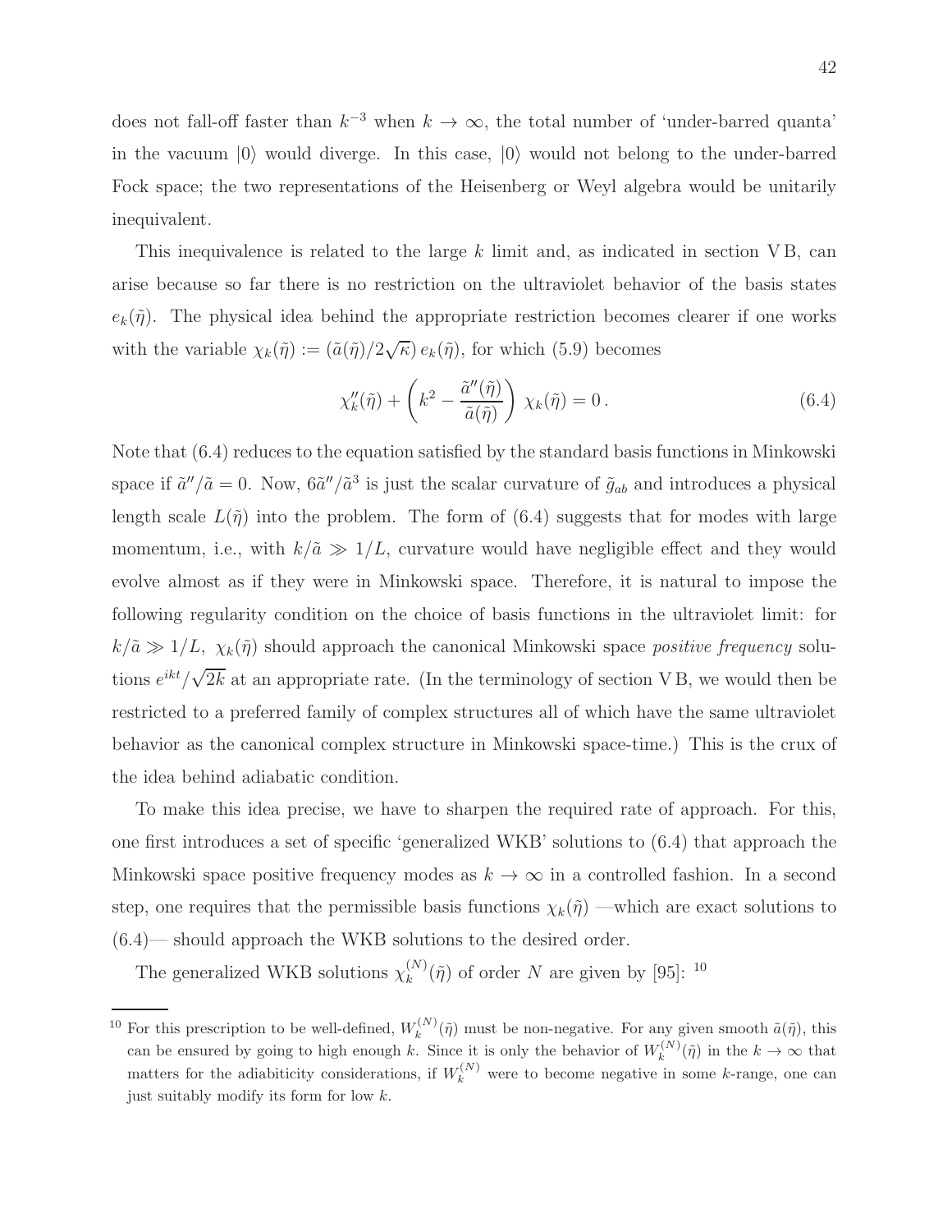does not fall-off faster than $k^{-3}$ when $k \to \infty$, the total number of 'under-barred quanta' in the vacuum $|0\rangle$ would diverge. In this case, $|0\rangle$ would not belong to the under-barred Fock space; the two representations of the Heisenberg or Weyl algebra would be unitarily inequivalent.

This inequivalence is related to the large $k$ limit and, as indicated in section V B, can arise because so far there is no restriction on the ultraviolet behavior of the basis states $e_k(\tilde{\eta})$. The physical idea behind the appropriate restriction becomes clearer if one works with the variable $\chi_k(\tilde{\eta}) := (\tilde{a}(\tilde{\eta})/2\sqrt{\kappa})\, e_k(\tilde{\eta})$, for which (5.9) becomes

$$\chi_k''(\tilde{\eta}) + \left(k^2 - \frac{\tilde{a}''(\tilde{\eta})}{\tilde{a}(\tilde{\eta})}\right) \chi_k(\tilde{\eta}) = 0\,. \tag{6.4}$$

Note that (6.4) reduces to the equation satisfied by the standard basis functions in Minkowski space if $\tilde{a}''/\tilde{a} = 0$. Now, $6\tilde{a}''/\tilde{a}^3$ is just the scalar curvature of $\tilde{g}_{ab}$ and introduces a physical length scale $L(\tilde{\eta})$ into the problem. The form of (6.4) suggests that for modes with large momentum, i.e., with $k/\tilde{a} \gg 1/L$, curvature would have negligible effect and they would evolve almost as if they were in Minkowski space. Therefore, it is natural to impose the following regularity condition on the choice of basis functions in the ultraviolet limit: for $k/\tilde{a} \gg 1/L$, $\chi_k(\tilde{\eta})$ should approach the canonical Minkowski space *positive frequency* solutions $e^{ikt}/\sqrt{2k}$ at an appropriate rate. (In the terminology of section V B, we would then be restricted to a preferred family of complex structures all of which have the same ultraviolet behavior as the canonical complex structure in Minkowski space-time.) This is the crux of the idea behind adiabatic condition.

To make this idea precise, we have to sharpen the required rate of approach. For this, one first introduces a set of specific 'generalized WKB' solutions to (6.4) that approach the Minkowski space positive frequency modes as $k \to \infty$ in a controlled fashion. In a second step, one requires that the permissible basis functions $\chi_k(\tilde{\eta})$ —which are exact solutions to (6.4)— should approach the WKB solutions to the desired order.

The generalized WKB solutions $\chi_k^{(N)}(\tilde{\eta})$ of order $N$ are given by [95]: [10]

[10] For this prescription to be well-defined, $W_k^{(N)}(\tilde{\eta})$ must be non-negative. For any given smooth $\tilde{a}(\tilde{\eta})$, this can be ensured by going to high enough $k$. Since it is only the behavior of $W_k^{(N)}(\tilde{\eta})$ in the $k \to \infty$ that matters for the adiabiticity considerations, if $W_k^{(N)}$ were to become negative in some $k$-range, one can just suitably modify its form for low $k$.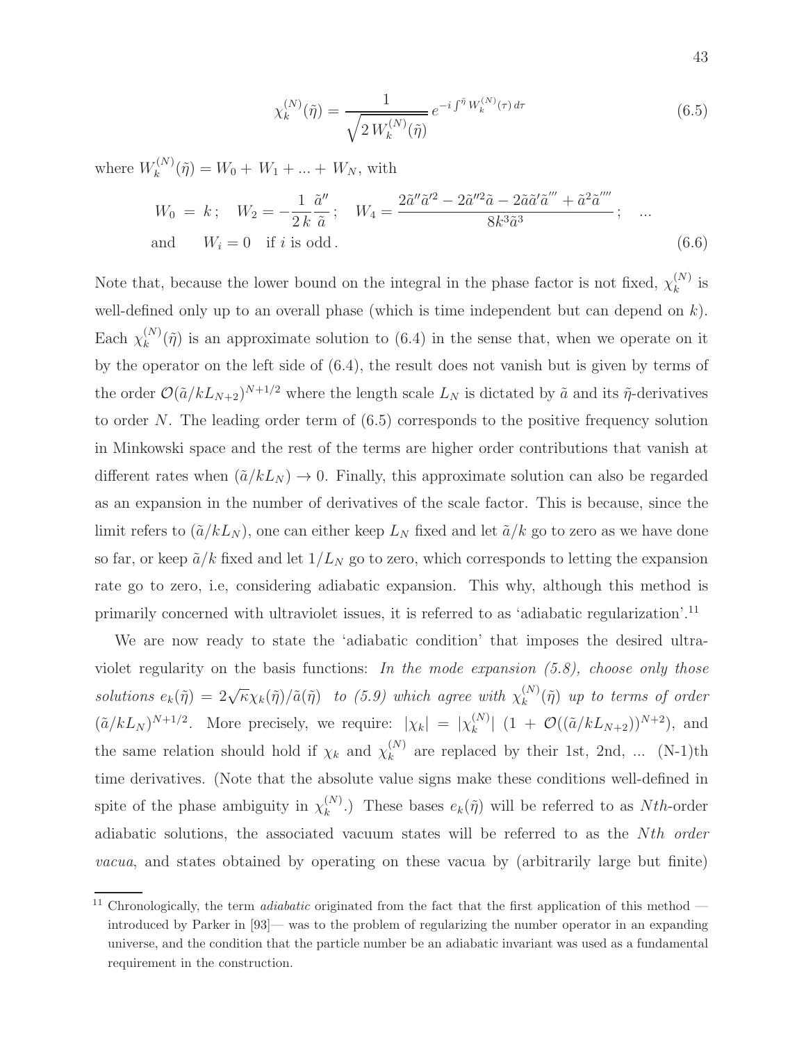$$\chi_k^{(N)}(\tilde{\eta}) = \frac{1}{\sqrt{2\, W_k^{(N)}(\tilde{\eta})}}\, e^{-i \int^{\tilde{\eta}} W_k^{(N)}(\tau)\, d\tau} \tag{6.5}$$

where $W_k^{(N)}(\tilde{\eta}) = W_0 + W_1 + ... + W_N$, with

$$\begin{aligned} W_0 \;&=\; k\,; \quad W_2 = -\frac{1}{2\,k}\frac{\tilde{a}''}{\tilde{a}}\,; \quad W_4 = \frac{2\tilde{a}''\tilde{a}'^2 - 2\tilde{a}''^2\tilde{a} - 2\tilde{a}\tilde{a}'\tilde{a}''' + \tilde{a}^2\tilde{a}''''}{8k^3\tilde{a}^3}\,; \quad ... \\ \text{and} \qquad & W_i = 0 \quad \text{if } i \text{ is odd}\,. \end{aligned} \tag{6.6}$$

Note that, because the lower bound on the integral in the phase factor is not fixed, $\chi_k^{(N)}$ is well-defined only up to an overall phase (which is time independent but can depend on $k$). Each $\chi_k^{(N)}(\tilde{\eta})$ is an approximate solution to (6.4) in the sense that, when we operate on it by the operator on the left side of (6.4), the result does not vanish but is given by terms of the order $\mathcal{O}(\tilde{a}/kL_{N+2})^{N+1/2}$ where the length scale $L_N$ is dictated by $\tilde{a}$ and its $\tilde{\eta}$-derivatives to order $N$. The leading order term of (6.5) corresponds to the positive frequency solution in Minkowski space and the rest of the terms are higher order contributions that vanish at different rates when $(\tilde{a}/kL_N) \to 0$. Finally, this approximate solution can also be regarded as an expansion in the number of derivatives of the scale factor. This is because, since the limit refers to $(\tilde{a}/kL_N)$, one can either keep $L_N$ fixed and let $\tilde{a}/k$ go to zero as we have done so far, or keep $\tilde{a}/k$ fixed and let $1/L_N$ go to zero, which corresponds to letting the expansion rate go to zero, i.e, considering adiabatic expansion. This why, although this method is primarily concerned with ultraviolet issues, it is referred to as 'adiabatic regularization'.[11]

We are now ready to state the 'adiabatic condition' that imposes the desired ultraviolet regularity on the basis functions: *In the mode expansion (5.8), choose only those solutions* $e_k(\tilde{\eta}) = 2\sqrt{\kappa}\chi_k(\tilde{\eta})/\tilde{a}(\tilde{\eta})$ *to (5.9) which agree with* $\chi_k^{(N)}(\tilde{\eta})$ *up to terms of order* $(\tilde{a}/kL_N)^{N+1/2}$. More precisely, we require: $|\chi_k| = |\chi_k^{(N)}|\ (1 + \mathcal{O}((\tilde{a}/kL_{N+2}))^{N+2})$, and the same relation should hold if $\chi_k$ and $\chi_k^{(N)}$ are replaced by their 1st, 2nd, ... (N-1)th time derivatives. (Note that the absolute value signs make these conditions well-defined in spite of the phase ambiguity in $\chi_k^{(N)}$.) These bases $e_k(\tilde{\eta})$ will be referred to as *Nth*-order adiabatic solutions, the associated vacuum states will be referred to as the *Nth order vacua*, and states obtained by operating on these vacua by (arbitrarily large but finite)

[11] Chronologically, the term *adiabatic* originated from the fact that the first application of this method — introduced by Parker in [93]— was to the problem of regularizing the number operator in an expanding universe, and the condition that the particle number be an adiabatic invariant was used as a fundamental requirement in the construction.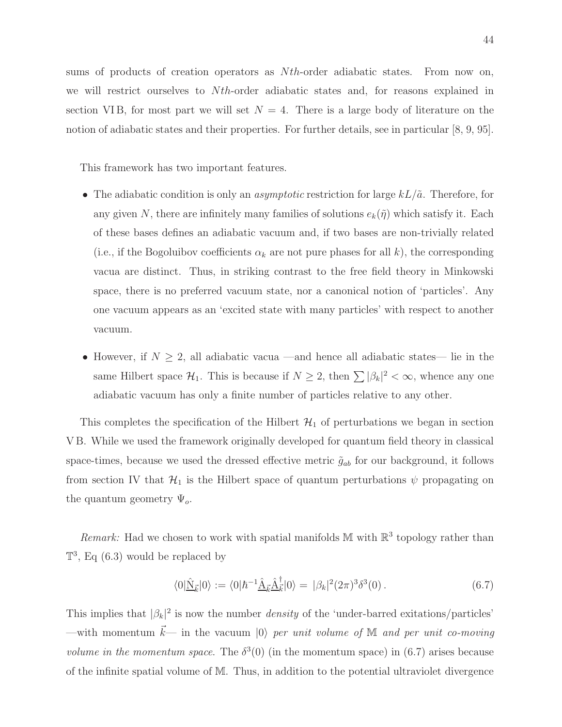sums of products of creation operators as *Nth*-order adiabatic states. From now on, we will restrict ourselves to *Nth*-order adiabatic states and, for reasons explained in section VI B, for most part we will set $N = 4$. There is a large body of literature on the notion of adiabatic states and their properties. For further details, see in particular [8, 9, 95].

This framework has two important features.

- The adiabatic condition is only an *asymptotic* restriction for large $kL/\tilde{a}$. Therefore, for any given $N$, there are infinitely many families of solutions $e_k(\tilde{\eta})$ which satisfy it. Each of these bases defines an adiabatic vacuum and, if two bases are non-trivially related (i.e., if the Bogoluibov coefficients $\alpha_k$ are not pure phases for all $k$), the corresponding vacua are distinct. Thus, in striking contrast to the free field theory in Minkowski space, there is no preferred vacuum state, nor a canonical notion of 'particles'. Any one vacuum appears as an 'excited state with many particles' with respect to another vacuum.

- However, if $N \geq 2$, all adiabatic vacua —and hence all adiabatic states— lie in the same Hilbert space $\mathcal{H}_1$. This is because if $N \geq 2$, then $\sum |\beta_k|^2 < \infty$, whence any one adiabatic vacuum has only a finite number of particles relative to any other.

This completes the specification of the Hilbert $\mathcal{H}_1$ of perturbations we began in section V B. While we used the framework originally developed for quantum field theory in classical space-times, because we used the dressed effective metric $\tilde{g}_{ab}$ for our background, it follows from section IV that $\mathcal{H}_1$ is the Hilbert space of quantum perturbations $\psi$ propagating on the quantum geometry $\Psi_o$.

*Remark:* Had we chosen to work with spatial manifolds $\mathbb{M}$ with $\mathbb{R}^3$ topology rather than $\mathbb{T}^3$, Eq (6.3) would be replaced by

$$\langle 0|\underline{\hat{\mathrm{N}}}_{\vec{k}}|0\rangle := \langle 0|\hbar^{-1}\underline{\hat{\mathrm{A}}}_{\vec{k}}\underline{\hat{\mathrm{A}}}_{\vec{k}}^{\dagger}|0\rangle = |\beta_k|^2(2\pi)^3\delta^3(0)\,. \tag{6.7}$$

This implies that $|\beta_k|^2$ is now the number *density* of the 'under-barred exitations/particles' —with momentum $\vec{k}$— in the vacuum $|0\rangle$ *per unit volume of* $\mathbb{M}$ *and per unit co-moving volume in the momentum space*. The $\delta^3(0)$ (in the momentum space) in (6.7) arises because of the infinite spatial volume of $\mathbb{M}$. Thus, in addition to the potential ultraviolet divergence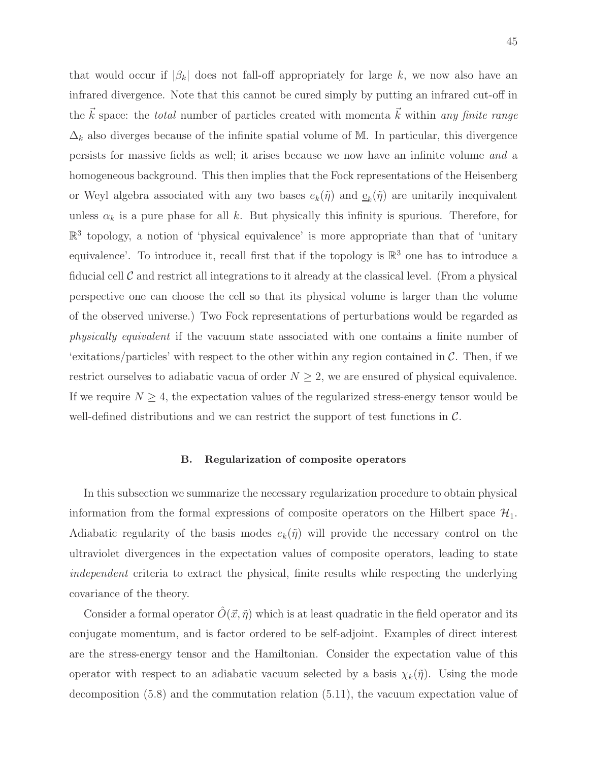that would occur if $|\beta_k|$ does not fall-off appropriately for large $k$, we now also have an infrared divergence. Note that this cannot be cured simply by putting an infrared cut-off in the $\vec{k}$ space: the *total* number of particles created with momenta $\vec{k}$ within *any finite range* $\Delta_k$ also diverges because of the infinite spatial volume of $\mathbb{M}$. In particular, this divergence persists for massive fields as well; it arises because we now have an infinite volume *and* a homogeneous background. This then implies that the Fock representations of the Heisenberg or Weyl algebra associated with any two bases $e_k(\tilde{\eta})$ and $\underline{e}_k(\tilde{\eta})$ are unitarily inequivalent unless $\alpha_k$ is a pure phase for all $k$. But physically this infinity is spurious. Therefore, for $\mathbb{R}^3$ topology, a notion of 'physical equivalence' is more appropriate than that of 'unitary equivalence'. To introduce it, recall first that if the topology is $\mathbb{R}^3$ one has to introduce a fiducial cell $\mathcal{C}$ and restrict all integrations to it already at the classical level. (From a physical perspective one can choose the cell so that its physical volume is larger than the volume of the observed universe.) Two Fock representations of perturbations would be regarded as *physically equivalent* if the vacuum state associated with one contains a finite number of 'exitations/particles' with respect to the other within any region contained in $\mathcal{C}$. Then, if we restrict ourselves to adiabatic vacua of order $N \geq 2$, we are ensured of physical equivalence. If we require $N \geq 4$, the expectation values of the regularized stress-energy tensor would be well-defined distributions and we can restrict the support of test functions in $\mathcal{C}$.

### B. Regularization of composite operators

In this subsection we summarize the necessary regularization procedure to obtain physical information from the formal expressions of composite operators on the Hilbert space $\mathcal{H}_1$. Adiabatic regularity of the basis modes $e_k(\tilde{\eta})$ will provide the necessary control on the ultraviolet divergences in the expectation values of composite operators, leading to state *independent* criteria to extract the physical, finite results while respecting the underlying covariance of the theory.

Consider a formal operator $\hat{O}(\vec{x}, \tilde{\eta})$ which is at least quadratic in the field operator and its conjugate momentum, and is factor ordered to be self-adjoint. Examples of direct interest are the stress-energy tensor and the Hamiltonian. Consider the expectation value of this operator with respect to an adiabatic vacuum selected by a basis $\chi_k(\tilde{\eta})$. Using the mode decomposition (5.8) and the commutation relation (5.11), the vacuum expectation value of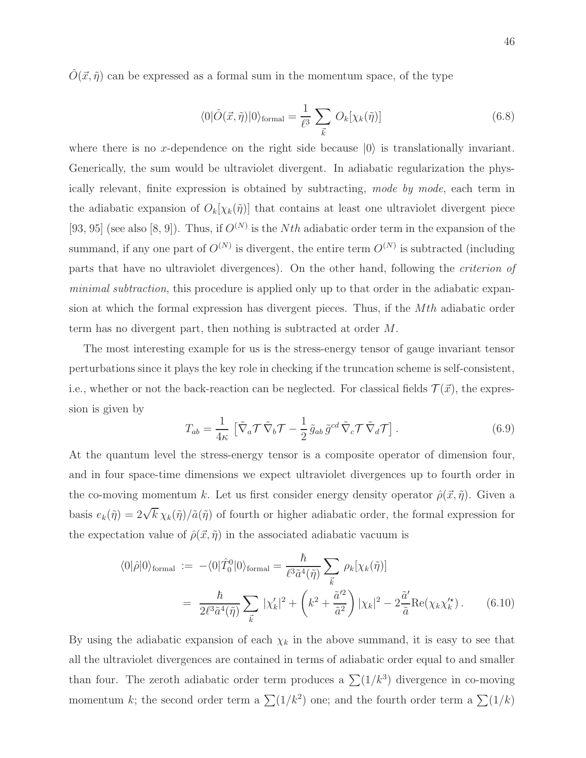$\hat{O}(\vec{x}, \tilde{\eta})$ can be expressed as a formal sum in the momentum space, of the type

$$\langle 0|\hat{O}(\vec{x}, \tilde{\eta})|0\rangle_{\rm formal} = \frac{1}{\ell^3} \sum_{\vec{k}} O_k[\chi_k(\tilde{\eta})] \tag{6.8}$$

where there is no $x$-dependence on the right side because $|0\rangle$ is translationally invariant. Generically, the sum would be ultraviolet divergent. In adiabatic regularization the physically relevant, finite expression is obtained by subtracting, *mode by mode*, each term in the adiabatic expansion of $O_k[\chi_k(\tilde{\eta})]$ that contains at least one ultraviolet divergent piece [93, 95] (see also [8, 9]). Thus, if $O^{(N)}$ is the $Nth$ adiabatic order term in the expansion of the summand, if any one part of $O^{(N)}$ is divergent, the entire term $O^{(N)}$ is subtracted (including parts that have no ultraviolet divergences). On the other hand, following the *criterion of minimal subtraction*, this procedure is applied only up to that order in the adiabatic expansion at which the formal expression has divergent pieces. Thus, if the $Mth$ adiabatic order term has no divergent part, then nothing is subtracted at order $M$.

The most interesting example for us is the stress-energy tensor of gauge invariant tensor perturbations since it plays the key role in checking if the truncation scheme is self-consistent, i.e., whether or not the back-reaction can be neglected. For classical fields $\mathcal{T}(\vec{x})$, the expression is given by

$$T_{ab} = \frac{1}{4\kappa} \left[\tilde{\nabla}_a \mathcal{T}\, \tilde{\nabla}_b \mathcal{T} - \frac{1}{2}\, \tilde{g}_{ab}\, \tilde{g}^{cd}\, \tilde{\nabla}_c \mathcal{T}\, \tilde{\nabla}_d \mathcal{T}\right]. \tag{6.9}$$

At the quantum level the stress-energy tensor is a composite operator of dimension four, and in four space-time dimensions we expect ultraviolet divergences up to fourth order in the co-moving momentum $k$. Let us first consider energy density operator $\hat{\rho}(\vec{x}, \tilde{\eta})$. Given a basis $e_k(\tilde{\eta}) = 2\sqrt{k}\, \chi_k(\tilde{\eta})/\tilde{a}(\tilde{\eta})$ of fourth or higher adiabatic order, the formal expression for the expectation value of $\hat{\rho}(\vec{x}, \tilde{\eta})$ in the associated adiabatic vacuum is

$$\begin{aligned}
\langle 0|\hat{\rho}|0\rangle_{\rm formal} \;&:=\; -\langle 0|\hat{T}^0_0|0\rangle_{\rm formal} = \frac{\hbar}{\ell^3 \tilde{a}^4(\tilde{\eta})} \sum_{\vec{k}} \rho_k[\chi_k(\tilde{\eta})] \\
&=\; \frac{\hbar}{2\ell^3 \tilde{a}^4(\tilde{\eta})} \sum_{\vec{k}} |\chi_k'|^2 + \left(k^2 + \frac{\tilde{a}'^2}{\tilde{a}^2}\right)|\chi_k|^2 - 2\frac{\tilde{a}'}{\tilde{a}} {\rm Re}(\chi_k \chi_k'^{\star})\,.
\end{aligned} \tag{6.10}$$

By using the adiabatic expansion of each $\chi_k$ in the above summand, it is easy to see that all the ultraviolet divergences are contained in terms of adiabatic order equal to and smaller than four. The zeroth adiabatic order term produces a $\sum(1/k^3)$ divergence in co-moving momentum $k$; the second order term a $\sum(1/k^2)$ one; and the fourth order term a $\sum(1/k)$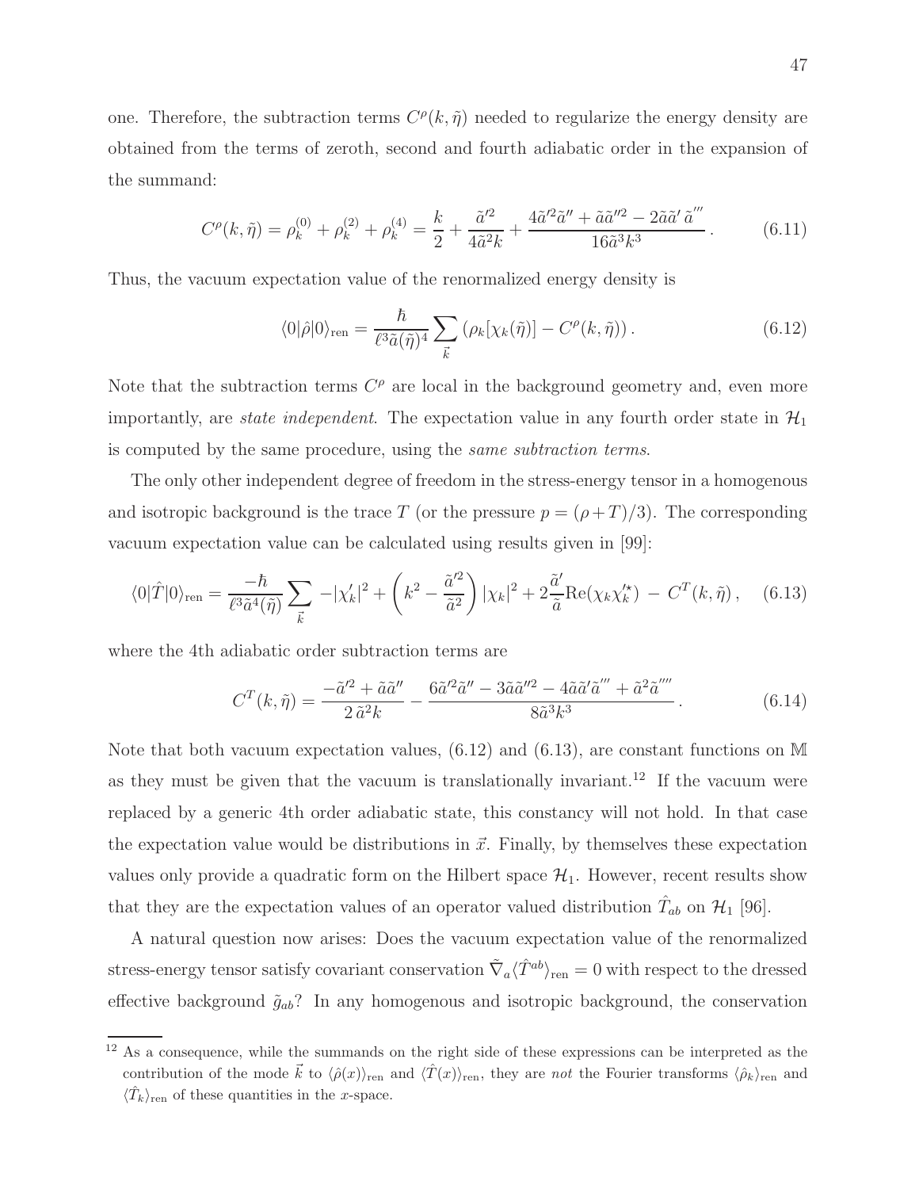one. Therefore, the subtraction terms $C^\rho(k,\tilde\eta)$ needed to regularize the energy density are obtained from the terms of zeroth, second and fourth adiabatic order in the expansion of the summand:

$$C^\rho(k,\tilde\eta) = \rho_k^{(0)} + \rho_k^{(2)} + \rho_k^{(4)} = \frac{k}{2} + \frac{\tilde a'^2}{4\tilde a^2 k} + \frac{4\tilde a'^2\tilde a'' + \tilde a\tilde a''^2 - 2\tilde a\tilde a'\,\tilde a'''}{16\tilde a^3 k^3}\,. \tag{6.11}$$

Thus, the vacuum expectation value of the renormalized energy density is

$$\langle 0|\hat\rho|0\rangle_{\rm ren} = \frac{\hbar}{\ell^3\tilde a(\tilde\eta)^4}\sum_{\vec k}\left(\rho_k[\chi_k(\tilde\eta)] - C^\rho(k,\tilde\eta)\right). \tag{6.12}$$

Note that the subtraction terms $C^\rho$ are local in the background geometry and, even more importantly, are *state independent*. The expectation value in any fourth order state in $\mathcal{H}_1$ is computed by the same procedure, using the *same subtraction terms*.

The only other independent degree of freedom in the stress-energy tensor in a homogenous and isotropic background is the trace $T$ (or the pressure $p = (\rho + T)/3$). The corresponding vacuum expectation value can be calculated using results given in [99]:

$$\langle 0|\hat T|0\rangle_{\rm ren} = \frac{-\hbar}{\ell^3\tilde a^4(\tilde\eta)}\sum_{\vec k} -|\chi_k'|^2 + \left(k^2 - \frac{\tilde a'^2}{\tilde a^2}\right)|\chi_k|^2 + 2\frac{\tilde a'}{\tilde a}{\rm Re}(\chi_k\chi_k'^\star)\; - \;C^T(k,\tilde\eta)\,, \tag{6.13}$$

where the 4th adiabatic order subtraction terms are

$$C^T(k,\tilde\eta) = \frac{-\tilde a'^2 + \tilde a\tilde a''}{2\,\tilde a^2 k} - \frac{6\tilde a'^2\tilde a'' - 3\tilde a\tilde a''^2 - 4\tilde a\tilde a'\tilde a''' + \tilde a^2\tilde a''''}{8\tilde a^3 k^3}\,. \tag{6.14}$$

Note that both vacuum expectation values, (6.12) and (6.13), are constant functions on $\mathbb{M}$ as they must be given that the vacuum is translationally invariant.[12] If the vacuum were replaced by a generic 4th order adiabatic state, this constancy will not hold. In that case the expectation value would be distributions in $\vec x$. Finally, by themselves these expectation values only provide a quadratic form on the Hilbert space $\mathcal{H}_1$. However, recent results show that they are the expectation values of an operator valued distribution $\hat T_{ab}$ on $\mathcal{H}_1$ [96].

A natural question now arises: Does the vacuum expectation value of the renormalized stress-energy tensor satisfy covariant conservation $\tilde\nabla_a\langle\hat T^{ab}\rangle_{\rm ren} = 0$ with respect to the dressed effective background $\tilde g_{ab}$? In any homogenous and isotropic background, the conservation

[12] As a consequence, while the summands on the right side of these expressions can be interpreted as the contribution of the mode $\vec k$ to $\langle\hat\rho(x)\rangle_{\rm ren}$ and $\langle\hat T(x)\rangle_{\rm ren}$, they are *not* the Fourier transforms $\langle\hat\rho_k\rangle_{\rm ren}$ and $\langle\hat T_k\rangle_{\rm ren}$ of these quantities in the $x$-space.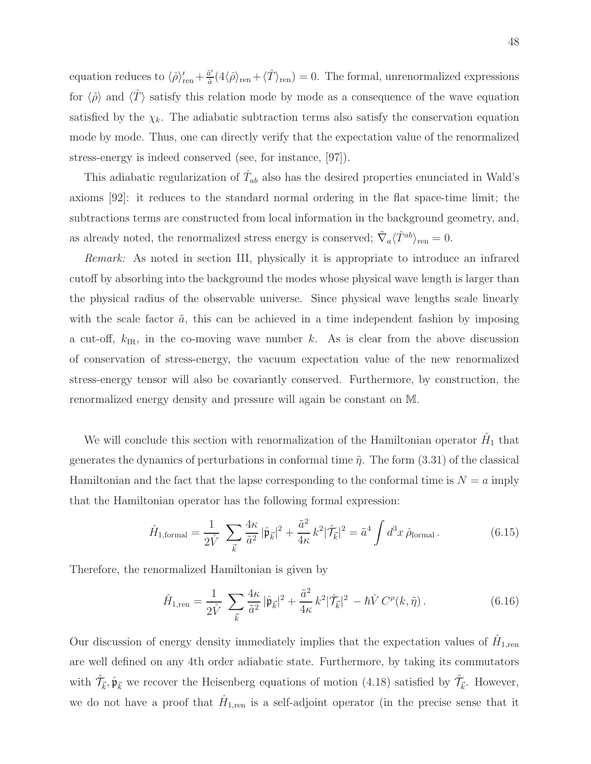equation reduces to $\langle\hat{\rho}\rangle'_{\rm ren} + \frac{\tilde{a}'}{\tilde{a}}(4\langle\hat{\rho}\rangle_{\rm ren} + \langle\hat{T}\rangle_{\rm ren}) = 0$. The formal, unrenormalized expressions for $\langle\hat{\rho}\rangle$ and $\langle\hat{T}\rangle$ satisfy this relation mode by mode as a consequence of the wave equation satisfied by the $\chi_k$. The adiabatic subtraction terms also satisfy the conservation equation mode by mode. Thus, one can directly verify that the expectation value of the renormalized stress-energy is indeed conserved (see, for instance, [97]).

This adiabatic regularization of $\hat{T}_{ab}$ also has the desired properties enunciated in Wald's axioms [92]: it reduces to the standard normal ordering in the flat space-time limit; the subtractions terms are constructed from local information in the background geometry, and, as already noted, the renormalized stress energy is conserved; $\tilde{\nabla}_a \langle \hat{T}^{ab}\rangle_{\rm ren} = 0$.

*Remark:* As noted in section III, physically it is appropriate to introduce an infrared cutoff by absorbing into the background the modes whose physical wave length is larger than the physical radius of the observable universe. Since physical wave lengths scale linearly with the scale factor $\tilde{a}$, this can be achieved in a time independent fashion by imposing a cut-off, $k_{\rm IR}$, in the co-moving wave number $k$. As is clear from the above discussion of conservation of stress-energy, the vacuum expectation value of the new renormalized stress-energy tensor will also be covariantly conserved. Furthermore, by construction, the renormalized energy density and pressure will again be constant on $\mathbb{M}$.

We will conclude this section with renormalization of the Hamiltonian operator $\hat{H}_1$ that generates the dynamics of perturbations in conformal time $\tilde{\eta}$. The form (3.31) of the classical Hamiltonian and the fact that the lapse corresponding to the conformal time is $N = a$ imply that the Hamiltonian operator has the following formal expression:

$$\hat{H}_{1,\rm formal} = \frac{1}{2\mathring{V}} \sum_{\vec{k}} \frac{4\kappa}{\tilde{a}^2}\, |\hat{\mathfrak{p}}_{\vec{k}}|^2 + \frac{\tilde{a}^2}{4\kappa}\, k^2 |\hat{\mathcal{T}}_{\vec{k}}|^2 = \tilde{a}^4 \int d^3x\, \hat{\rho}_{\rm formal}\,. \tag{6.15}$$

Therefore, the renormalized Hamiltonian is given by

$$\hat{H}_{1,\rm ren} = \frac{1}{2\mathring{V}} \sum_{\vec{k}} \frac{4\kappa}{\tilde{a}^2}\, |\hat{\mathfrak{p}}_{\vec{k}}|^2 + \frac{\tilde{a}^2}{4\kappa}\, k^2 |\hat{\mathcal{T}}_{\vec{k}}|^2 \,-\hbar \mathring{V}\, C^{\rho}(k, \tilde{\eta})\,. \tag{6.16}$$

Our discussion of energy density immediately implies that the expectation values of $\hat{H}_{1,\rm ren}$ are well defined on any 4th order adiabatic state. Furthermore, by taking its commutators with $\hat{\mathcal{T}}_{\vec{k}}, \hat{\mathfrak{p}}_{\vec{k}}$ we recover the Heisenberg equations of motion (4.18) satisfied by $\hat{\mathcal{T}}_{\vec{k}}$. However, we do not have a proof that $\hat{H}_{1,\rm ren}$ is a self-adjoint operator (in the precise sense that it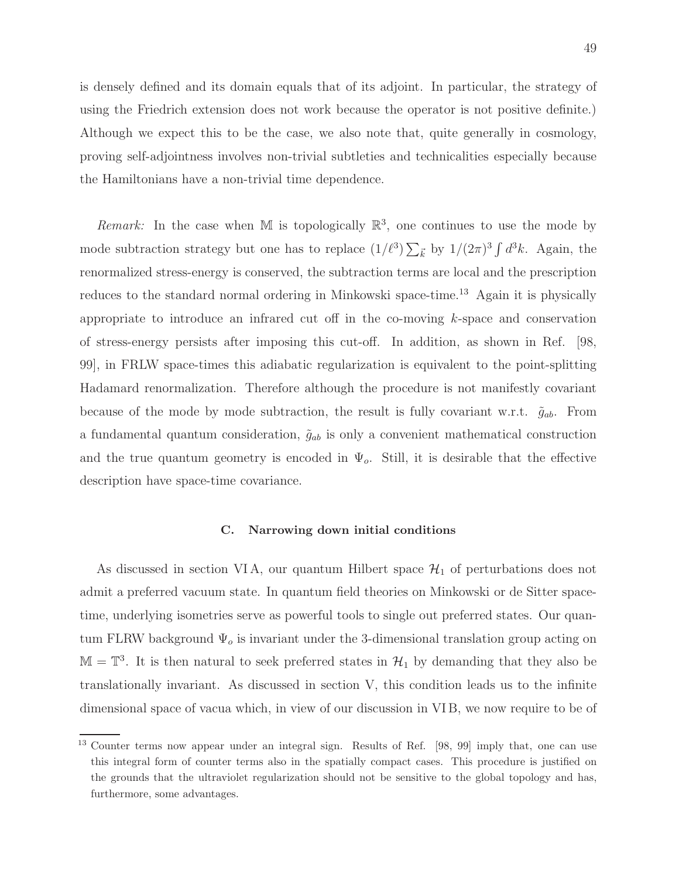is densely defined and its domain equals that of its adjoint. In particular, the strategy of using the Friedrich extension does not work because the operator is not positive definite.) Although we expect this to be the case, we also note that, quite generally in cosmology, proving self-adjointness involves non-trivial subtleties and technicalities especially because the Hamiltonians have a non-trivial time dependence.

*Remark:* In the case when $\mathbb{M}$ is topologically $\mathbb{R}^3$, one continues to use the mode by mode subtraction strategy but one has to replace $(1/\ell^3)\sum_{\vec{k}}$ by $1/(2\pi)^3\int d^3k$. Again, the renormalized stress-energy is conserved, the subtraction terms are local and the prescription reduces to the standard normal ordering in Minkowski space-time.[13] Again it is physically appropriate to introduce an infrared cut off in the co-moving $k$-space and conservation of stress-energy persists after imposing this cut-off. In addition, as shown in Ref. [98, 99], in FRLW space-times this adiabatic regularization is equivalent to the point-splitting Hadamard renormalization. Therefore although the procedure is not manifestly covariant because of the mode by mode subtraction, the result is fully covariant w.r.t. $\tilde{g}_{ab}$. From a fundamental quantum consideration, $\tilde{g}_{ab}$ is only a convenient mathematical construction and the true quantum geometry is encoded in $\Psi_o$. Still, it is desirable that the effective description have space-time covariance.

### C. Narrowing down initial conditions

As discussed in section VI A, our quantum Hilbert space $\mathcal{H}_1$ of perturbations does not admit a preferred vacuum state. In quantum field theories on Minkowski or de Sitter space-time, underlying isometries serve as powerful tools to single out preferred states. Our quantum FLRW background $\Psi_o$ is invariant under the 3-dimensional translation group acting on $\mathbb{M} = \mathbb{T}^3$. It is then natural to seek preferred states in $\mathcal{H}_1$ by demanding that they also be translationally invariant. As discussed in section V, this condition leads us to the infinite dimensional space of vacua which, in view of our discussion in VI B, we now require to be of

---

[13] Counter terms now appear under an integral sign. Results of Ref. [98, 99] imply that, one can use this integral form of counter terms also in the spatially compact cases. This procedure is justified on the grounds that the ultraviolet regularization should not be sensitive to the global topology and has, furthermore, some advantages.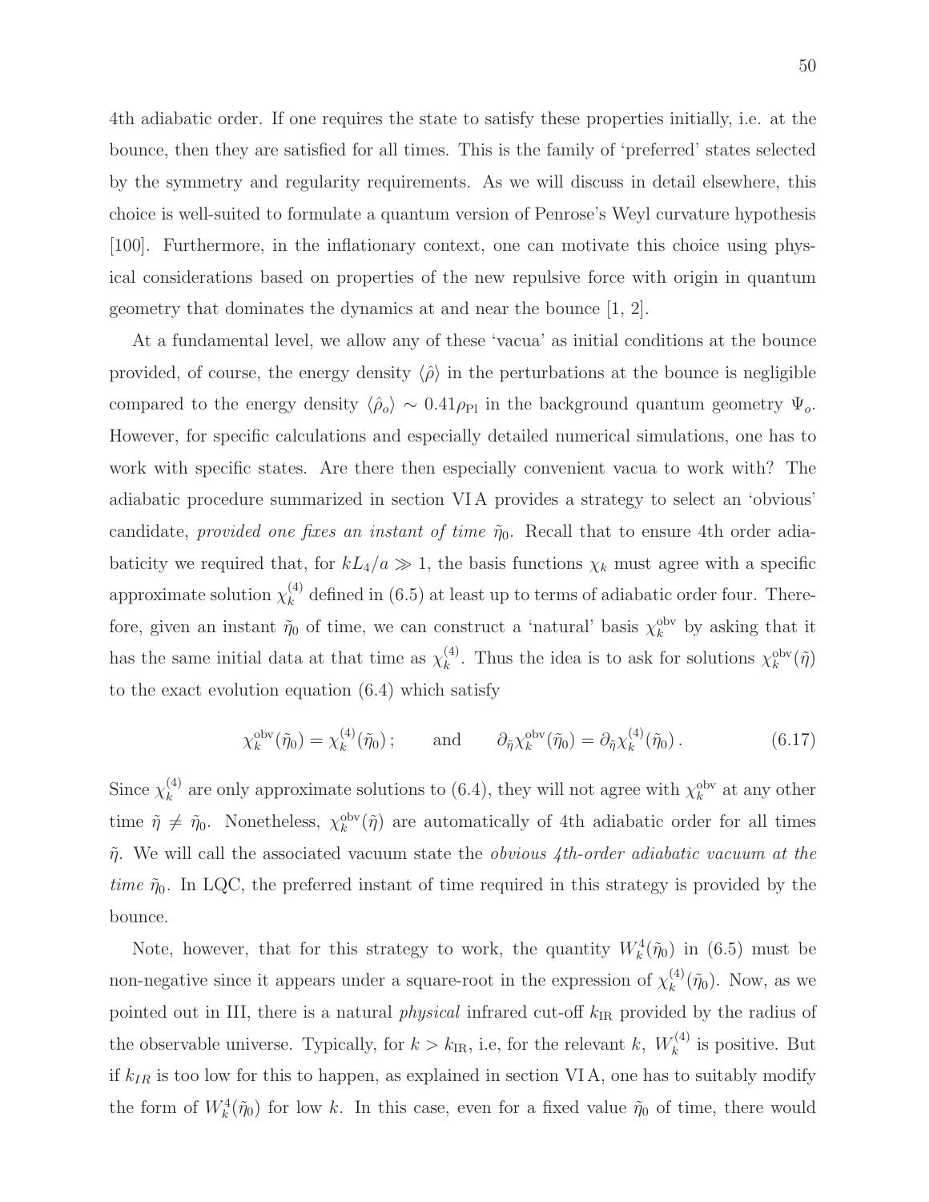4th adiabatic order. If one requires the state to satisfy these properties initially, i.e. at the bounce, then they are satisfied for all times. This is the family of 'preferred' states selected by the symmetry and regularity requirements. As we will discuss in detail elsewhere, this choice is well-suited to formulate a quantum version of Penrose's Weyl curvature hypothesis [100]. Furthermore, in the inflationary context, one can motivate this choice using physical considerations based on properties of the new repulsive force with origin in quantum geometry that dominates the dynamics at and near the bounce [1, 2].

At a fundamental level, we allow any of these 'vacua' as initial conditions at the bounce provided, of course, the energy density $\langle\hat{\rho}\rangle$ in the perturbations at the bounce is negligible compared to the energy density $\langle\hat{\rho}_o\rangle \sim 0.41\rho_{\rm Pl}$ in the background quantum geometry $\Psi_o$. However, for specific calculations and especially detailed numerical simulations, one has to work with specific states. Are there then especially convenient vacua to work with? The adiabatic procedure summarized in section VI A provides a strategy to select an 'obvious' candidate, *provided one fixes an instant of time* $\tilde{\eta}_0$. Recall that to ensure 4th order adiabaticity we required that, for $kL_4/a \gg 1$, the basis functions $\chi_k$ must agree with a specific approximate solution $\chi_k^{(4)}$ defined in (6.5) at least up to terms of adiabatic order four. Therefore, given an instant $\tilde{\eta}_0$ of time, we can construct a 'natural' basis $\chi_k^{\rm obv}$ by asking that it has the same initial data at that time as $\chi_k^{(4)}$. Thus the idea is to ask for solutions $\chi_k^{\rm obv}(\tilde{\eta})$ to the exact evolution equation (6.4) which satisfy

$$\chi_k^{\rm obv}(\tilde{\eta}_0) = \chi_k^{(4)}(\tilde{\eta}_0)\,; \qquad \text{and} \qquad \partial_{\tilde{\eta}}\chi_k^{\rm obv}(\tilde{\eta}_0) = \partial_{\tilde{\eta}}\chi_k^{(4)}(\tilde{\eta}_0)\,. \tag{6.17}$$

Since $\chi_k^{(4)}$ are only approximate solutions to (6.4), they will not agree with $\chi_k^{\rm obv}$ at any other time $\tilde{\eta} \neq \tilde{\eta}_0$. Nonetheless, $\chi_k^{\rm obv}(\tilde{\eta})$ are automatically of 4th adiabatic order for all times $\tilde{\eta}$. We will call the associated vacuum state the *obvious 4th-order adiabatic vacuum at the time* $\tilde{\eta}_0$. In LQC, the preferred instant of time required in this strategy is provided by the bounce.

Note, however, that for this strategy to work, the quantity $W_k^4(\tilde{\eta}_0)$ in (6.5) must be non-negative since it appears under a square-root in the expression of $\chi_k^{(4)}(\tilde{\eta}_0)$. Now, as we pointed out in III, there is a natural *physical* infrared cut-off $k_{\rm IR}$ provided by the radius of the observable universe. Typically, for $k > k_{\rm IR}$, i.e, for the relevant $k$, $W_k^{(4)}$ is positive. But if $k_{IR}$ is too low for this to happen, as explained in section VI A, one has to suitably modify the form of $W_k^4(\tilde{\eta}_0)$ for low $k$. In this case, even for a fixed value $\tilde{\eta}_0$ of time, there would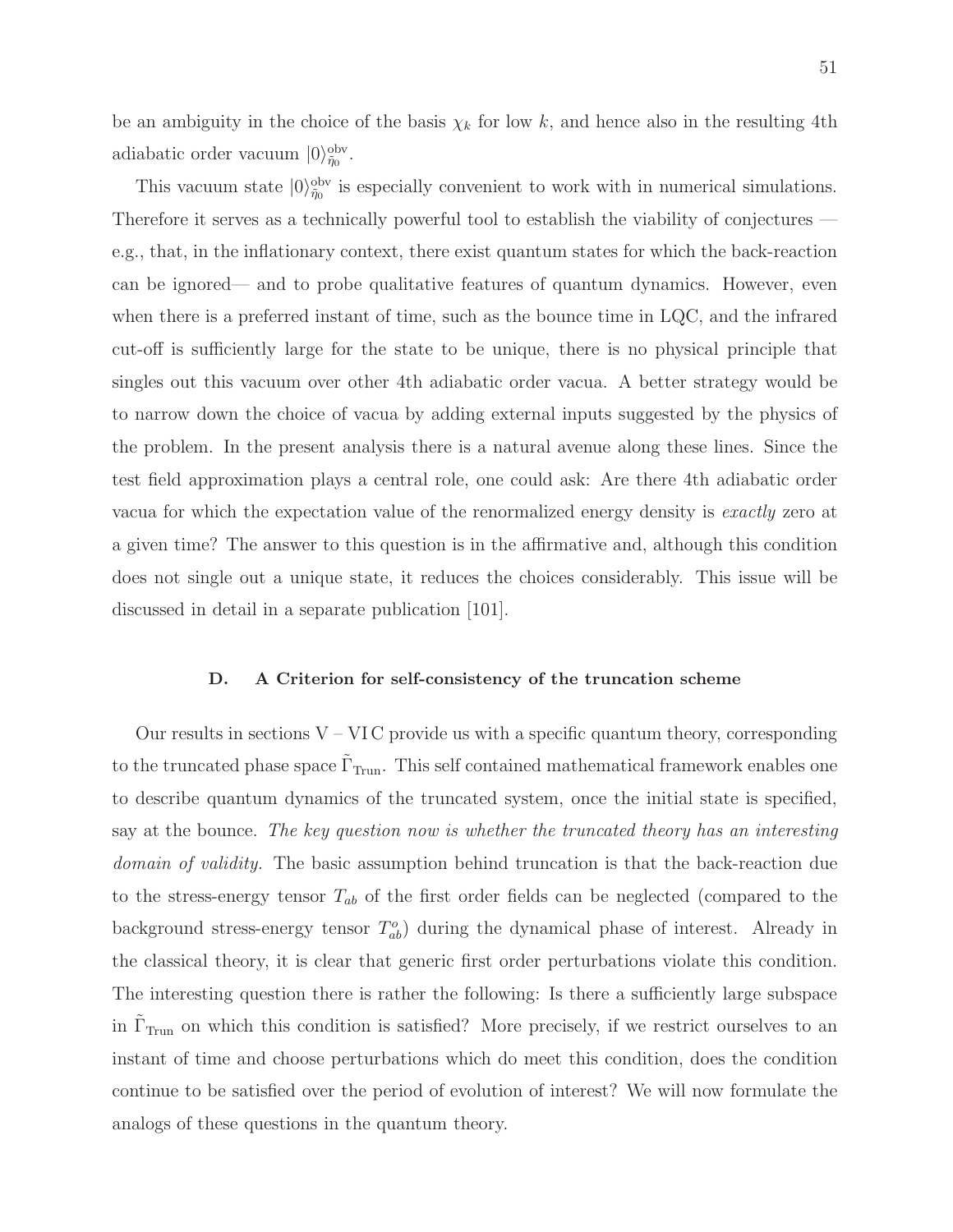be an ambiguity in the choice of the basis $\chi_k$ for low $k$, and hence also in the resulting 4th adiabatic order vacuum $|0\rangle^{\rm obv}_{\tilde{\eta}_0}$.

This vacuum state $|0\rangle^{\rm obv}_{\tilde{\eta}_0}$ is especially convenient to work with in numerical simulations. Therefore it serves as a technically powerful tool to establish the viability of conjectures — e.g., that, in the inflationary context, there exist quantum states for which the back-reaction can be ignored— and to probe qualitative features of quantum dynamics. However, even when there is a preferred instant of time, such as the bounce time in LQC, and the infrared cut-off is sufficiently large for the state to be unique, there is no physical principle that singles out this vacuum over other 4th adiabatic order vacua. A better strategy would be to narrow down the choice of vacua by adding external inputs suggested by the physics of the problem. In the present analysis there is a natural avenue along these lines. Since the test field approximation plays a central role, one could ask: Are there 4th adiabatic order vacua for which the expectation value of the renormalized energy density is *exactly* zero at a given time? The answer to this question is in the affirmative and, although this condition does not single out a unique state, it reduces the choices considerably. This issue will be discussed in detail in a separate publication [101].

### D. A Criterion for self-consistency of the truncation scheme

Our results in sections V – VI C provide us with a specific quantum theory, corresponding to the truncated phase space $\tilde{\Gamma}_{\rm Trun}$. This self contained mathematical framework enables one to describe quantum dynamics of the truncated system, once the initial state is specified, say at the bounce. *The key question now is whether the truncated theory has an interesting domain of validity.* The basic assumption behind truncation is that the back-reaction due to the stress-energy tensor $T_{ab}$ of the first order fields can be neglected (compared to the background stress-energy tensor $T^o_{ab}$) during the dynamical phase of interest. Already in the classical theory, it is clear that generic first order perturbations violate this condition. The interesting question there is rather the following: Is there a sufficiently large subspace in $\tilde{\Gamma}_{\rm Trun}$ on which this condition is satisfied? More precisely, if we restrict ourselves to an instant of time and choose perturbations which do meet this condition, does the condition continue to be satisfied over the period of evolution of interest? We will now formulate the analogs of these questions in the quantum theory.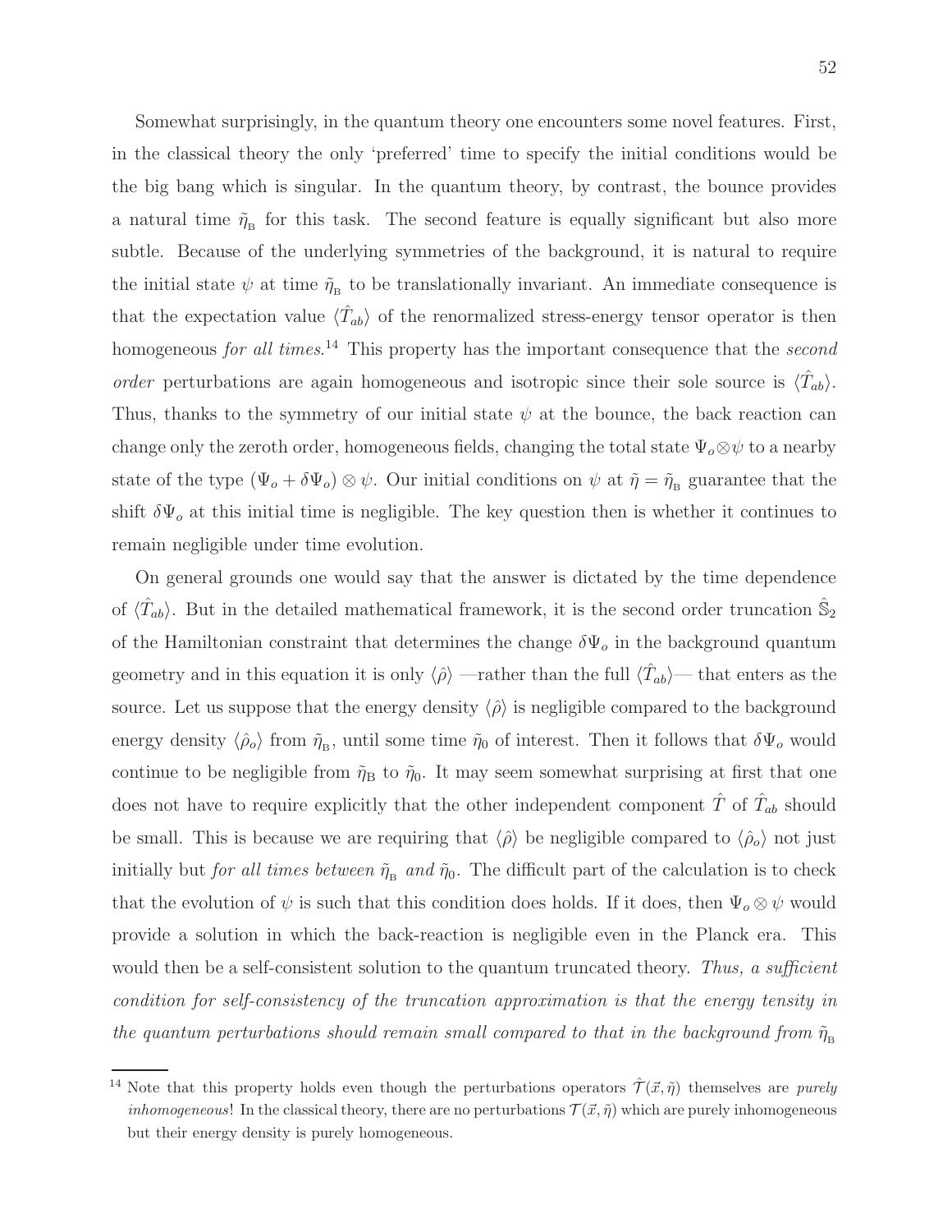Somewhat surprisingly, in the quantum theory one encounters some novel features. First, in the classical theory the only 'preferred' time to specify the initial conditions would be the big bang which is singular. In the quantum theory, by contrast, the bounce provides a natural time $\tilde{\eta}_{\rm B}$ for this task. The second feature is equally significant but also more subtle. Because of the underlying symmetries of the background, it is natural to require the initial state $\psi$ at time $\tilde{\eta}_{\rm B}$ to be translationally invariant. An immediate consequence is that the expectation value $\langle \hat{T}_{ab} \rangle$ of the renormalized stress-energy tensor operator is then homogeneous *for all times.*[14] This property has the important consequence that the *second order* perturbations are again homogeneous and isotropic since their sole source is $\langle \hat{T}_{ab} \rangle$. Thus, thanks to the symmetry of our initial state $\psi$ at the bounce, the back reaction can change only the zeroth order, homogeneous fields, changing the total state $\Psi_o \otimes \psi$ to a nearby state of the type $(\Psi_o + \delta\Psi_o) \otimes \psi$. Our initial conditions on $\psi$ at $\tilde{\eta} = \tilde{\eta}_{\rm B}$ guarantee that the shift $\delta\Psi_o$ at this initial time is negligible. The key question then is whether it continues to remain negligible under time evolution.

On general grounds one would say that the answer is dictated by the time dependence of $\langle \hat{T}_{ab} \rangle$. But in the detailed mathematical framework, it is the second order truncation $\hat{\mathbb{S}}_2$ of the Hamiltonian constraint that determines the change $\delta\Psi_o$ in the background quantum geometry and in this equation it is only $\langle \hat{\rho} \rangle$ —rather than the full $\langle \hat{T}_{ab} \rangle$— that enters as the source. Let us suppose that the energy density $\langle \hat{\rho} \rangle$ is negligible compared to the background energy density $\langle \hat{\rho}_o \rangle$ from $\tilde{\eta}_{\rm B}$, until some time $\tilde{\eta}_0$ of interest. Then it follows that $\delta\Psi_o$ would continue to be negligible from $\tilde{\eta}_{\rm B}$ to $\tilde{\eta}_0$. It may seem somewhat surprising at first that one does not have to require explicitly that the other independent component $\hat{T}$ of $\hat{T}_{ab}$ should be small. This is because we are requiring that $\langle \hat{\rho} \rangle$ be negligible compared to $\langle \hat{\rho}_o \rangle$ not just initially but *for all times between* $\tilde{\eta}_{\rm B}$ *and* $\tilde{\eta}_0$. The difficult part of the calculation is to check that the evolution of $\psi$ is such that this condition does holds. If it does, then $\Psi_o \otimes \psi$ would provide a solution in which the back-reaction is negligible even in the Planck era. This would then be a self-consistent solution to the quantum truncated theory. *Thus, a sufficient condition for self-consistency of the truncation approximation is that the energy tensity in the quantum perturbations should remain small compared to that in the background from* $\tilde{\eta}_{\rm B}$

[14] Note that this property holds even though the perturbations operators $\hat{\mathcal{T}}(\vec{x}, \tilde{\eta})$ themselves are *purely inhomogeneous*! In the classical theory, there are no perturbations $\mathcal{T}(\vec{x}, \tilde{\eta})$ which are purely inhomogeneous but their energy density is purely homogeneous.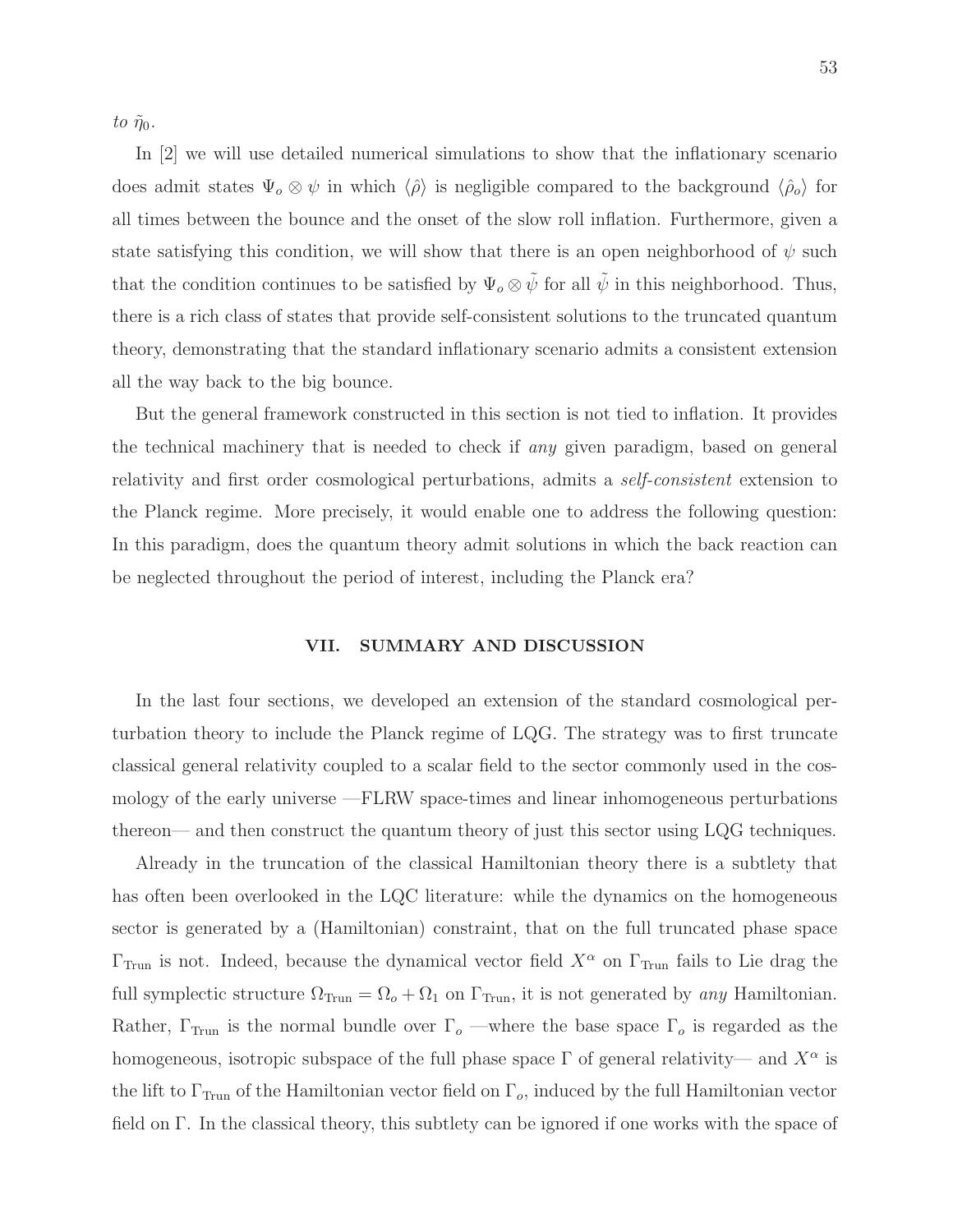*to* $\tilde{\eta}_0$.

In [2] we will use detailed numerical simulations to show that the inflationary scenario does admit states $\Psi_o \otimes \psi$ in which $\langle \hat{\rho} \rangle$ is negligible compared to the background $\langle \hat{\rho}_o \rangle$ for all times between the bounce and the onset of the slow roll inflation. Furthermore, given a state satisfying this condition, we will show that there is an open neighborhood of $\psi$ such that the condition continues to be satisfied by $\Psi_o \otimes \tilde{\psi}$ for all $\tilde{\psi}$ in this neighborhood. Thus, there is a rich class of states that provide self-consistent solutions to the truncated quantum theory, demonstrating that the standard inflationary scenario admits a consistent extension all the way back to the big bounce.

But the general framework constructed in this section is not tied to inflation. It provides the technical machinery that is needed to check if *any* given paradigm, based on general relativity and first order cosmological perturbations, admits a *self-consistent* extension to the Planck regime. More precisely, it would enable one to address the following question: In this paradigm, does the quantum theory admit solutions in which the back reaction can be neglected throughout the period of interest, including the Planck era?

## VII. SUMMARY AND DISCUSSION

In the last four sections, we developed an extension of the standard cosmological perturbation theory to include the Planck regime of LQG. The strategy was to first truncate classical general relativity coupled to a scalar field to the sector commonly used in the cosmology of the early universe —FLRW space-times and linear inhomogeneous perturbations thereon— and then construct the quantum theory of just this sector using LQG techniques.

Already in the truncation of the classical Hamiltonian theory there is a subtlety that has often been overlooked in the LQC literature: while the dynamics on the homogeneous sector is generated by a (Hamiltonian) constraint, that on the full truncated phase space $\Gamma_{\rm Trun}$ is not. Indeed, because the dynamical vector field $X^\alpha$ on $\Gamma_{\rm Trun}$ fails to Lie drag the full symplectic structure $\Omega_{\rm Trun} = \Omega_o + \Omega_1$ on $\Gamma_{\rm Trun}$, it is not generated by *any* Hamiltonian. Rather, $\Gamma_{\rm Trun}$ is the normal bundle over $\Gamma_o$ —where the base space $\Gamma_o$ is regarded as the homogeneous, isotropic subspace of the full phase space $\Gamma$ of general relativity— and $X^\alpha$ is the lift to $\Gamma_{\rm Trun}$ of the Hamiltonian vector field on $\Gamma_o$, induced by the full Hamiltonian vector field on $\Gamma$. In the classical theory, this subtlety can be ignored if one works with the space of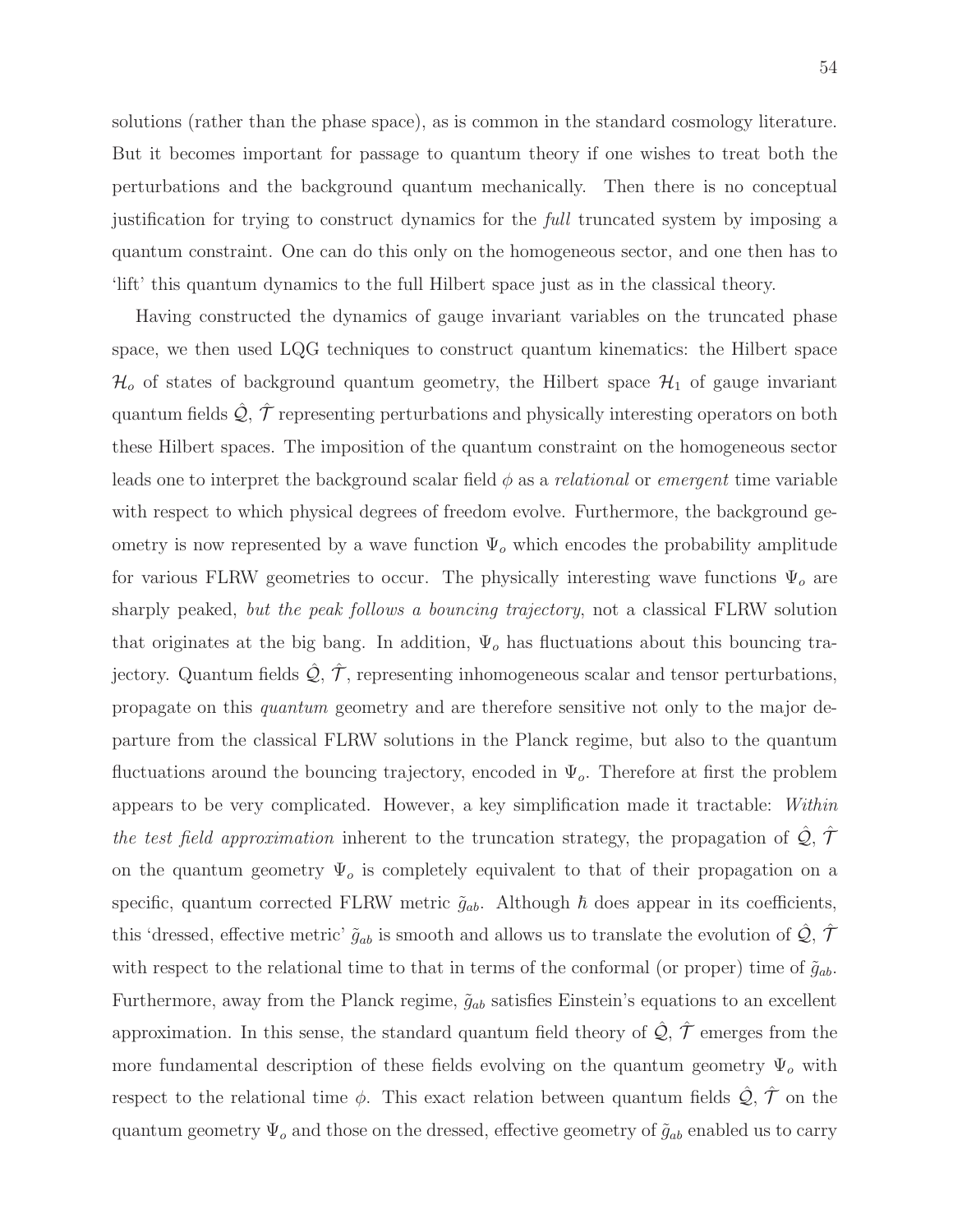solutions (rather than the phase space), as is common in the standard cosmology literature. But it becomes important for passage to quantum theory if one wishes to treat both the perturbations and the background quantum mechanically. Then there is no conceptual justification for trying to construct dynamics for the *full* truncated system by imposing a quantum constraint. One can do this only on the homogeneous sector, and one then has to 'lift' this quantum dynamics to the full Hilbert space just as in the classical theory.

Having constructed the dynamics of gauge invariant variables on the truncated phase space, we then used LQG techniques to construct quantum kinematics: the Hilbert space $\mathcal{H}_o$ of states of background quantum geometry, the Hilbert space $\mathcal{H}_1$ of gauge invariant quantum fields $\hat{\mathcal{Q}}$, $\hat{\mathcal{T}}$ representing perturbations and physically interesting operators on both these Hilbert spaces. The imposition of the quantum constraint on the homogeneous sector leads one to interpret the background scalar field $\phi$ as a *relational* or *emergent* time variable with respect to which physical degrees of freedom evolve. Furthermore, the background geometry is now represented by a wave function $\Psi_o$ which encodes the probability amplitude for various FLRW geometries to occur. The physically interesting wave functions $\Psi_o$ are sharply peaked, *but the peak follows a bouncing trajectory*, not a classical FLRW solution that originates at the big bang. In addition, $\Psi_o$ has fluctuations about this bouncing trajectory. Quantum fields $\hat{\mathcal{Q}}$, $\hat{\mathcal{T}}$, representing inhomogeneous scalar and tensor perturbations, propagate on this *quantum* geometry and are therefore sensitive not only to the major departure from the classical FLRW solutions in the Planck regime, but also to the quantum fluctuations around the bouncing trajectory, encoded in $\Psi_o$. Therefore at first the problem appears to be very complicated. However, a key simplification made it tractable: *Within the test field approximation* inherent to the truncation strategy, the propagation of $\hat{\mathcal{Q}}$, $\hat{\mathcal{T}}$ on the quantum geometry $\Psi_o$ is completely equivalent to that of their propagation on a specific, quantum corrected FLRW metric $\tilde{g}_{ab}$. Although $\hbar$ does appear in its coefficients, this 'dressed, effective metric' $\tilde{g}_{ab}$ is smooth and allows us to translate the evolution of $\hat{\mathcal{Q}}$, $\hat{\mathcal{T}}$ with respect to the relational time to that in terms of the conformal (or proper) time of $\tilde{g}_{ab}$. Furthermore, away from the Planck regime, $\tilde{g}_{ab}$ satisfies Einstein's equations to an excellent approximation. In this sense, the standard quantum field theory of $\hat{\mathcal{Q}}$, $\hat{\mathcal{T}}$ emerges from the more fundamental description of these fields evolving on the quantum geometry $\Psi_o$ with respect to the relational time $\phi$. This exact relation between quantum fields $\hat{\mathcal{Q}}$, $\hat{\mathcal{T}}$ on the quantum geometry $\Psi_o$ and those on the dressed, effective geometry of $\tilde{g}_{ab}$ enabled us to carry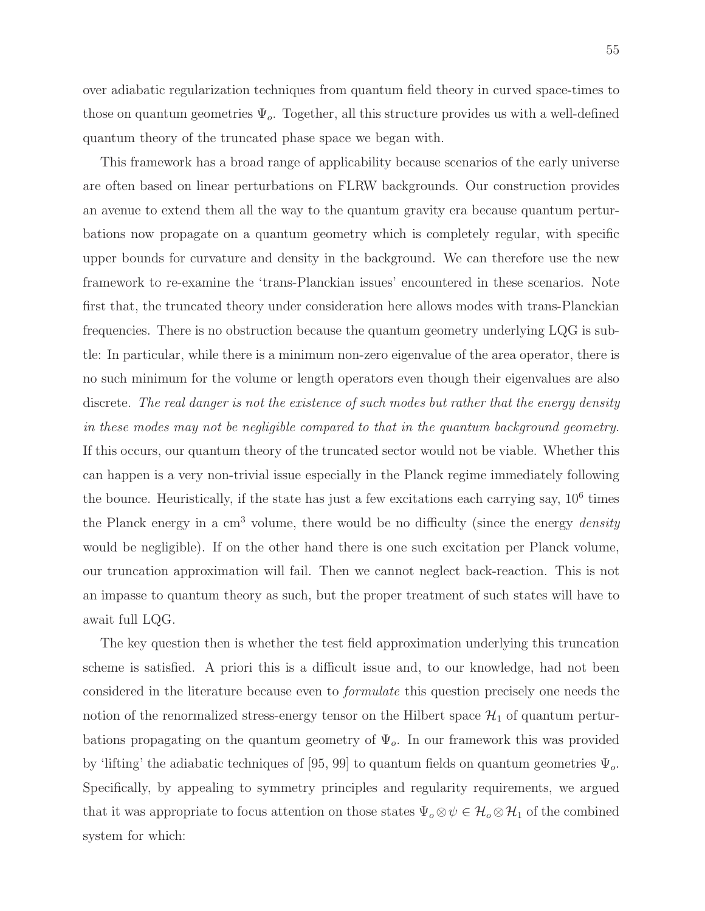over adiabatic regularization techniques from quantum field theory in curved space-times to those on quantum geometries $\Psi_o$. Together, all this structure provides us with a well-defined quantum theory of the truncated phase space we began with.

This framework has a broad range of applicability because scenarios of the early universe are often based on linear perturbations on FLRW backgrounds. Our construction provides an avenue to extend them all the way to the quantum gravity era because quantum perturbations now propagate on a quantum geometry which is completely regular, with specific upper bounds for curvature and density in the background. We can therefore use the new framework to re-examine the 'trans-Planckian issues' encountered in these scenarios. Note first that, the truncated theory under consideration here allows modes with trans-Planckian frequencies. There is no obstruction because the quantum geometry underlying LQG is subtle: In particular, while there is a minimum non-zero eigenvalue of the area operator, there is no such minimum for the volume or length operators even though their eigenvalues are also discrete. *The real danger is not the existence of such modes but rather that the energy density in these modes may not be negligible compared to that in the quantum background geometry.* If this occurs, our quantum theory of the truncated sector would not be viable. Whether this can happen is a very non-trivial issue especially in the Planck regime immediately following the bounce. Heuristically, if the state has just a few excitations each carrying say, $10^6$ times the Planck energy in a cm$^3$ volume, there would be no difficulty (since the energy *density* would be negligible). If on the other hand there is one such excitation per Planck volume, our truncation approximation will fail. Then we cannot neglect back-reaction. This is not an impasse to quantum theory as such, but the proper treatment of such states will have to await full LQG.

The key question then is whether the test field approximation underlying this truncation scheme is satisfied. A priori this is a difficult issue and, to our knowledge, had not been considered in the literature because even to *formulate* this question precisely one needs the notion of the renormalized stress-energy tensor on the Hilbert space $\mathcal{H}_1$ of quantum perturbations propagating on the quantum geometry of $\Psi_o$. In our framework this was provided by 'lifting' the adiabatic techniques of [95, 99] to quantum fields on quantum geometries $\Psi_o$. Specifically, by appealing to symmetry principles and regularity requirements, we argued that it was appropriate to focus attention on those states $\Psi_o \otimes \psi \in \mathcal{H}_o \otimes \mathcal{H}_1$ of the combined system for which: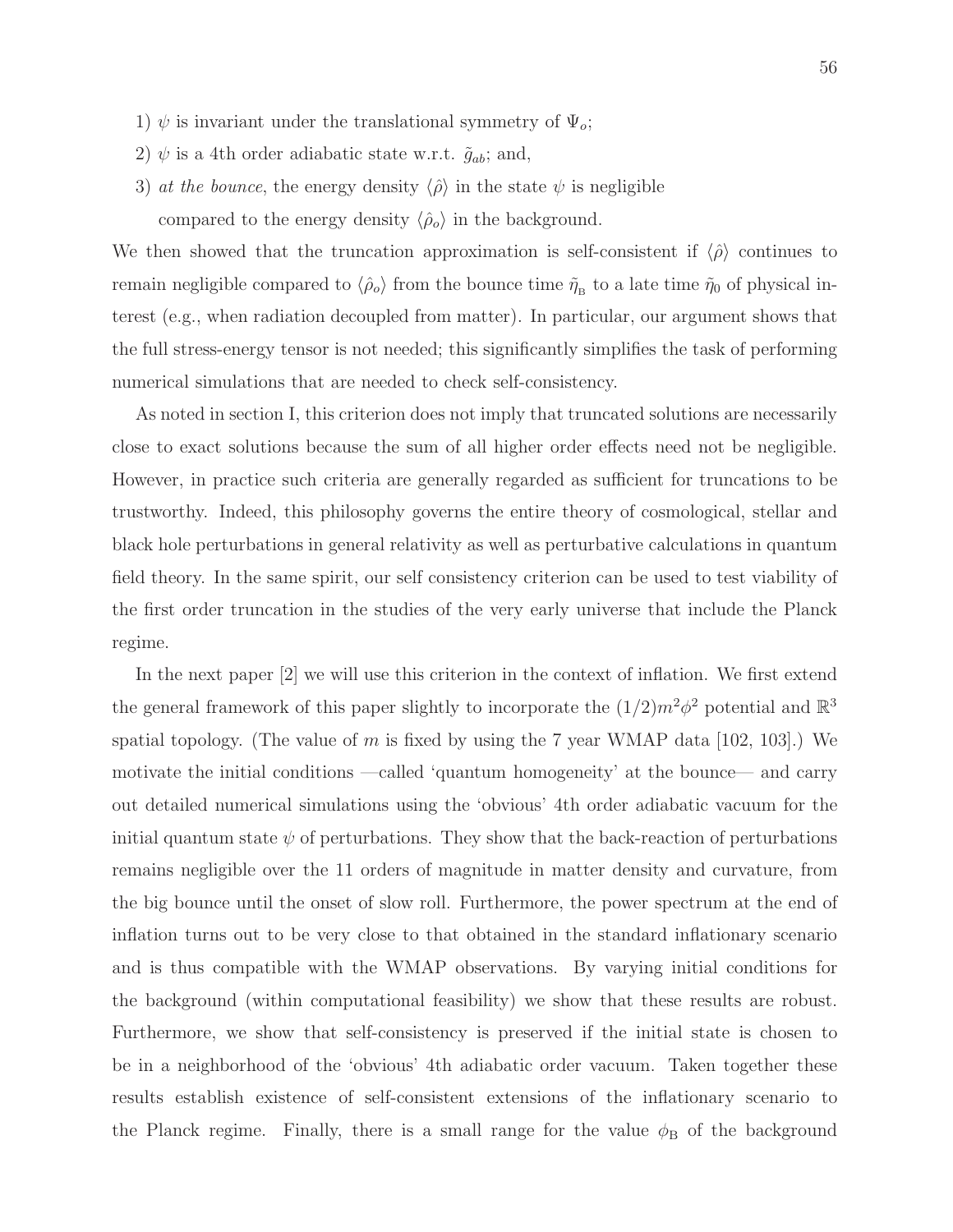1) $\psi$ is invariant under the translational symmetry of $\Psi_o$;

2) $\psi$ is a 4th order adiabatic state w.r.t. $\tilde{g}_{ab}$; and,

3) *at the bounce*, the energy density $\langle\hat{\rho}\rangle$ in the state $\psi$ is negligible compared to the energy density $\langle\hat{\rho}_o\rangle$ in the background.

We then showed that the truncation approximation is self-consistent if $\langle\hat{\rho}\rangle$ continues to remain negligible compared to $\langle\hat{\rho}_o\rangle$ from the bounce time $\tilde{\eta}_{\rm B}$ to a late time $\tilde{\eta}_0$ of physical interest (e.g., when radiation decoupled from matter). In particular, our argument shows that the full stress-energy tensor is not needed; this significantly simplifies the task of performing numerical simulations that are needed to check self-consistency.

As noted in section I, this criterion does not imply that truncated solutions are necessarily close to exact solutions because the sum of all higher order effects need not be negligible. However, in practice such criteria are generally regarded as sufficient for truncations to be trustworthy. Indeed, this philosophy governs the entire theory of cosmological, stellar and black hole perturbations in general relativity as well as perturbative calculations in quantum field theory. In the same spirit, our self consistency criterion can be used to test viability of the first order truncation in the studies of the very early universe that include the Planck regime.

In the next paper [2] we will use this criterion in the context of inflation. We first extend the general framework of this paper slightly to incorporate the $(1/2)m^2\phi^2$ potential and $\mathbb{R}^3$ spatial topology. (The value of $m$ is fixed by using the 7 year WMAP data [102, 103].) We motivate the initial conditions —called 'quantum homogeneity' at the bounce— and carry out detailed numerical simulations using the 'obvious' 4th order adiabatic vacuum for the initial quantum state $\psi$ of perturbations. They show that the back-reaction of perturbations remains negligible over the 11 orders of magnitude in matter density and curvature, from the big bounce until the onset of slow roll. Furthermore, the power spectrum at the end of inflation turns out to be very close to that obtained in the standard inflationary scenario and is thus compatible with the WMAP observations. By varying initial conditions for the background (within computational feasibility) we show that these results are robust. Furthermore, we show that self-consistency is preserved if the initial state is chosen to be in a neighborhood of the 'obvious' 4th adiabatic order vacuum. Taken together these results establish existence of self-consistent extensions of the inflationary scenario to the Planck regime. Finally, there is a small range for the value $\phi_{\rm B}$ of the background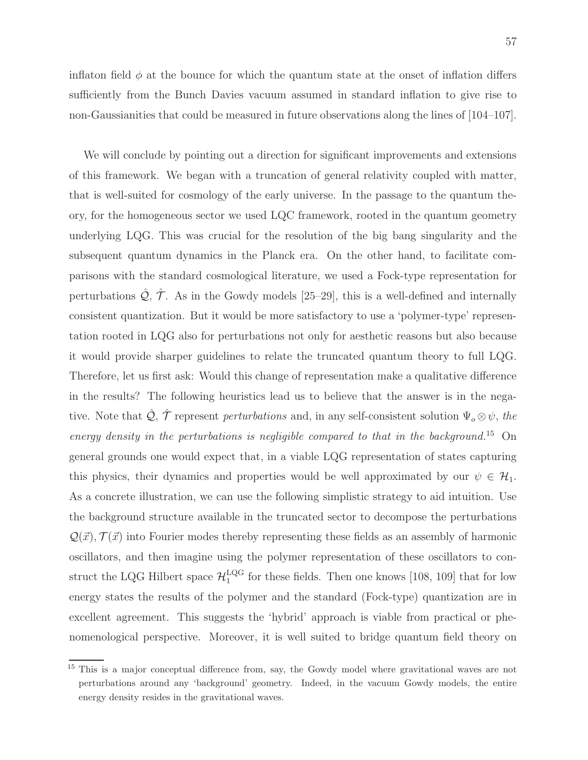inflaton field $\phi$ at the bounce for which the quantum state at the onset of inflation differs sufficiently from the Bunch Davies vacuum assumed in standard inflation to give rise to non-Gaussianities that could be measured in future observations along the lines of [104–107].

We will conclude by pointing out a direction for significant improvements and extensions of this framework. We began with a truncation of general relativity coupled with matter, that is well-suited for cosmology of the early universe. In the passage to the quantum theory, for the homogeneous sector we used LQC framework, rooted in the quantum geometry underlying LQG. This was crucial for the resolution of the big bang singularity and the subsequent quantum dynamics in the Planck era. On the other hand, to facilitate comparisons with the standard cosmological literature, we used a Fock-type representation for perturbations $\hat{\mathcal{Q}}$, $\hat{\mathcal{T}}$. As in the Gowdy models [25–29], this is a well-defined and internally consistent quantization. But it would be more satisfactory to use a 'polymer-type' representation rooted in LQG also for perturbations not only for aesthetic reasons but also because it would provide sharper guidelines to relate the truncated quantum theory to full LQG. Therefore, let us first ask: Would this change of representation make a qualitative difference in the results? The following heuristics lead us to believe that the answer is in the negative. Note that $\hat{\mathcal{Q}}$, $\hat{\mathcal{T}}$ represent *perturbations* and, in any self-consistent solution $\Psi_o \otimes \psi$, *the energy density in the perturbations is negligible compared to that in the background.*[15] On general grounds one would expect that, in a viable LQG representation of states capturing this physics, their dynamics and properties would be well approximated by our $\psi \in \mathcal{H}_1$. As a concrete illustration, we can use the following simplistic strategy to aid intuition. Use the background structure available in the truncated sector to decompose the perturbations $\mathcal{Q}(\vec{x}), \mathcal{T}(\vec{x})$ into Fourier modes thereby representing these fields as an assembly of harmonic oscillators, and then imagine using the polymer representation of these oscillators to construct the LQG Hilbert space $\mathcal{H}_1^{\rm LQG}$ for these fields. Then one knows [108, 109] that for low energy states the results of the polymer and the standard (Fock-type) quantization are in excellent agreement. This suggests the 'hybrid' approach is viable from practical or phenomenological perspective. Moreover, it is well suited to bridge quantum field theory on

[15] This is a major conceptual difference from, say, the Gowdy model where gravitational waves are not perturbations around any 'background' geometry. Indeed, in the vacuum Gowdy models, the entire energy density resides in the gravitational waves.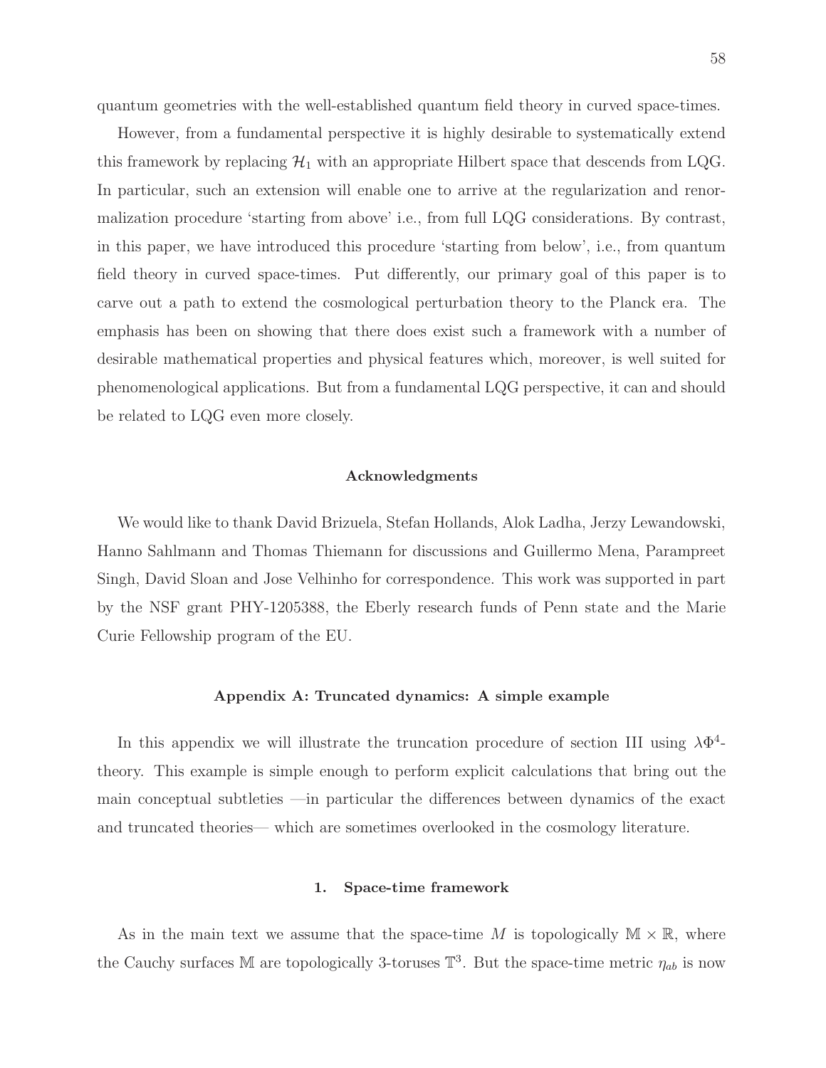quantum geometries with the well-established quantum field theory in curved space-times.

However, from a fundamental perspective it is highly desirable to systematically extend this framework by replacing $\mathcal{H}_1$ with an appropriate Hilbert space that descends from LQG. In particular, such an extension will enable one to arrive at the regularization and renormalization procedure 'starting from above' i.e., from full LQG considerations. By contrast, in this paper, we have introduced this procedure 'starting from below', i.e., from quantum field theory in curved space-times. Put differently, our primary goal of this paper is to carve out a path to extend the cosmological perturbation theory to the Planck era. The emphasis has been on showing that there does exist such a framework with a number of desirable mathematical properties and physical features which, moreover, is well suited for phenomenological applications. But from a fundamental LQG perspective, it can and should be related to LQG even more closely.

### Acknowledgments

We would like to thank David Brizuela, Stefan Hollands, Alok Ladha, Jerzy Lewandowski, Hanno Sahlmann and Thomas Thiemann for discussions and Guillermo Mena, Parampreet Singh, David Sloan and Jose Velhinho for correspondence. This work was supported in part by the NSF grant PHY-1205388, the Eberly research funds of Penn state and the Marie Curie Fellowship program of the EU.

## Appendix A: Truncated dynamics: A simple example

In this appendix we will illustrate the truncation procedure of section III using $\lambda\Phi^4$-theory. This example is simple enough to perform explicit calculations that bring out the main conceptual subtleties —in particular the differences between dynamics of the exact and truncated theories— which are sometimes overlooked in the cosmology literature.

### 1. Space-time framework

As in the main text we assume that the space-time $M$ is topologically $\mathbb{M} \times \mathbb{R}$, where the Cauchy surfaces $\mathbb{M}$ are topologically 3-toruses $\mathbb{T}^3$. But the space-time metric $\eta_{ab}$ is now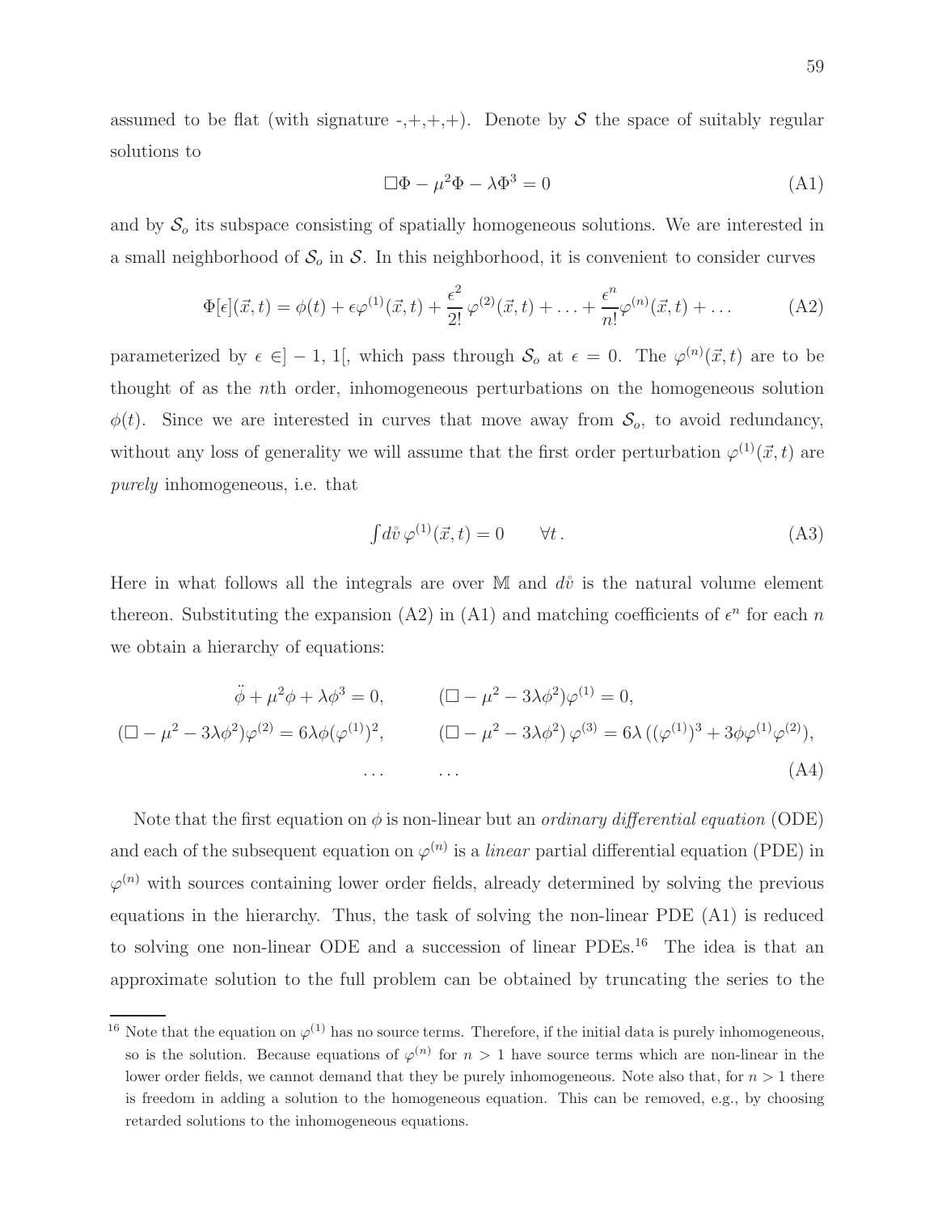assumed to be flat (with signature -,+,+,+). Denote by $\mathcal{S}$ the space of suitably regular solutions to

$$\Box\Phi - \mu^2\Phi - \lambda\Phi^3 = 0 \tag{A1}$$

and by $\mathcal{S}_o$ its subspace consisting of spatially homogeneous solutions. We are interested in a small neighborhood of $\mathcal{S}_o$ in $\mathcal{S}$. In this neighborhood, it is convenient to consider curves

$$\Phi[\epsilon](\vec{x},t) = \phi(t) + \epsilon\varphi^{(1)}(\vec{x},t) + \frac{\epsilon^2}{2!}\,\varphi^{(2)}(\vec{x},t) + \ldots + \frac{\epsilon^n}{n!}\varphi^{(n)}(\vec{x},t) + \ldots \tag{A2}$$

parameterized by $\epsilon \in ]-1, 1[$, which pass through $\mathcal{S}_o$ at $\epsilon = 0$. The $\varphi^{(n)}(\vec{x},t)$ are to be thought of as the $n$th order, inhomogeneous perturbations on the homogeneous solution $\phi(t)$. Since we are interested in curves that move away from $\mathcal{S}_o$, to avoid redundancy, without any loss of generality we will assume that the first order perturbation $\varphi^{(1)}(\vec{x},t)$ are *purely* inhomogeneous, i.e. that

$$\int d\mathring{v}\, \varphi^{(1)}(\vec{x},t) = 0 \qquad \forall t\,. \tag{A3}$$

Here in what follows all the integrals are over $\mathbb{M}$ and $d\mathring{v}$ is the natural volume element thereon. Substituting the expansion (A2) in (A1) and matching coefficients of $\epsilon^n$ for each $n$ we obtain a hierarchy of equations:

$$\begin{aligned}
\ddot{\phi} + \mu^2\phi + \lambda\phi^3 = 0, \qquad & (\Box - \mu^2 - 3\lambda\phi^2)\varphi^{(1)} = 0,\\
(\Box - \mu^2 - 3\lambda\phi^2)\varphi^{(2)} = 6\lambda\phi(\varphi^{(1)})^2, \qquad & (\Box - \mu^2 - 3\lambda\phi^2)\,\varphi^{(3)} = 6\lambda\,((\varphi^{(1)})^3 + 3\phi\varphi^{(1)}\varphi^{(2)}),\\
\ldots \qquad & \ldots
\end{aligned} \tag{A4}$$

Note that the first equation on $\phi$ is non-linear but an *ordinary differential equation* (ODE) and each of the subsequent equation on $\varphi^{(n)}$ is a *linear* partial differential equation (PDE) in $\varphi^{(n)}$ with sources containing lower order fields, already determined by solving the previous equations in the hierarchy. Thus, the task of solving the non-linear PDE (A1) is reduced to solving one non-linear ODE and a succession of linear PDEs.[16] The idea is that an approximate solution to the full problem can be obtained by truncating the series to the

[16] Note that the equation on $\varphi^{(1)}$ has no source terms. Therefore, if the initial data is purely inhomogeneous, so is the solution. Because equations of $\varphi^{(n)}$ for $n > 1$ have source terms which are non-linear in the lower order fields, we cannot demand that they be purely inhomogeneous. Note also that, for $n > 1$ there is freedom in adding a solution to the homogeneous equation. This can be removed, e.g., by choosing retarded solutions to the inhomogeneous equations.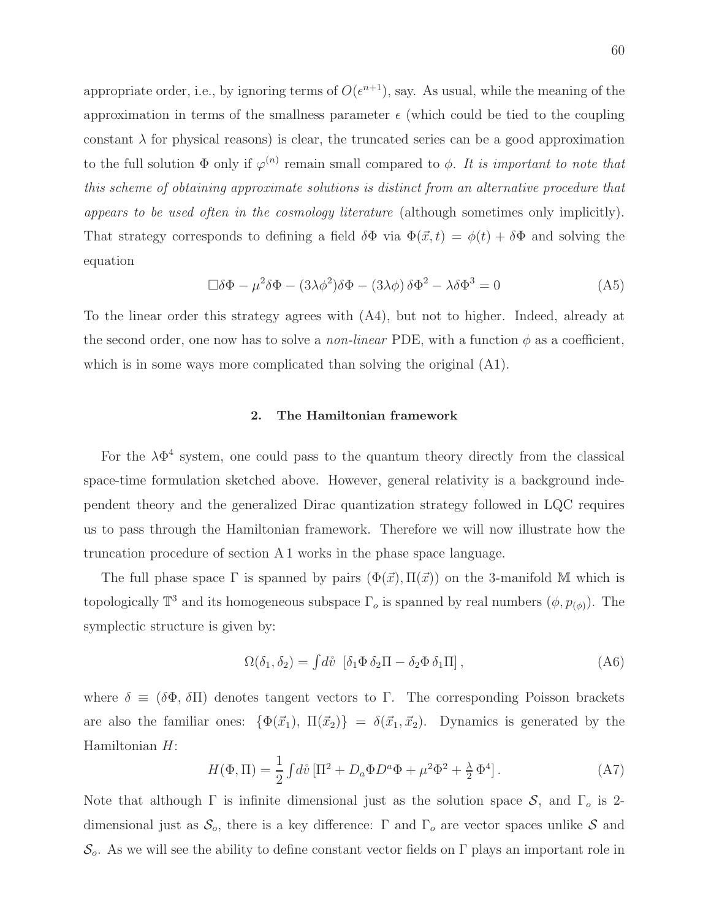appropriate order, i.e., by ignoring terms of $O(\epsilon^{n+1})$, say. As usual, while the meaning of the approximation in terms of the smallness parameter $\epsilon$ (which could be tied to the coupling constant $\lambda$ for physical reasons) is clear, the truncated series can be a good approximation to the full solution $\Phi$ only if $\varphi^{(n)}$ remain small compared to $\phi$. *It is important to note that this scheme of obtaining approximate solutions is distinct from an alternative procedure that appears to be used often in the cosmology literature* (although sometimes only implicitly). That strategy corresponds to defining a field $\delta\Phi$ via $\Phi(\vec{x}, t) = \phi(t) + \delta\Phi$ and solving the equation

$$\Box\delta\Phi - \mu^2\delta\Phi - (3\lambda\phi^2)\delta\Phi - (3\lambda\phi)\,\delta\Phi^2 - \lambda\delta\Phi^3 = 0 \tag{A5}$$

To the linear order this strategy agrees with (A4), but not to higher. Indeed, already at the second order, one now has to solve a *non-linear* PDE, with a function $\phi$ as a coefficient, which is in some ways more complicated than solving the original (A1).

### 2. The Hamiltonian framework

For the $\lambda\Phi^4$ system, one could pass to the quantum theory directly from the classical space-time formulation sketched above. However, general relativity is a background independent theory and the generalized Dirac quantization strategy followed in LQC requires us to pass through the Hamiltonian framework. Therefore we will now illustrate how the truncation procedure of section A 1 works in the phase space language.

The full phase space $\Gamma$ is spanned by pairs $(\Phi(\vec{x}), \Pi(\vec{x}))$ on the 3-manifold $\mathbb{M}$ which is topologically $\mathbb{T}^3$ and its homogeneous subspace $\Gamma_o$ is spanned by real numbers $(\phi, p_{(\phi)})$. The symplectic structure is given by:

$$\Omega(\delta_1, \delta_2) = \int d\mathring{v}\;\; [\delta_1\Phi\, \delta_2\Pi - \delta_2\Phi\, \delta_1\Pi]\,, \tag{A6}$$

where $\delta \equiv (\delta\Phi,\, \delta\Pi)$ denotes tangent vectors to $\Gamma$. The corresponding Poisson brackets are also the familiar ones: $\{\Phi(\vec{x}_1),\; \Pi(\vec{x}_2)\} = \delta(\vec{x}_1, \vec{x}_2)$. Dynamics is generated by the Hamiltonian $H$:

$$H(\Phi, \Pi) = \frac{1}{2}\int d\mathring{v}\,[\Pi^2 + D_a\Phi D^a\Phi + \mu^2\Phi^2 + \tfrac{\lambda}{2}\,\Phi^4]\,. \tag{A7}$$

Note that although $\Gamma$ is infinite dimensional just as the solution space $\mathcal{S}$, and $\Gamma_o$ is 2-dimensional just as $\mathcal{S}_o$, there is a key difference: $\Gamma$ and $\Gamma_o$ are vector spaces unlike $\mathcal{S}$ and $\mathcal{S}_o$. As we will see the ability to define constant vector fields on $\Gamma$ plays an important role in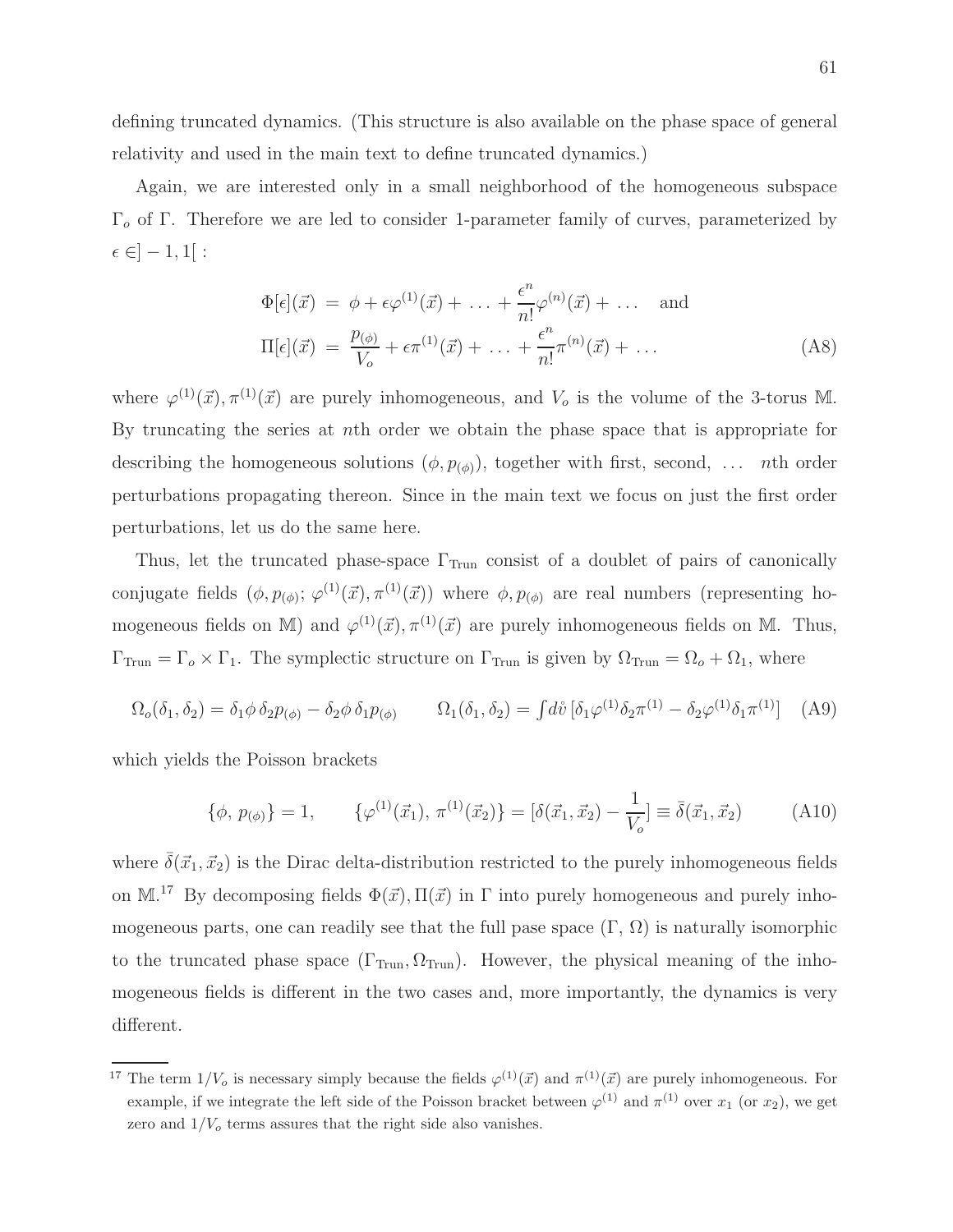defining truncated dynamics. (This structure is also available on the phase space of general relativity and used in the main text to define truncated dynamics.)

Again, we are interested only in a small neighborhood of the homogeneous subspace $\Gamma_o$ of $\Gamma$. Therefore we are led to consider 1-parameter family of curves, parameterized by $\epsilon \in ]-1, 1[$ :

$$
\begin{aligned}
\Phi[\epsilon](\vec{x}) &= \phi + \epsilon\varphi^{(1)}(\vec{x}) + \ldots + \frac{\epsilon^n}{n!}\varphi^{(n)}(\vec{x}) + \ldots \quad \text{and} \\
\Pi[\epsilon](\vec{x}) &= \frac{p_{(\phi)}}{V_o} + \epsilon\pi^{(1)}(\vec{x}) + \ldots + \frac{\epsilon^n}{n!}\pi^{(n)}(\vec{x}) + \ldots
\end{aligned}
\tag{A8}
$$

where $\varphi^{(1)}(\vec{x}), \pi^{(1)}(\vec{x})$ are purely inhomogeneous, and $V_o$ is the volume of the 3-torus $\mathbb{M}$. By truncating the series at $n$th order we obtain the phase space that is appropriate for describing the homogeneous solutions $(\phi, p_{(\phi)})$, together with first, second, ... $n$th order perturbations propagating thereon. Since in the main text we focus on just the first order perturbations, let us do the same here.

Thus, let the truncated phase-space $\Gamma_{\text{Trun}}$ consist of a doublet of pairs of canonically conjugate fields $(\phi, p_{(\phi)}; \varphi^{(1)}(\vec{x}), \pi^{(1)}(\vec{x}))$ where $\phi, p_{(\phi)}$ are real numbers (representing homogeneous fields on $\mathbb{M}$) and $\varphi^{(1)}(\vec{x}), \pi^{(1)}(\vec{x})$ are purely inhomogeneous fields on $\mathbb{M}$. Thus, $\Gamma_{\text{Trun}} = \Gamma_o \times \Gamma_1$. The symplectic structure on $\Gamma_{\text{Trun}}$ is given by $\Omega_{\text{Trun}} = \Omega_o + \Omega_1$, where

$$
\Omega_o(\delta_1, \delta_2) = \delta_1\phi\, \delta_2 p_{(\phi)} - \delta_2\phi\, \delta_1 p_{(\phi)} \qquad \Omega_1(\delta_1, \delta_2) = \int d\mathring{v}\, [\delta_1\varphi^{(1)}\delta_2\pi^{(1)} - \delta_2\varphi^{(1)}\delta_1\pi^{(1)}] \tag{A9}
$$

which yields the Poisson brackets

$$
\{\phi,\, p_{(\phi)}\} = 1, \qquad \{\varphi^{(1)}(\vec{x}_1),\, \pi^{(1)}(\vec{x}_2)\} = [\delta(\vec{x}_1, \vec{x}_2) - \frac{1}{V_o}] \equiv \bar{\delta}(\vec{x}_1, \vec{x}_2) \tag{A10}
$$

where $\bar{\delta}(\vec{x}_1, \vec{x}_2)$ is the Dirac delta-distribution restricted to the purely inhomogeneous fields on $\mathbb{M}$.[17] By decomposing fields $\Phi(\vec{x}), \Pi(\vec{x})$ in $\Gamma$ into purely homogeneous and purely inhomogeneous parts, one can readily see that the full pase space $(\Gamma, \Omega)$ is naturally isomorphic to the truncated phase space $(\Gamma_{\text{Trun}}, \Omega_{\text{Trun}})$. However, the physical meaning of the inhomogeneous fields is different in the two cases and, more importantly, the dynamics is very different.

---

[17] The term $1/V_o$ is necessary simply because the fields $\varphi^{(1)}(\vec{x})$ and $\pi^{(1)}(\vec{x})$ are purely inhomogeneous. For example, if we integrate the left side of the Poisson bracket between $\varphi^{(1)}$ and $\pi^{(1)}$ over $x_1$ (or $x_2$), we get zero and $1/V_o$ terms assures that the right side also vanishes.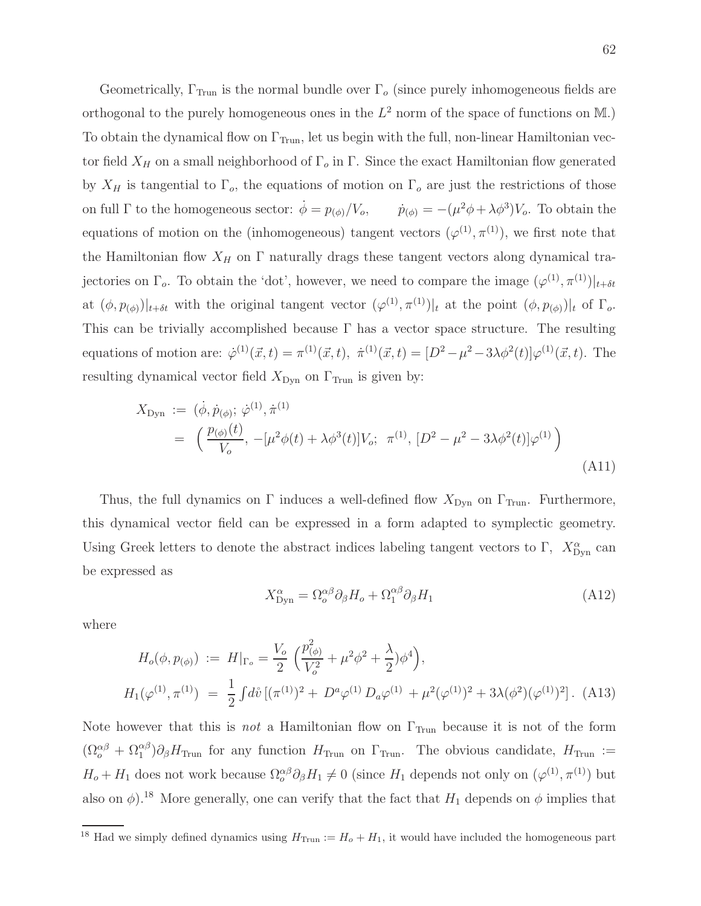Geometrically, $\Gamma_{\rm Trun}$ is the normal bundle over $\Gamma_o$ (since purely inhomogeneous fields are orthogonal to the purely homogeneous ones in the $L^2$ norm of the space of functions on $\mathbb{M}$.) To obtain the dynamical flow on $\Gamma_{\rm Trun}$, let us begin with the full, non-linear Hamiltonian vector field $X_H$ on a small neighborhood of $\Gamma_o$ in $\Gamma$. Since the exact Hamiltonian flow generated by $X_H$ is tangential to $\Gamma_o$, the equations of motion on $\Gamma_o$ are just the restrictions of those on full $\Gamma$ to the homogeneous sector: $\dot\phi = p_{(\phi)}/V_o, \qquad \dot p_{(\phi)} = -(\mu^2\phi + \lambda\phi^3)V_o$. To obtain the equations of motion on the (inhomogeneous) tangent vectors $(\varphi^{(1)}, \pi^{(1)})$, we first note that the Hamiltonian flow $X_H$ on $\Gamma$ naturally drags these tangent vectors along dynamical trajectories on $\Gamma_o$. To obtain the 'dot', however, we need to compare the image $(\varphi^{(1)}, \pi^{(1)})|_{t+\delta t}$ at $(\phi, p_{(\phi)})|_{t+\delta t}$ with the original tangent vector $(\varphi^{(1)}, \pi^{(1)})|_t$ at the point $(\phi, p_{(\phi)})|_t$ of $\Gamma_o$. This can be trivially accomplished because $\Gamma$ has a vector space structure. The resulting equations of motion are: $\dot\varphi^{(1)}(\vec x, t) = \pi^{(1)}(\vec x, t),\ \dot\pi^{(1)}(\vec x, t) = [D^2 - \mu^2 - 3\lambda\phi^2(t)]\varphi^{(1)}(\vec x, t)$. The resulting dynamical vector field $X_{\rm Dyn}$ on $\Gamma_{\rm Trun}$ is given by:

$$
\begin{aligned}
X_{\rm Dyn} &:= (\dot\phi, \dot p_{(\phi)};\ \dot\varphi^{(1)}, \dot\pi^{(1)}) \\
&= \Big( \frac{p_{(\phi)}(t)}{V_o},\ -[\mu^2\phi(t) + \lambda\phi^3(t)]V_o;\ \ \pi^{(1)},\ [D^2 - \mu^2 - 3\lambda\phi^2(t)]\varphi^{(1)} \Big)
\end{aligned} \tag{A11}
$$

Thus, the full dynamics on $\Gamma$ induces a well-defined flow $X_{\rm Dyn}$ on $\Gamma_{\rm Trun}$. Furthermore, this dynamical vector field can be expressed in a form adapted to symplectic geometry. Using Greek letters to denote the abstract indices labeling tangent vectors to $\Gamma$, $X^\alpha_{\rm Dyn}$ can be expressed as

$$
X^\alpha_{\rm Dyn} = \Omega_o^{\alpha\beta}\partial_\beta H_o + \Omega_1^{\alpha\beta}\partial_\beta H_1 \tag{A12}
$$

where

$$
\begin{aligned}
H_o(\phi, p_{(\phi)}) &:= H|_{\Gamma_o} = \frac{V_o}{2}\,\Big(\frac{p^2_{(\phi)}}{V_o^2} + \mu^2\phi^2 + \frac{\lambda}{2})\phi^4\Big), \\
H_1(\varphi^{(1)}, \pi^{(1)}) &= \frac{1}{2}\int d\mathring{v}\,[(\pi^{(1)})^2 +\ D^a\varphi^{(1)}\,D_a\varphi^{(1)}\ + \mu^2(\varphi^{(1)})^2 + 3\lambda(\phi^2)(\varphi^{(1)})^2]\,.
\end{aligned} \tag{A13}
$$

Note however that this is *not* a Hamiltonian flow on $\Gamma_{\rm Trun}$ because it is not of the form $(\Omega_o^{\alpha\beta} + \Omega_1^{\alpha\beta})\partial_\beta H_{\rm Trun}$ for any function $H_{\rm Trun}$ on $\Gamma_{\rm Trun}$. The obvious candidate, $H_{\rm Trun} := H_o + H_1$ does not work because $\Omega_o^{\alpha\beta}\partial_\beta H_1 \neq 0$ (since $H_1$ depends not only on $(\varphi^{(1)}, \pi^{(1)})$ but also on $\phi$).[18] More generally, one can verify that the fact that $H_1$ depends on $\phi$ implies that

[18] Had we simply defined dynamics using $H_{\rm Trun} := H_o + H_1$, it would have included the homogeneous part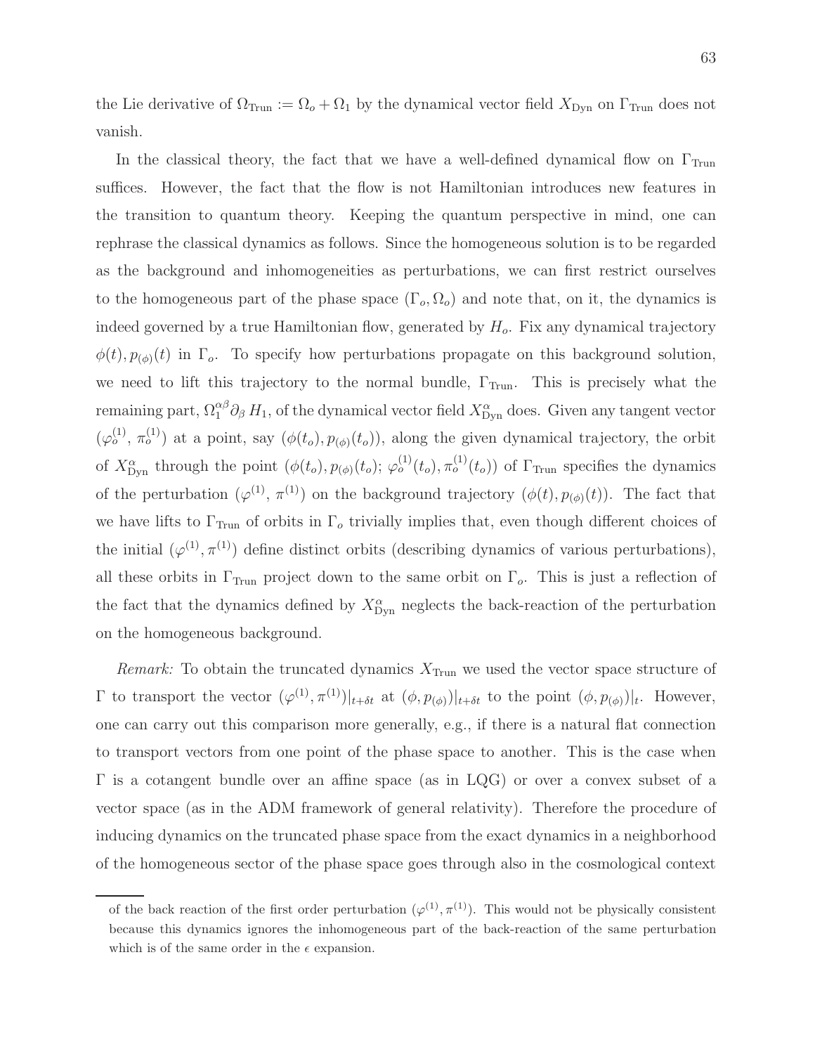the Lie derivative of $\Omega_{\rm Trun} := \Omega_o + \Omega_1$ by the dynamical vector field $X_{\rm Dyn}$ on $\Gamma_{\rm Trun}$ does not vanish.

In the classical theory, the fact that we have a well-defined dynamical flow on $\Gamma_{\rm Trun}$ suffices. However, the fact that the flow is not Hamiltonian introduces new features in the transition to quantum theory. Keeping the quantum perspective in mind, one can rephrase the classical dynamics as follows. Since the homogeneous solution is to be regarded as the background and inhomogeneities as perturbations, we can first restrict ourselves to the homogeneous part of the phase space $(\Gamma_o, \Omega_o)$ and note that, on it, the dynamics is indeed governed by a true Hamiltonian flow, generated by $H_o$. Fix any dynamical trajectory $\phi(t), p_{(\phi)}(t)$ in $\Gamma_o$. To specify how perturbations propagate on this background solution, we need to lift this trajectory to the normal bundle, $\Gamma_{\rm Trun}$. This is precisely what the remaining part, $\Omega_1^{\alpha\beta}\partial_\beta H_1$, of the dynamical vector field $X^\alpha_{\rm Dyn}$ does. Given any tangent vector $(\varphi^{(1)}_o, \pi^{(1)}_o)$ at a point, say $(\phi(t_o), p_{(\phi)}(t_o))$, along the given dynamical trajectory, the orbit of $X^\alpha_{\rm Dyn}$ through the point $(\phi(t_o), p_{(\phi)}(t_o); \varphi^{(1)}_o(t_o), \pi^{(1)}_o(t_o))$ of $\Gamma_{\rm Trun}$ specifies the dynamics of the perturbation $(\varphi^{(1)}, \pi^{(1)})$ on the background trajectory $(\phi(t), p_{(\phi)}(t))$. The fact that we have lifts to $\Gamma_{\rm Trun}$ of orbits in $\Gamma_o$ trivially implies that, even though different choices of the initial $(\varphi^{(1)}, \pi^{(1)})$ define distinct orbits (describing dynamics of various perturbations), all these orbits in $\Gamma_{\rm Trun}$ project down to the same orbit on $\Gamma_o$. This is just a reflection of the fact that the dynamics defined by $X^\alpha_{\rm Dyn}$ neglects the back-reaction of the perturbation on the homogeneous background.

*Remark:* To obtain the truncated dynamics $X_{\rm Trun}$ we used the vector space structure of $\Gamma$ to transport the vector $(\varphi^{(1)}, \pi^{(1)})|_{t+\delta t}$ at $(\phi, p_{(\phi)})|_{t+\delta t}$ to the point $(\phi, p_{(\phi)})|_t$. However, one can carry out this comparison more generally, e.g., if there is a natural flat connection to transport vectors from one point of the phase space to another. This is the case when $\Gamma$ is a cotangent bundle over an affine space (as in LQG) or over a convex subset of a vector space (as in the ADM framework of general relativity). Therefore the procedure of inducing dynamics on the truncated phase space from the exact dynamics in a neighborhood of the homogeneous sector of the phase space goes through also in the cosmological context

of the back reaction of the first order perturbation $(\varphi^{(1)}, \pi^{(1)})$. This would not be physically consistent because this dynamics ignores the inhomogeneous part of the back-reaction of the same perturbation which is of the same order in the $\epsilon$ expansion.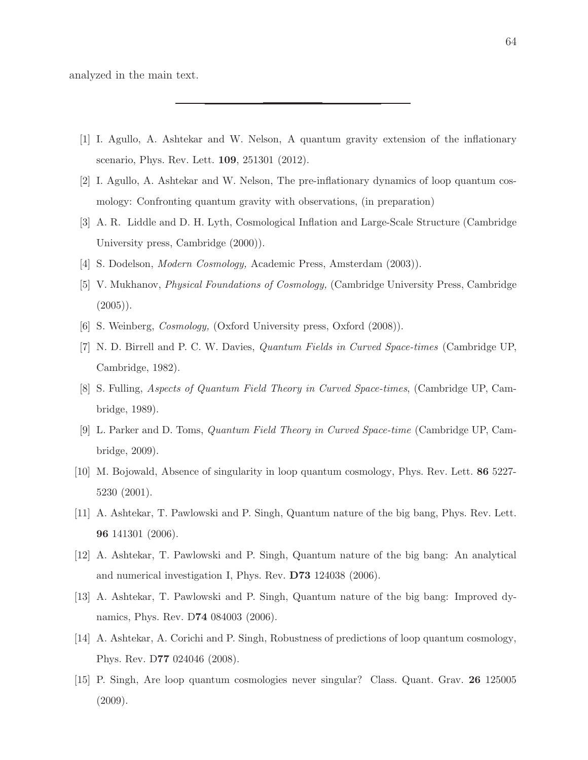analyzed in the main text.

---

[1] I. Agullo, A. Ashtekar and W. Nelson, A quantum gravity extension of the inflationary scenario, Phys. Rev. Lett. **109**, 251301 (2012).

[2] I. Agullo, A. Ashtekar and W. Nelson, The pre-inflationary dynamics of loop quantum cosmology: Confronting quantum gravity with observations, (in preparation)

[3] A. R. Liddle and D. H. Lyth, Cosmological Inflation and Large-Scale Structure (Cambridge University press, Cambridge (2000)).

[4] S. Dodelson, *Modern Cosmology,* Academic Press, Amsterdam (2003)).

[5] V. Mukhanov, *Physical Foundations of Cosmology,* (Cambridge University Press, Cambridge (2005)).

[6] S. Weinberg, *Cosmology,* (Oxford University press, Oxford (2008)).

[7] N. D. Birrell and P. C. W. Davies, *Quantum Fields in Curved Space-times* (Cambridge UP, Cambridge, 1982).

[8] S. Fulling, *Aspects of Quantum Field Theory in Curved Space-times*, (Cambridge UP, Cambridge, 1989).

[9] L. Parker and D. Toms, *Quantum Field Theory in Curved Space-time* (Cambridge UP, Cambridge, 2009).

[10] M. Bojowald, Absence of singularity in loop quantum cosmology, Phys. Rev. Lett. **86** 5227-5230 (2001).

[11] A. Ashtekar, T. Pawlowski and P. Singh, Quantum nature of the big bang, Phys. Rev. Lett. **96** 141301 (2006).

[12] A. Ashtekar, T. Pawlowski and P. Singh, Quantum nature of the big bang: An analytical and numerical investigation I, Phys. Rev. **D73** 124038 (2006).

[13] A. Ashtekar, T. Pawlowski and P. Singh, Quantum nature of the big bang: Improved dynamics, Phys. Rev. D**74** 084003 (2006).

[14] A. Ashtekar, A. Corichi and P. Singh, Robustness of predictions of loop quantum cosmology, Phys. Rev. D**77** 024046 (2008).

[15] P. Singh, Are loop quantum cosmologies never singular? Class. Quant. Grav. **26** 125005 (2009).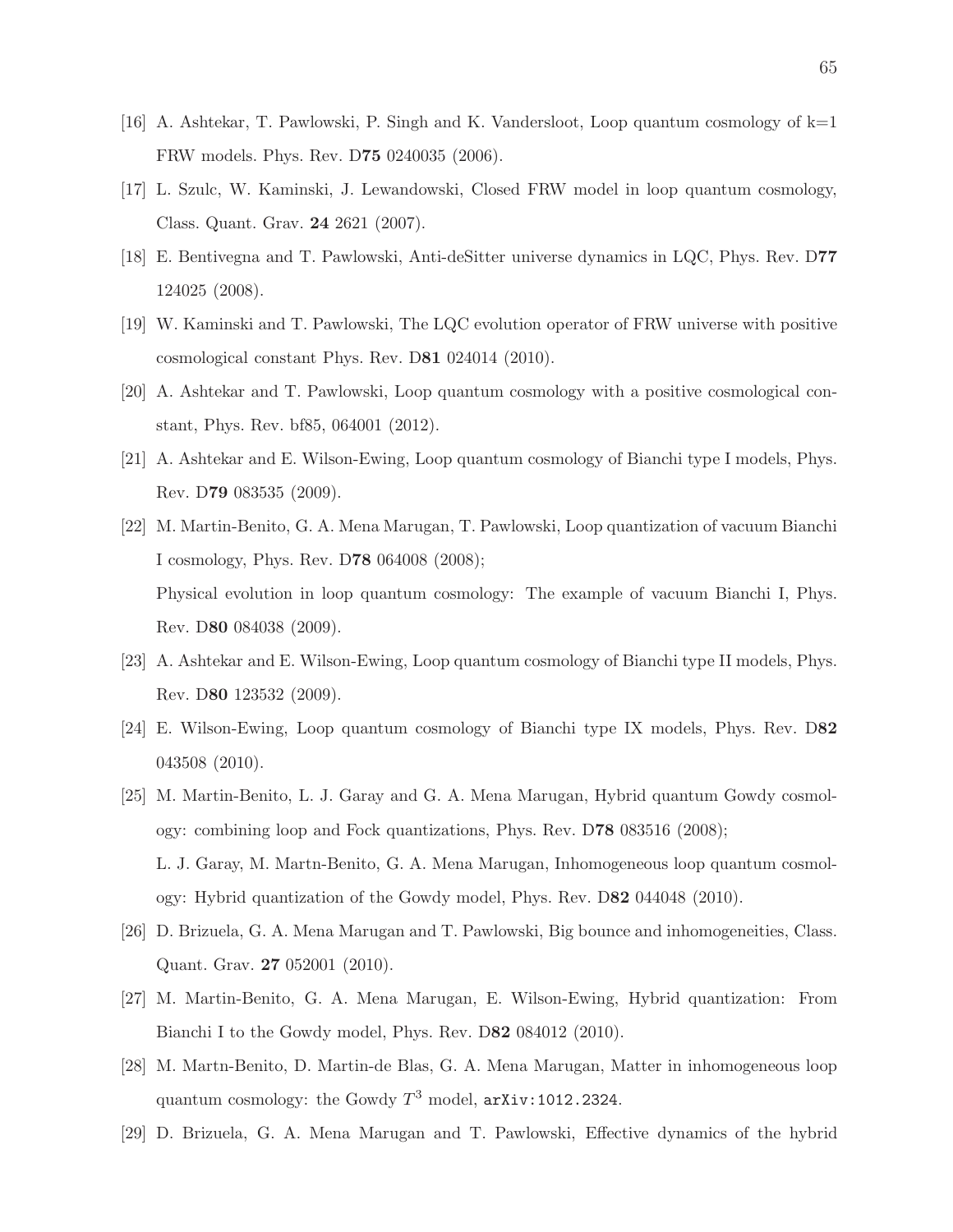[16] A. Ashtekar, T. Pawlowski, P. Singh and K. Vandersloot, Loop quantum cosmology of k=1 FRW models. Phys. Rev. D**75** 0240035 (2006).

[17] L. Szulc, W. Kaminski, J. Lewandowski, Closed FRW model in loop quantum cosmology, Class. Quant. Grav. **24** 2621 (2007).

[18] E. Bentivegna and T. Pawlowski, Anti-deSitter universe dynamics in LQC, Phys. Rev. D**77** 124025 (2008).

[19] W. Kaminski and T. Pawlowski, The LQC evolution operator of FRW universe with positive cosmological constant Phys. Rev. D**81** 024014 (2010).

[20] A. Ashtekar and T. Pawlowski, Loop quantum cosmology with a positive cosmological constant, Phys. Rev. bf85, 064001 (2012).

[21] A. Ashtekar and E. Wilson-Ewing, Loop quantum cosmology of Bianchi type I models, Phys. Rev. D**79** 083535 (2009).

[22] M. Martin-Benito, G. A. Mena Marugan, T. Pawlowski, Loop quantization of vacuum Bianchi I cosmology, Phys. Rev. D**78** 064008 (2008);
Physical evolution in loop quantum cosmology: The example of vacuum Bianchi I, Phys. Rev. D**80** 084038 (2009).

[23] A. Ashtekar and E. Wilson-Ewing, Loop quantum cosmology of Bianchi type II models, Phys. Rev. D**80** 123532 (2009).

[24] E. Wilson-Ewing, Loop quantum cosmology of Bianchi type IX models, Phys. Rev. D**82** 043508 (2010).

[25] M. Martin-Benito, L. J. Garay and G. A. Mena Marugan, Hybrid quantum Gowdy cosmology: combining loop and Fock quantizations, Phys. Rev. D**78** 083516 (2008);
L. J. Garay, M. Martn-Benito, G. A. Mena Marugan, Inhomogeneous loop quantum cosmology: Hybrid quantization of the Gowdy model, Phys. Rev. D**82** 044048 (2010).

[26] D. Brizuela, G. A. Mena Marugan and T. Pawlowski, Big bounce and inhomogeneities, Class. Quant. Grav. **27** 052001 (2010).

[27] M. Martin-Benito, G. A. Mena Marugan, E. Wilson-Ewing, Hybrid quantization: From Bianchi I to the Gowdy model, Phys. Rev. D**82** 084012 (2010).

[28] M. Martn-Benito, D. Martin-de Blas, G. A. Mena Marugan, Matter in inhomogeneous loop quantum cosmology: the Gowdy $T^3$ model, `arXiv:1012.2324`.

[29] D. Brizuela, G. A. Mena Marugan and T. Pawlowski, Effective dynamics of the hybrid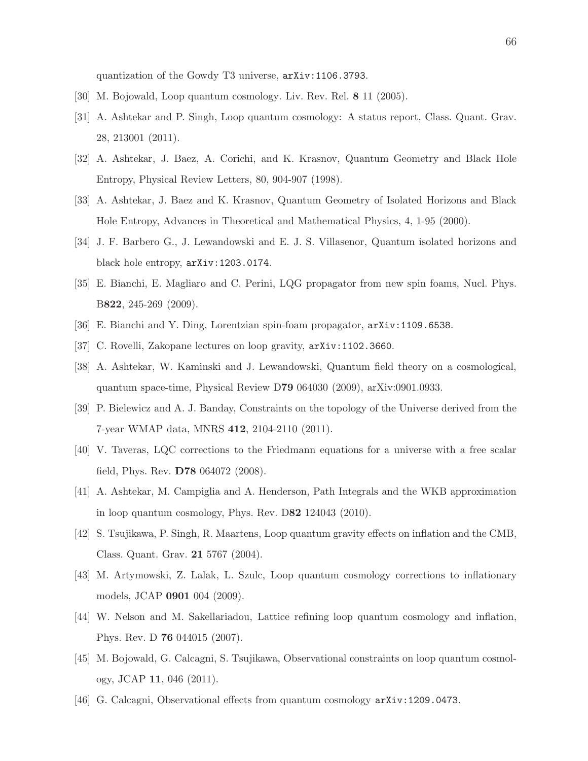quantization of the Gowdy T3 universe, `arXiv:1106.3793`.

[30] M. Bojowald, Loop quantum cosmology. Liv. Rev. Rel. **8** 11 (2005).

[31] A. Ashtekar and P. Singh, Loop quantum cosmology: A status report, Class. Quant. Grav. 28, 213001 (2011).

[32] A. Ashtekar, J. Baez, A. Corichi, and K. Krasnov, Quantum Geometry and Black Hole Entropy, Physical Review Letters, 80, 904-907 (1998).

[33] A. Ashtekar, J. Baez and K. Krasnov, Quantum Geometry of Isolated Horizons and Black Hole Entropy, Advances in Theoretical and Mathematical Physics, 4, 1-95 (2000).

[34] J. F. Barbero G., J. Lewandowski and E. J. S. Villasenor, Quantum isolated horizons and black hole entropy, `arXiv:1203.0174`.

[35] E. Bianchi, E. Magliaro and C. Perini, LQG propagator from new spin foams, Nucl. Phys. B**822**, 245-269 (2009).

[36] E. Bianchi and Y. Ding, Lorentzian spin-foam propagator, `arXiv:1109.6538`.

[37] C. Rovelli, Zakopane lectures on loop gravity, `arXiv:1102.3660`.

[38] A. Ashtekar, W. Kaminski and J. Lewandowski, Quantum field theory on a cosmological, quantum space-time, Physical Review D**79** 064030 (2009), arXiv:0901.0933.

[39] P. Bielewicz and A. J. Banday, Constraints on the topology of the Universe derived from the 7-year WMAP data, MNRS **412**, 2104-2110 (2011).

[40] V. Taveras, LQC corrections to the Friedmann equations for a universe with a free scalar field, Phys. Rev. **D78** 064072 (2008).

[41] A. Ashtekar, M. Campiglia and A. Henderson, Path Integrals and the WKB approximation in loop quantum cosmology, Phys. Rev. D**82** 124043 (2010).

[42] S. Tsujikawa, P. Singh, R. Maartens, Loop quantum gravity effects on inflation and the CMB, Class. Quant. Grav. **21** 5767 (2004).

[43] M. Artymowski, Z. Lalak, L. Szulc, Loop quantum cosmology corrections to inflationary models, JCAP **0901** 004 (2009).

[44] W. Nelson and M. Sakellariadou, Lattice refining loop quantum cosmology and inflation, Phys. Rev. D **76** 044015 (2007).

[45] M. Bojowald, G. Calcagni, S. Tsujikawa, Observational constraints on loop quantum cosmology, JCAP **11**, 046 (2011).

[46] G. Calcagni, Observational effects from quantum cosmology `arXiv:1209.0473`.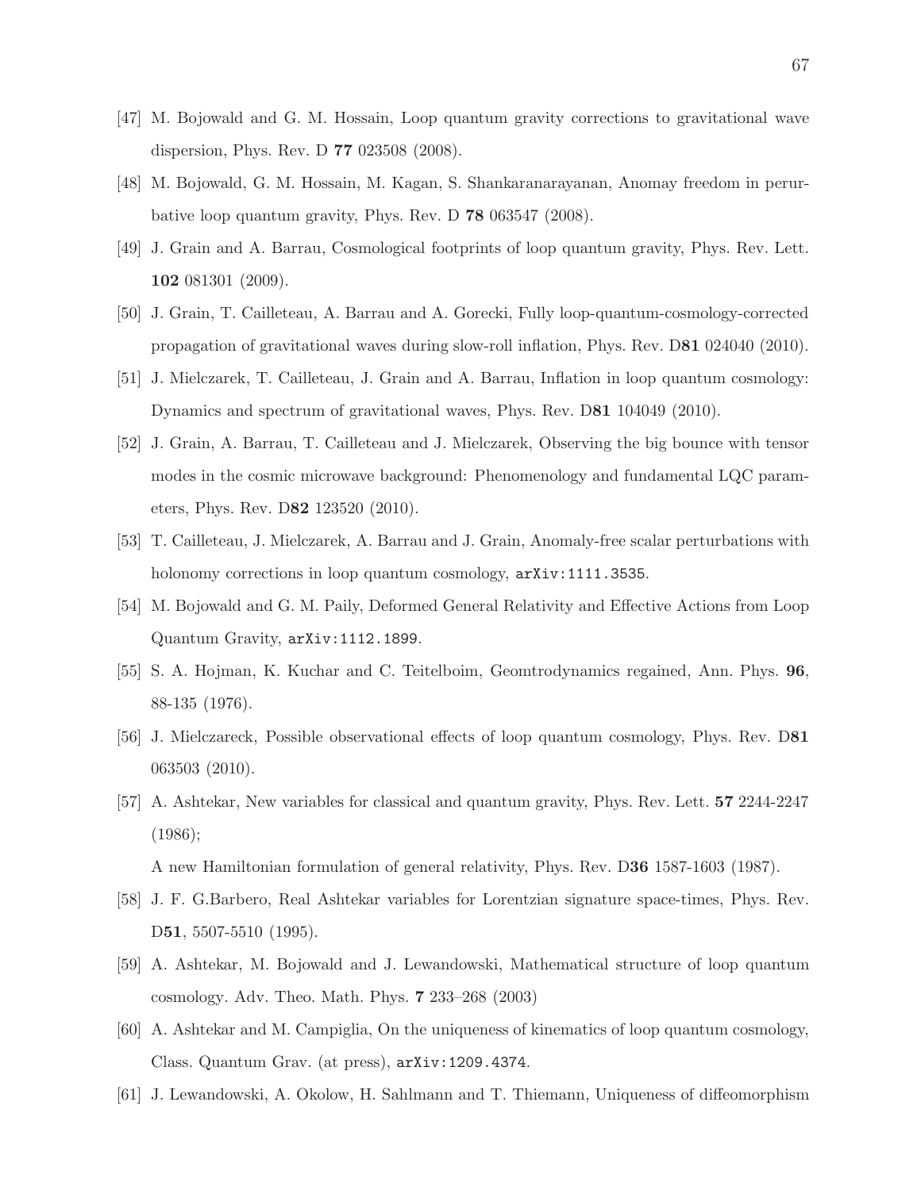[47] M. Bojowald and G. M. Hossain, Loop quantum gravity corrections to gravitational wave dispersion, Phys. Rev. D **77** 023508 (2008).

[48] M. Bojowald, G. M. Hossain, M. Kagan, S. Shankaranarayanan, Anomay freedom in perurbative loop quantum gravity, Phys. Rev. D **78** 063547 (2008).

[49] J. Grain and A. Barrau, Cosmological footprints of loop quantum gravity, Phys. Rev. Lett. **102** 081301 (2009).

[50] J. Grain, T. Cailleteau, A. Barrau and A. Gorecki, Fully loop-quantum-cosmology-corrected propagation of gravitational waves during slow-roll inflation, Phys. Rev. D**81** 024040 (2010).

[51] J. Mielczarek, T. Cailleteau, J. Grain and A. Barrau, Inflation in loop quantum cosmology: Dynamics and spectrum of gravitational waves, Phys. Rev. D**81** 104049 (2010).

[52] J. Grain, A. Barrau, T. Cailleteau and J. Mielczarek, Observing the big bounce with tensor modes in the cosmic microwave background: Phenomenology and fundamental LQC parameters, Phys. Rev. D**82** 123520 (2010).

[53] T. Cailleteau, J. Mielczarek, A. Barrau and J. Grain, Anomaly-free scalar perturbations with holonomy corrections in loop quantum cosmology, `arXiv:1111.3535`.

[54] M. Bojowald and G. M. Paily, Deformed General Relativity and Effective Actions from Loop Quantum Gravity, `arXiv:1112.1899`.

[55] S. A. Hojman, K. Kuchar and C. Teitelboim, Geomtrodynamics regained, Ann. Phys. **96**, 88-135 (1976).

[56] J. Mielczareck, Possible observational effects of loop quantum cosmology, Phys. Rev. D**81** 063503 (2010).

[57] A. Ashtekar, New variables for classical and quantum gravity, Phys. Rev. Lett. **57** 2244-2247 (1986);

A new Hamiltonian formulation of general relativity, Phys. Rev. D**36** 1587-1603 (1987).

[58] J. F. G.Barbero, Real Ashtekar variables for Lorentzian signature space-times, Phys. Rev. D**51**, 5507-5510 (1995).

[59] A. Ashtekar, M. Bojowald and J. Lewandowski, Mathematical structure of loop quantum cosmology. Adv. Theo. Math. Phys. **7** 233–268 (2003)

[60] A. Ashtekar and M. Campiglia, On the uniqueness of kinematics of loop quantum cosmology, Class. Quantum Grav. (at press), `arXiv:1209.4374`.

[61] J. Lewandowski, A. Okolow, H. Sahlmann and T. Thiemann, Uniqueness of diffeomorphism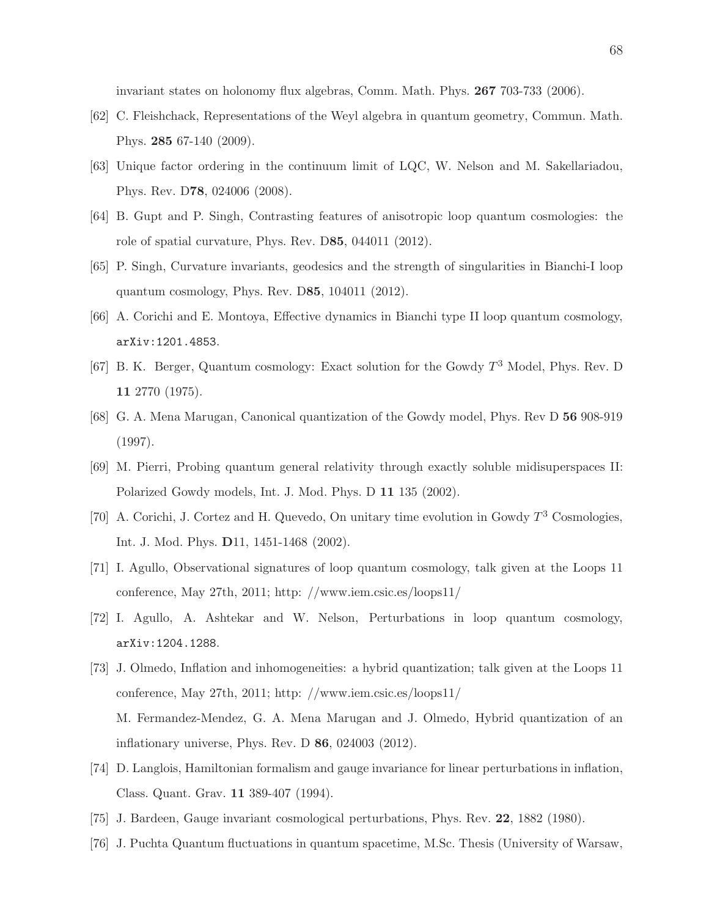invariant states on holonomy flux algebras, Comm. Math. Phys. **267** 703-733 (2006).

[62] C. Fleishchack, Representations of the Weyl algebra in quantum geometry, Commun. Math. Phys. **285** 67-140 (2009).

[63] Unique factor ordering in the continuum limit of LQC, W. Nelson and M. Sakellariadou, Phys. Rev. D**78**, 024006 (2008).

[64] B. Gupt and P. Singh, Contrasting features of anisotropic loop quantum cosmologies: the role of spatial curvature, Phys. Rev. D**85**, 044011 (2012).

[65] P. Singh, Curvature invariants, geodesics and the strength of singularities in Bianchi-I loop quantum cosmology, Phys. Rev. D**85**, 104011 (2012).

[66] A. Corichi and E. Montoya, Effective dynamics in Bianchi type II loop quantum cosmology, `arXiv:1201.4853`.

[67] B. K. Berger, Quantum cosmology: Exact solution for the Gowdy $T^3$ Model, Phys. Rev. D **11** 2770 (1975).

[68] G. A. Mena Marugan, Canonical quantization of the Gowdy model, Phys. Rev D **56** 908-919 (1997).

[69] M. Pierri, Probing quantum general relativity through exactly soluble midisuperspaces II: Polarized Gowdy models, Int. J. Mod. Phys. D **11** 135 (2002).

[70] A. Corichi, J. Cortez and H. Quevedo, On unitary time evolution in Gowdy $T^3$ Cosmologies, Int. J. Mod. Phys. **D**11, 1451-1468 (2002).

[71] I. Agullo, Observational signatures of loop quantum cosmology, talk given at the Loops 11 conference, May 27th, 2011; http: //www.iem.csic.es/loops11/

[72] I. Agullo, A. Ashtekar and W. Nelson, Perturbations in loop quantum cosmology, `arXiv:1204.1288`.

[73] J. Olmedo, Inflation and inhomogeneities: a hybrid quantization; talk given at the Loops 11 conference, May 27th, 2011; http: //www.iem.csic.es/loops11/
M. Fermandez-Mendez, G. A. Mena Marugan and J. Olmedo, Hybrid quantization of an inflationary universe, Phys. Rev. D **86**, 024003 (2012).

[74] D. Langlois, Hamiltonian formalism and gauge invariance for linear perturbations in inflation, Class. Quant. Grav. **11** 389-407 (1994).

[75] J. Bardeen, Gauge invariant cosmological perturbations, Phys. Rev. **22**, 1882 (1980).

[76] J. Puchta Quantum fluctuations in quantum spacetime, M.Sc. Thesis (University of Warsaw,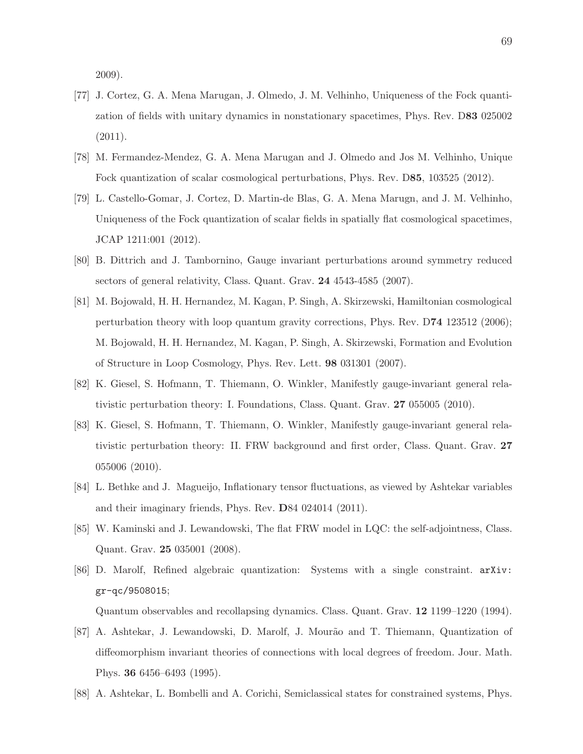2009).

[77] J. Cortez, G. A. Mena Marugan, J. Olmedo, J. M. Velhinho, Uniqueness of the Fock quantization of fields with unitary dynamics in nonstationary spacetimes, Phys. Rev. D**83** 025002 (2011).

[78] M. Fermandez-Mendez, G. A. Mena Marugan and J. Olmedo and Jos M. Velhinho, Unique Fock quantization of scalar cosmological perturbations, Phys. Rev. D**85**, 103525 (2012).

[79] L. Castello-Gomar, J. Cortez, D. Martin-de Blas, G. A. Mena Marugn, and J. M. Velhinho, Uniqueness of the Fock quantization of scalar fields in spatially flat cosmological spacetimes, JCAP 1211:001 (2012).

[80] B. Dittrich and J. Tambornino, Gauge invariant perturbations around symmetry reduced sectors of general relativity, Class. Quant. Grav. **24** 4543-4585 (2007).

[81] M. Bojowald, H. H. Hernandez, M. Kagan, P. Singh, A. Skirzewski, Hamiltonian cosmological perturbation theory with loop quantum gravity corrections, Phys. Rev. D**74** 123512 (2006); M. Bojowald, H. H. Hernandez, M. Kagan, P. Singh, A. Skirzewski, Formation and Evolution of Structure in Loop Cosmology, Phys. Rev. Lett. **98** 031301 (2007).

[82] K. Giesel, S. Hofmann, T. Thiemann, O. Winkler, Manifestly gauge-invariant general relativistic perturbation theory: I. Foundations, Class. Quant. Grav. **27** 055005 (2010).

[83] K. Giesel, S. Hofmann, T. Thiemann, O. Winkler, Manifestly gauge-invariant general relativistic perturbation theory: II. FRW background and first order, Class. Quant. Grav. **27** 055006 (2010).

[84] L. Bethke and J. Magueijo, Inflationary tensor fluctuations, as viewed by Ashtekar variables and their imaginary friends, Phys. Rev. **D**84 024014 (2011).

[85] W. Kaminski and J. Lewandowski, The flat FRW model in LQC: the self-adjointness, Class. Quant. Grav. **25** 035001 (2008).

[86] D. Marolf, Refined algebraic quantization: Systems with a single constraint. `arXiv: gr-qc/9508015`;

Quantum observables and recollapsing dynamics. Class. Quant. Grav. **12** 1199–1220 (1994).

[87] A. Ashtekar, J. Lewandowski, D. Marolf, J. Mourão and T. Thiemann, Quantization of diffeomorphism invariant theories of connections with local degrees of freedom. Jour. Math. Phys. **36** 6456–6493 (1995).

[88] A. Ashtekar, L. Bombelli and A. Corichi, Semiclassical states for constrained systems, Phys.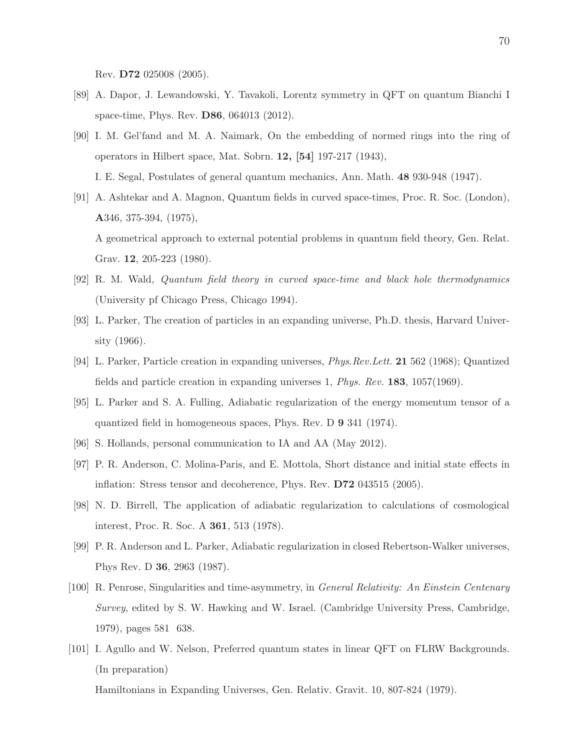Rev. **D72** 025008 (2005).

[89] A. Dapor, J. Lewandowski, Y. Tavakoli, Lorentz symmetry in QFT on quantum Bianchi I space-time, Phys. Rev. **D86**, 064013 (2012).

[90] I. M. Gel'fand and M. A. Naimark, On the embedding of normed rings into the ring of operators in Hilbert space, Mat. Sobrn. **12, [54]** 197-217 (1943),

I. E. Segal, Postulates of general quantum mechanics, Ann. Math. **48** 930-948 (1947).

[91] A. Ashtekar and A. Magnon, Quantum fields in curved space-times, Proc. R. Soc. (London), **A**346, 375-394, (1975),

A geometrical approach to external potential problems in quantum field theory, Gen. Relat. Grav. **12**, 205-223 (1980).

[92] R. M. Wald, *Quantum field theory in curved space-time and black hole thermodynamics* (University pf Chicago Press, Chicago 1994).

[93] L. Parker, The creation of particles in an expanding universe, Ph.D. thesis, Harvard University (1966).

[94] L. Parker, Particle creation in expanding universes, *Phys.Rev.Lett.* **21** 562 (1968); Quantized fields and particle creation in expanding universes 1, *Phys. Rev.* **183**, 1057(1969).

[95] L. Parker and S. A. Fulling, Adiabatic regularization of the energy momentum tensor of a quantized field in homogeneous spaces, Phys. Rev. D **9** 341 (1974).

[96] S. Hollands, personal communication to IA and AA (May 2012).

[97] P. R. Anderson, C. Molina-Paris, and E. Mottola, Short distance and initial state effects in inflation: Stress tensor and decoherence, Phys. Rev. **D72** 043515 (2005).

[98] N. D. Birrell, The application of adiabatic regularization to calculations of cosmological interest, Proc. R. Soc. A **361**, 513 (1978).

[99] P. R. Anderson and L. Parker, Adiabatic regularization in closed Rebertson-Walker universes, Phys Rev. D **36**, 2963 (1987).

[100] R. Penrose, Singularities and time-asymmetry, in *General Relativity: An Einstein Centenary Survey*, edited by S. W. Hawking and W. Israel. (Cambridge University Press, Cambridge, 1979), pages 581 638.

[101] I. Agullo and W. Nelson, Preferred quantum states in linear QFT on FLRW Backgrounds. (In preparation)

Hamiltonians in Expanding Universes, Gen. Relativ. Gravit. 10, 807-824 (1979).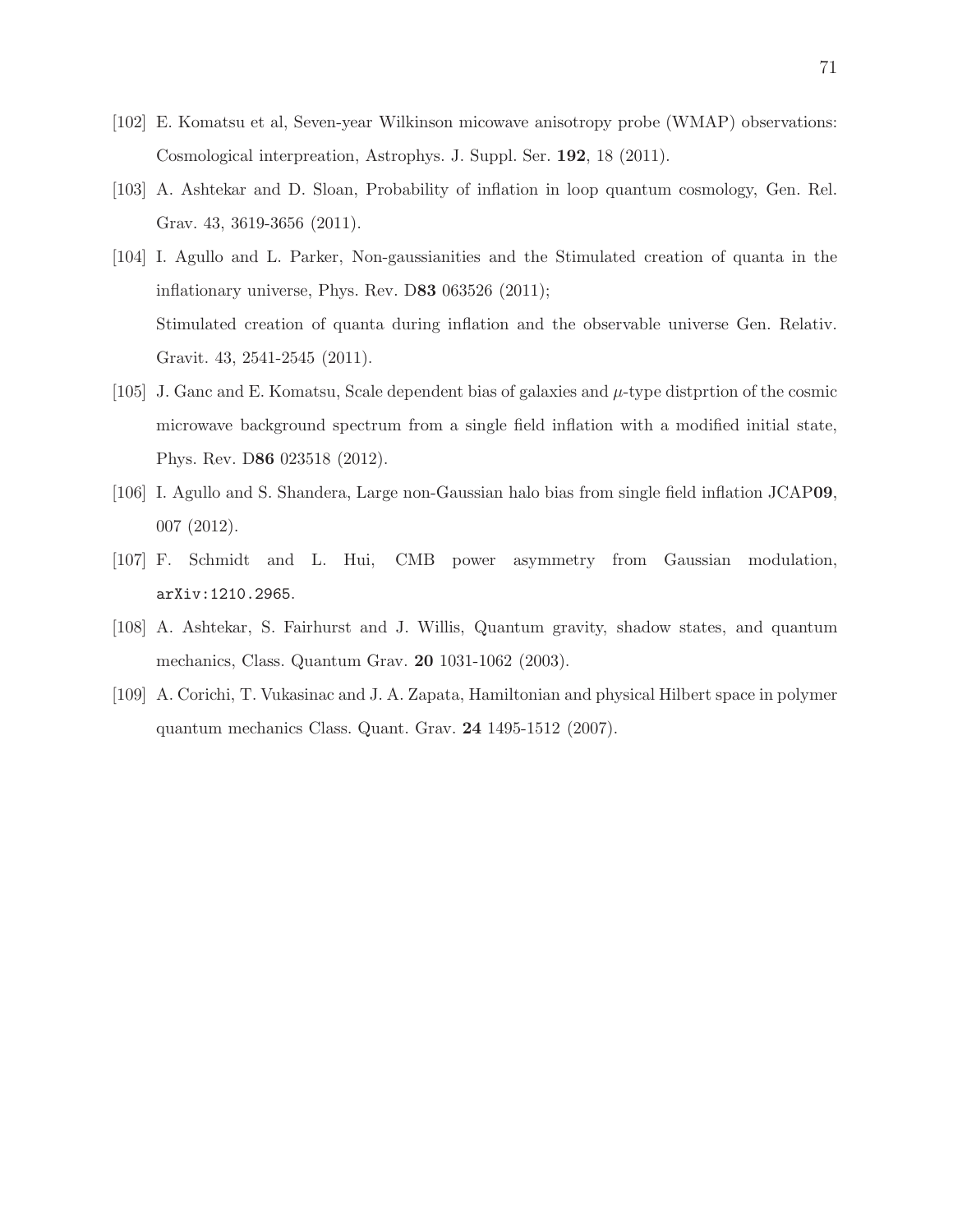[102] E. Komatsu et al, Seven-year Wilkinson micowave anisotropy probe (WMAP) observations: Cosmological interpreation, Astrophys. J. Suppl. Ser. **192**, 18 (2011).

[103] A. Ashtekar and D. Sloan, Probability of inflation in loop quantum cosmology, Gen. Rel. Grav. 43, 3619-3656 (2011).

[104] I. Agullo and L. Parker, Non-gaussianities and the Stimulated creation of quanta in the inflationary universe, Phys. Rev. D**83** 063526 (2011);
Stimulated creation of quanta during inflation and the observable universe Gen. Relativ. Gravit. 43, 2541-2545 (2011).

[105] J. Ganc and E. Komatsu, Scale dependent bias of galaxies and $\mu$-type distprtion of the cosmic microwave background spectrum from a single field inflation with a modified initial state, Phys. Rev. D**86** 023518 (2012).

[106] I. Agullo and S. Shandera, Large non-Gaussian halo bias from single field inflation JCAP**09**, 007 (2012).

[107] F. Schmidt and L. Hui, CMB power asymmetry from Gaussian modulation, arXiv:1210.2965.

[108] A. Ashtekar, S. Fairhurst and J. Willis, Quantum gravity, shadow states, and quantum mechanics, Class. Quantum Grav. **20** 1031-1062 (2003).

[109] A. Corichi, T. Vukasinac and J. A. Zapata, Hamiltonian and physical Hilbert space in polymer quantum mechanics Class. Quant. Grav. **24** 1495-1512 (2007).